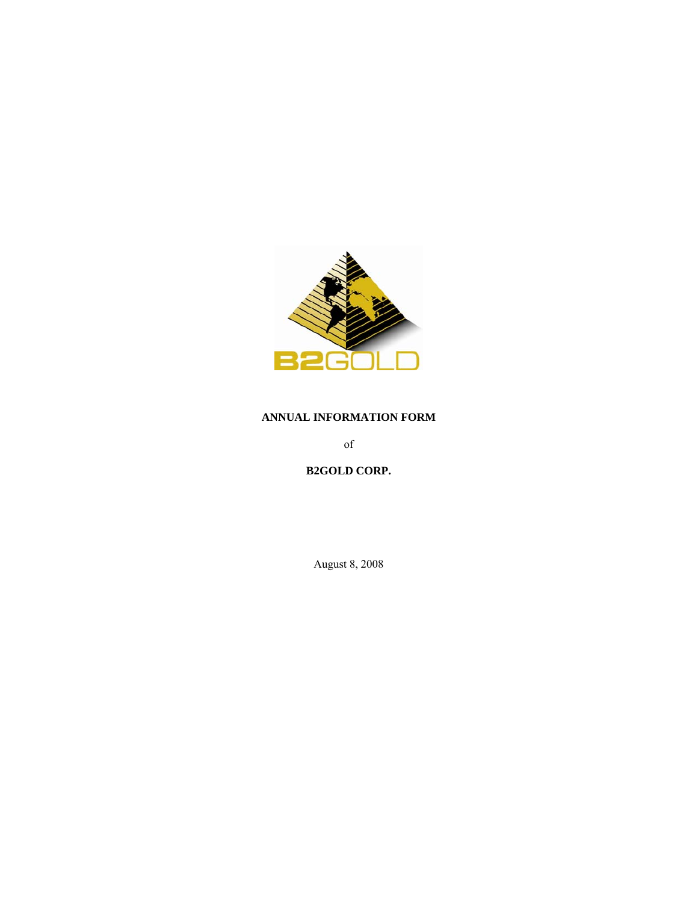**ANNUAL INFORMATION FORM**

of

**B2GOLD CORP.**

August 8, 2008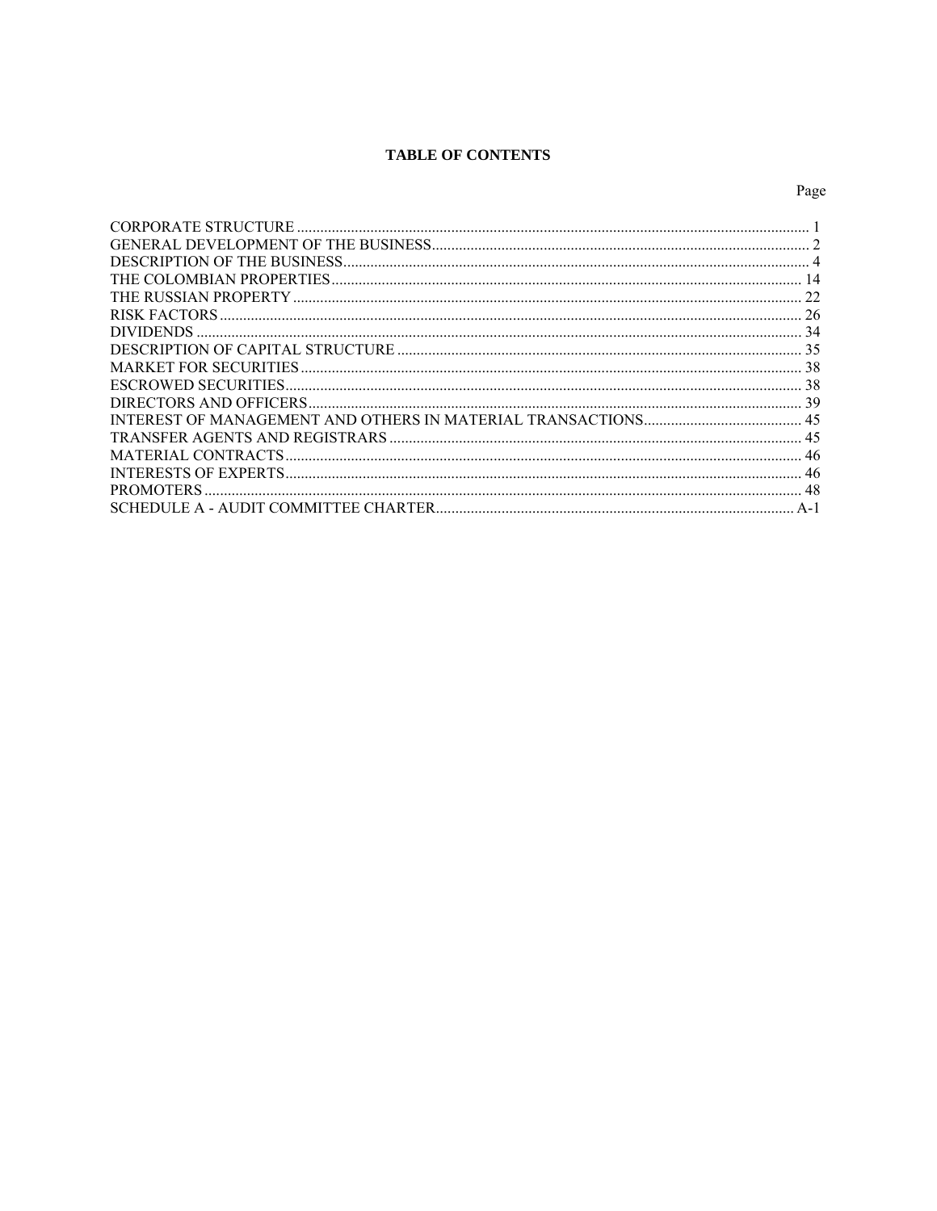# TABLE OF CONTENTS

| | Page |
|---|---|
| CORPORATE STRUCTURE | 1 |
| GENERAL DEVELOPMENT OF THE BUSINESS | 2 |
| DESCRIPTION OF THE BUSINESS | 4 |
| THE COLOMBIAN PROPERTIES | 14 |
| THE RUSSIAN PROPERTY | 22 |
| RISK FACTORS | 26 |
| DIVIDENDS | 34 |
| DESCRIPTION OF CAPITAL STRUCTURE | 35 |
| MARKET FOR SECURITIES | 38 |
| ESCROWED SECURITIES | 38 |
| DIRECTORS AND OFFICERS | 39 |
| INTEREST OF MANAGEMENT AND OTHERS IN MATERIAL TRANSACTIONS | 45 |
| TRANSFER AGENTS AND REGISTRARS | 45 |
| MATERIAL CONTRACTS | 46 |
| INTERESTS OF EXPERTS | 46 |
| PROMOTERS | 48 |
| SCHEDULE A - AUDIT COMMITTEE CHARTER | A-1 |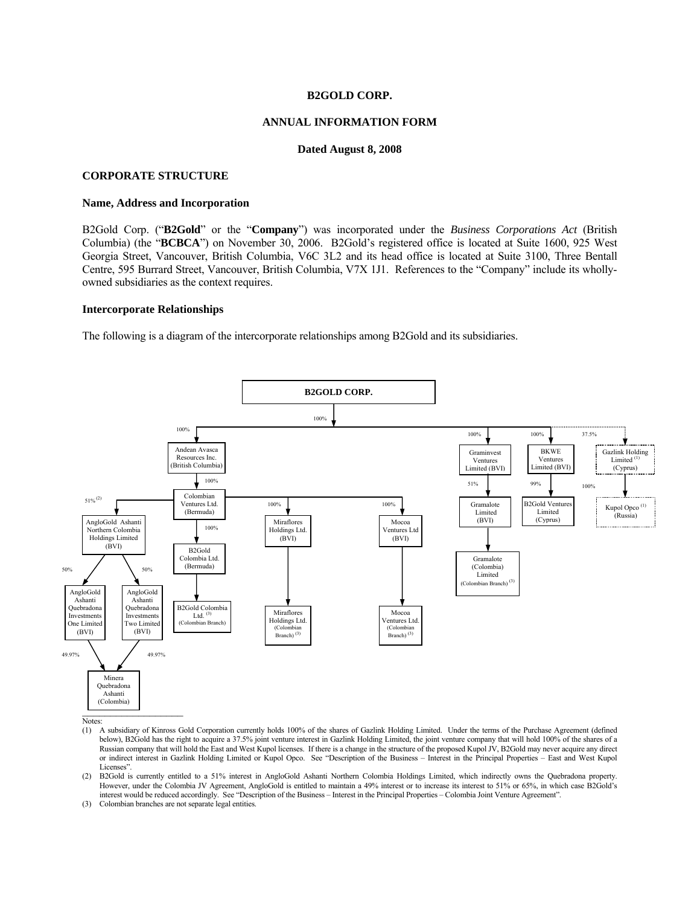**B2GOLD CORP.**

**ANNUAL INFORMATION FORM**

**Dated August 8, 2008**

## CORPORATE STRUCTURE

### Name, Address and Incorporation

B2Gold Corp. ("**B2Gold**" or the "**Company**") was incorporated under the *Business Corporations Act* (British Columbia) (the "**BCBCA**") on November 30, 2006. B2Gold's registered office is located at Suite 1600, 925 West Georgia Street, Vancouver, British Columbia, V6C 3L2 and its head office is located at Suite 3100, Three Bentall Centre, 595 Burrard Street, Vancouver, British Columbia, V7X 1J1. References to the "Company" include its wholly-owned subsidiaries as the context requires.

### Intercorporate Relationships

The following is a diagram of the intercorporate relationships among B2Gold and its subsidiaries.

**B2GOLD CORP.**

- 100% — Andean Avasca Resources Inc. (British Columbia)
  - 100% — Colombian Ventures Ltd. (Bermuda)
    - 51%[(2)] — AngloGold Ashanti Northern Colombia Holdings Limited (BVI)
      - 50% — AngloGold Ashanti Quebradona Investments One Limited (BVI)
        - 49.97% — Minera Quebradona Ashanti (Colombia)
      - 50% — AngloGold Ashanti Quebradona Investments Two Limited (BVI)
        - 49.97% — Minera Quebradona Ashanti (Colombia)
    - 100% — B2Gold Colombia Ltd. (Bermuda)
      - B2Gold Colombia Ltd. [(3)] (Colombian Branch)
    - 100% — Miraflores Holdings Ltd. (BVI)
      - Miraflores Holdings Ltd. (Colombian Branch) [(3)]
    - 100% — Mocoa Ventures Ltd (BVI)
      - Mocoa Ventures Ltd. (Colombian Branch) [(3)]
- 100% — Graminvest Ventures Limited (BVI)
  - 51% — Gramalote Limited (BVI)
    - Gramalote (Colombia) Limited (Colombian Branch) [(3)]
- 100% — BKWE Ventures Limited (BVI)
  - 99% — B2Gold Ventures Limited (Cyprus)
- 37.5% — Gazlink Holding Limited [(1)] (Cyprus)
  - 100% — Kupol Opco [(1)] (Russia)

Notes:

(1) A subsidiary of Kinross Gold Corporation currently holds 100% of the shares of Gazlink Holding Limited. Under the terms of the Purchase Agreement (defined below), B2Gold has the right to acquire a 37.5% joint venture interest in Gazlink Holding Limited, the joint venture company that will hold 100% of the shares of a Russian company that will hold the East and West Kupol licenses. If there is a change in the structure of the proposed Kupol JV, B2Gold may never acquire any direct or indirect interest in Gazlink Holding Limited or Kupol Opco. See "Description of the Business – Interest in the Principal Properties – East and West Kupol Licenses".

(2) B2Gold is currently entitled to a 51% interest in AngloGold Ashanti Northern Colombia Holdings Limited, which indirectly owns the Quebradona property. However, under the Colombia JV Agreement, AngloGold is entitled to maintain a 49% interest or to increase its interest to 51% or 65%, in which case B2Gold's interest would be reduced accordingly. See "Description of the Business – Interest in the Principal Properties – Colombia Joint Venture Agreement".

(3) Colombian branches are not separate legal entities.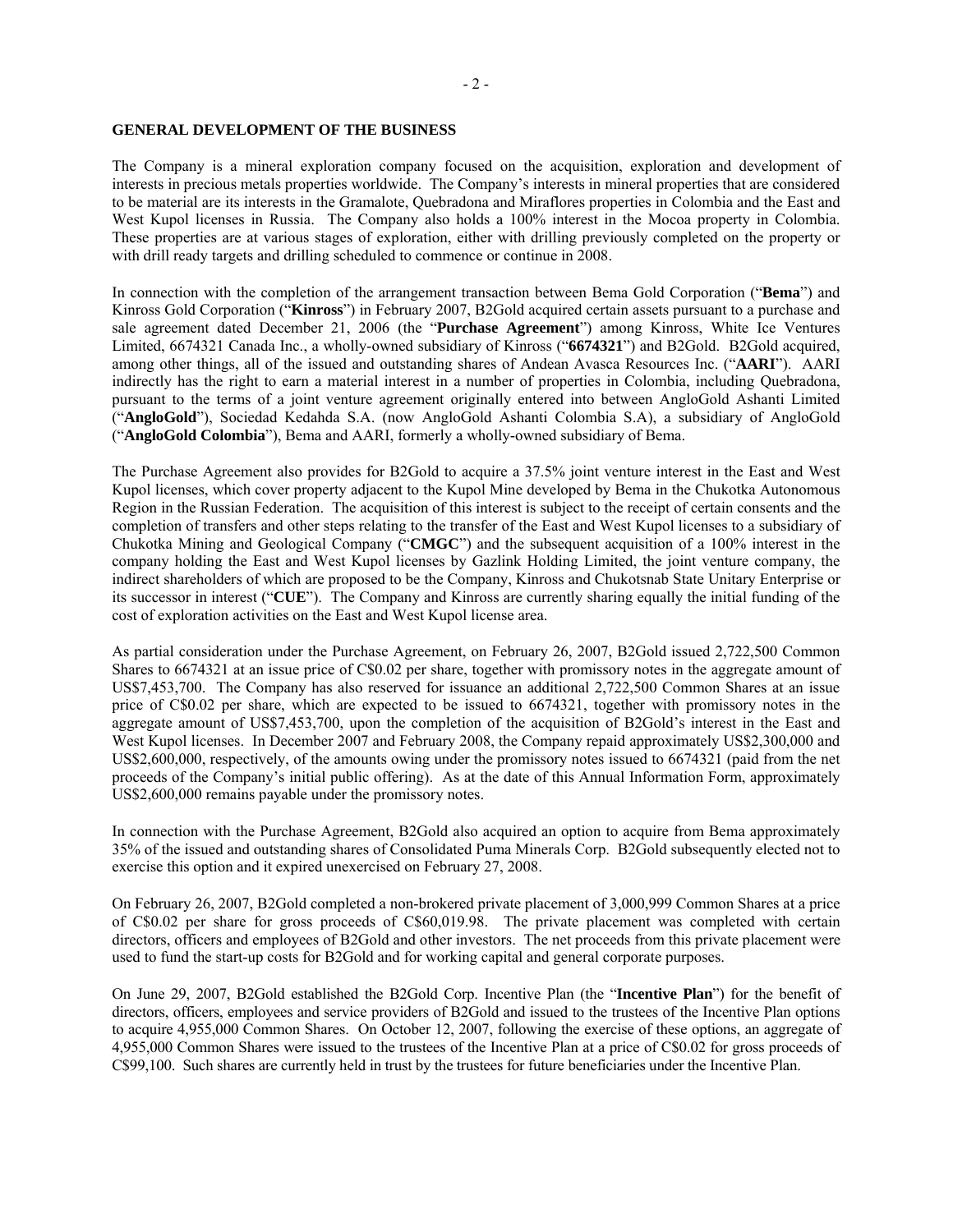## GENERAL DEVELOPMENT OF THE BUSINESS

The Company is a mineral exploration company focused on the acquisition, exploration and development of interests in precious metals properties worldwide. The Company's interests in mineral properties that are considered to be material are its interests in the Gramalote, Quebradona and Miraflores properties in Colombia and the East and West Kupol licenses in Russia. The Company also holds a 100% interest in the Mocoa property in Colombia. These properties are at various stages of exploration, either with drilling previously completed on the property or with drill ready targets and drilling scheduled to commence or continue in 2008.

In connection with the completion of the arrangement transaction between Bema Gold Corporation ("**Bema**") and Kinross Gold Corporation ("**Kinross**") in February 2007, B2Gold acquired certain assets pursuant to a purchase and sale agreement dated December 21, 2006 (the "**Purchase Agreement**") among Kinross, White Ice Ventures Limited, 6674321 Canada Inc., a wholly-owned subsidiary of Kinross ("**6674321**") and B2Gold. B2Gold acquired, among other things, all of the issued and outstanding shares of Andean Avasca Resources Inc. ("**AARI**"). AARI indirectly has the right to earn a material interest in a number of properties in Colombia, including Quebradona, pursuant to the terms of a joint venture agreement originally entered into between AngloGold Ashanti Limited ("**AngloGold**"), Sociedad Kedahda S.A. (now AngloGold Ashanti Colombia S.A), a subsidiary of AngloGold ("**AngloGold Colombia**"), Bema and AARI, formerly a wholly-owned subsidiary of Bema.

The Purchase Agreement also provides for B2Gold to acquire a 37.5% joint venture interest in the East and West Kupol licenses, which cover property adjacent to the Kupol Mine developed by Bema in the Chukotka Autonomous Region in the Russian Federation. The acquisition of this interest is subject to the receipt of certain consents and the completion of transfers and other steps relating to the transfer of the East and West Kupol licenses to a subsidiary of Chukotka Mining and Geological Company ("**CMGC**") and the subsequent acquisition of a 100% interest in the company holding the East and West Kupol licenses by Gazlink Holding Limited, the joint venture company, the indirect shareholders of which are proposed to be the Company, Kinross and Chukotsnab State Unitary Enterprise or its successor in interest ("**CUE**"). The Company and Kinross are currently sharing equally the initial funding of the cost of exploration activities on the East and West Kupol license area.

As partial consideration under the Purchase Agreement, on February 26, 2007, B2Gold issued 2,722,500 Common Shares to 6674321 at an issue price of C$0.02 per share, together with promissory notes in the aggregate amount of US$7,453,700. The Company has also reserved for issuance an additional 2,722,500 Common Shares at an issue price of C$0.02 per share, which are expected to be issued to 6674321, together with promissory notes in the aggregate amount of US$7,453,700, upon the completion of the acquisition of B2Gold's interest in the East and West Kupol licenses. In December 2007 and February 2008, the Company repaid approximately US$2,300,000 and US$2,600,000, respectively, of the amounts owing under the promissory notes issued to 6674321 (paid from the net proceeds of the Company's initial public offering). As at the date of this Annual Information Form, approximately US$2,600,000 remains payable under the promissory notes.

In connection with the Purchase Agreement, B2Gold also acquired an option to acquire from Bema approximately 35% of the issued and outstanding shares of Consolidated Puma Minerals Corp. B2Gold subsequently elected not to exercise this option and it expired unexercised on February 27, 2008.

On February 26, 2007, B2Gold completed a non-brokered private placement of 3,000,999 Common Shares at a price of C$0.02 per share for gross proceeds of C$60,019.98. The private placement was completed with certain directors, officers and employees of B2Gold and other investors. The net proceeds from this private placement were used to fund the start-up costs for B2Gold and for working capital and general corporate purposes.

On June 29, 2007, B2Gold established the B2Gold Corp. Incentive Plan (the "**Incentive Plan**") for the benefit of directors, officers, employees and service providers of B2Gold and issued to the trustees of the Incentive Plan options to acquire 4,955,000 Common Shares. On October 12, 2007, following the exercise of these options, an aggregate of 4,955,000 Common Shares were issued to the trustees of the Incentive Plan at a price of C$0.02 for gross proceeds of C$99,100. Such shares are currently held in trust by the trustees for future beneficiaries under the Incentive Plan.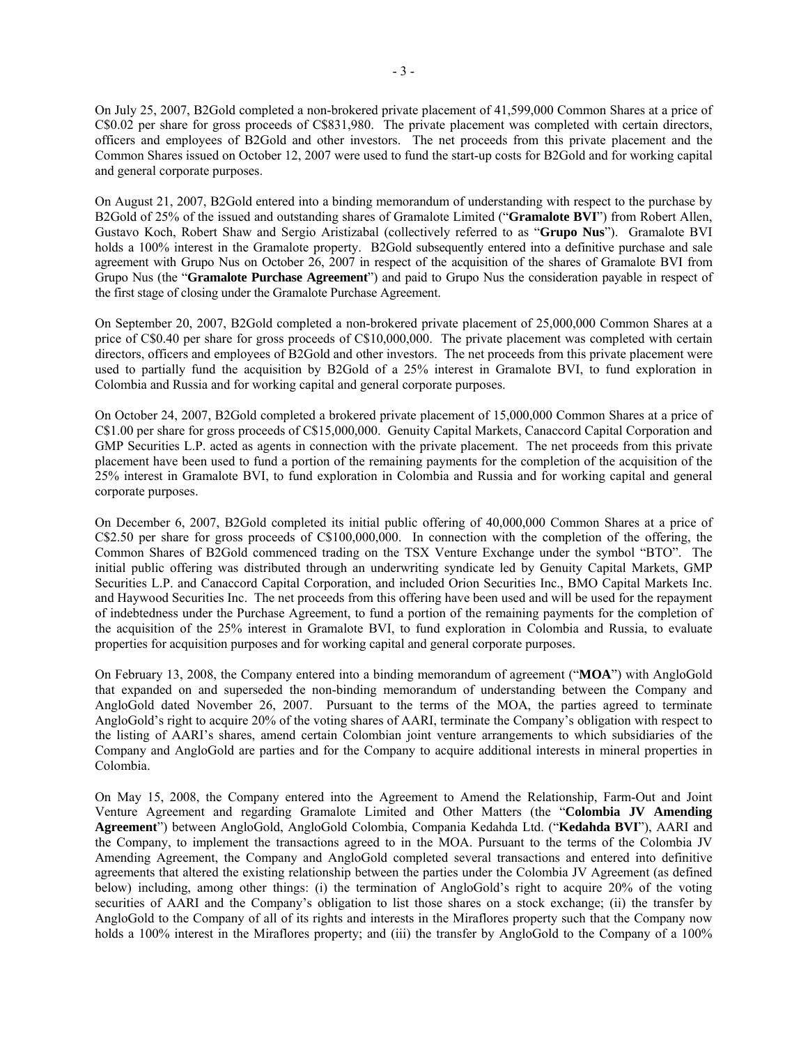On July 25, 2007, B2Gold completed a non-brokered private placement of 41,599,000 Common Shares at a price of C$0.02 per share for gross proceeds of C$831,980. The private placement was completed with certain directors, officers and employees of B2Gold and other investors. The net proceeds from this private placement and the Common Shares issued on October 12, 2007 were used to fund the start-up costs for B2Gold and for working capital and general corporate purposes.

On August 21, 2007, B2Gold entered into a binding memorandum of understanding with respect to the purchase by B2Gold of 25% of the issued and outstanding shares of Gramalote Limited ("**Gramalote BVI**") from Robert Allen, Gustavo Koch, Robert Shaw and Sergio Aristizabal (collectively referred to as "**Grupo Nus**"). Gramalote BVI holds a 100% interest in the Gramalote property. B2Gold subsequently entered into a definitive purchase and sale agreement with Grupo Nus on October 26, 2007 in respect of the acquisition of the shares of Gramalote BVI from Grupo Nus (the "**Gramalote Purchase Agreement**") and paid to Grupo Nus the consideration payable in respect of the first stage of closing under the Gramalote Purchase Agreement.

On September 20, 2007, B2Gold completed a non-brokered private placement of 25,000,000 Common Shares at a price of C$0.40 per share for gross proceeds of C$10,000,000. The private placement was completed with certain directors, officers and employees of B2Gold and other investors. The net proceeds from this private placement were used to partially fund the acquisition by B2Gold of a 25% interest in Gramalote BVI, to fund exploration in Colombia and Russia and for working capital and general corporate purposes.

On October 24, 2007, B2Gold completed a brokered private placement of 15,000,000 Common Shares at a price of C$1.00 per share for gross proceeds of C$15,000,000. Genuity Capital Markets, Canaccord Capital Corporation and GMP Securities L.P. acted as agents in connection with the private placement. The net proceeds from this private placement have been used to fund a portion of the remaining payments for the completion of the acquisition of the 25% interest in Gramalote BVI, to fund exploration in Colombia and Russia and for working capital and general corporate purposes.

On December 6, 2007, B2Gold completed its initial public offering of 40,000,000 Common Shares at a price of C$2.50 per share for gross proceeds of C$100,000,000. In connection with the completion of the offering, the Common Shares of B2Gold commenced trading on the TSX Venture Exchange under the symbol "BTO". The initial public offering was distributed through an underwriting syndicate led by Genuity Capital Markets, GMP Securities L.P. and Canaccord Capital Corporation, and included Orion Securities Inc., BMO Capital Markets Inc. and Haywood Securities Inc. The net proceeds from this offering have been used and will be used for the repayment of indebtedness under the Purchase Agreement, to fund a portion of the remaining payments for the completion of the acquisition of the 25% interest in Gramalote BVI, to fund exploration in Colombia and Russia, to evaluate properties for acquisition purposes and for working capital and general corporate purposes.

On February 13, 2008, the Company entered into a binding memorandum of agreement ("**MOA**") with AngloGold that expanded on and superseded the non-binding memorandum of understanding between the Company and AngloGold dated November 26, 2007. Pursuant to the terms of the MOA, the parties agreed to terminate AngloGold's right to acquire 20% of the voting shares of AARI, terminate the Company's obligation with respect to the listing of AARI's shares, amend certain Colombian joint venture arrangements to which subsidiaries of the Company and AngloGold are parties and for the Company to acquire additional interests in mineral properties in Colombia.

On May 15, 2008, the Company entered into the Agreement to Amend the Relationship, Farm-Out and Joint Venture Agreement and regarding Gramalote Limited and Other Matters (the "**Colombia JV Amending Agreement**") between AngloGold, AngloGold Colombia, Compania Kedahda Ltd. ("**Kedahda BVI**"), AARI and the Company, to implement the transactions agreed to in the MOA. Pursuant to the terms of the Colombia JV Amending Agreement, the Company and AngloGold completed several transactions and entered into definitive agreements that altered the existing relationship between the parties under the Colombia JV Agreement (as defined below) including, among other things: (i) the termination of AngloGold's right to acquire 20% of the voting securities of AARI and the Company's obligation to list those shares on a stock exchange; (ii) the transfer by AngloGold to the Company of all of its rights and interests in the Miraflores property such that the Company now holds a 100% interest in the Miraflores property; and (iii) the transfer by AngloGold to the Company of a 100%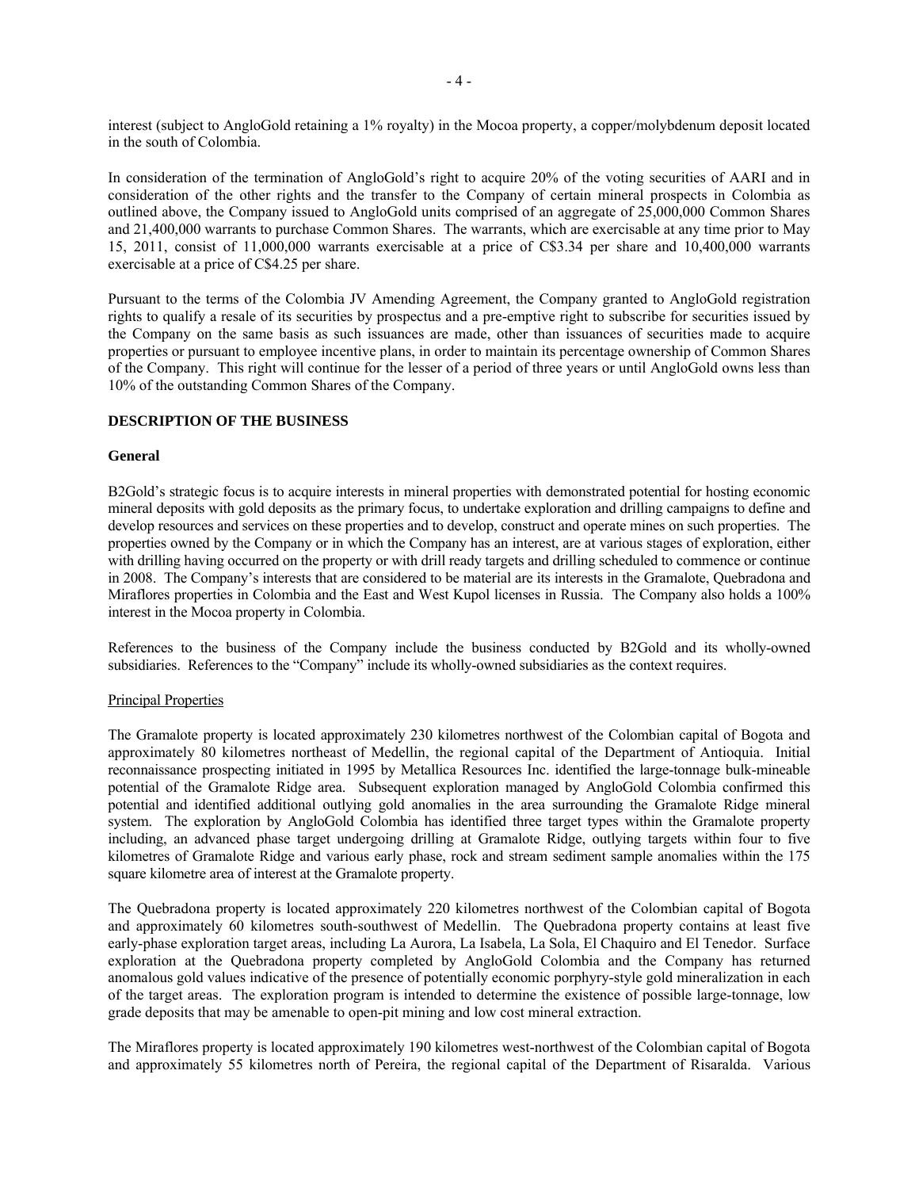interest (subject to AngloGold retaining a 1% royalty) in the Mocoa property, a copper/molybdenum deposit located in the south of Colombia.

In consideration of the termination of AngloGold's right to acquire 20% of the voting securities of AARI and in consideration of the other rights and the transfer to the Company of certain mineral prospects in Colombia as outlined above, the Company issued to AngloGold units comprised of an aggregate of 25,000,000 Common Shares and 21,400,000 warrants to purchase Common Shares. The warrants, which are exercisable at any time prior to May 15, 2011, consist of 11,000,000 warrants exercisable at a price of C$3.34 per share and 10,400,000 warrants exercisable at a price of C$4.25 per share.

Pursuant to the terms of the Colombia JV Amending Agreement, the Company granted to AngloGold registration rights to qualify a resale of its securities by prospectus and a pre-emptive right to subscribe for securities issued by the Company on the same basis as such issuances are made, other than issuances of securities made to acquire properties or pursuant to employee incentive plans, in order to maintain its percentage ownership of Common Shares of the Company. This right will continue for the lesser of a period of three years or until AngloGold owns less than 10% of the outstanding Common Shares of the Company.

## DESCRIPTION OF THE BUSINESS

### General

B2Gold's strategic focus is to acquire interests in mineral properties with demonstrated potential for hosting economic mineral deposits with gold deposits as the primary focus, to undertake exploration and drilling campaigns to define and develop resources and services on these properties and to develop, construct and operate mines on such properties. The properties owned by the Company or in which the Company has an interest, are at various stages of exploration, either with drilling having occurred on the property or with drill ready targets and drilling scheduled to commence or continue in 2008. The Company's interests that are considered to be material are its interests in the Gramalote, Quebradona and Miraflores properties in Colombia and the East and West Kupol licenses in Russia. The Company also holds a 100% interest in the Mocoa property in Colombia.

References to the business of the Company include the business conducted by B2Gold and its wholly-owned subsidiaries. References to the "Company" include its wholly-owned subsidiaries as the context requires.

#### Principal Properties

The Gramalote property is located approximately 230 kilometres northwest of the Colombian capital of Bogota and approximately 80 kilometres northeast of Medellin, the regional capital of the Department of Antioquia. Initial reconnaissance prospecting initiated in 1995 by Metallica Resources Inc. identified the large-tonnage bulk-mineable potential of the Gramalote Ridge area. Subsequent exploration managed by AngloGold Colombia confirmed this potential and identified additional outlying gold anomalies in the area surrounding the Gramalote Ridge mineral system. The exploration by AngloGold Colombia has identified three target types within the Gramalote property including, an advanced phase target undergoing drilling at Gramalote Ridge, outlying targets within four to five kilometres of Gramalote Ridge and various early phase, rock and stream sediment sample anomalies within the 175 square kilometre area of interest at the Gramalote property.

The Quebradona property is located approximately 220 kilometres northwest of the Colombian capital of Bogota and approximately 60 kilometres south-southwest of Medellin. The Quebradona property contains at least five early-phase exploration target areas, including La Aurora, La Isabela, La Sola, El Chaquiro and El Tenedor. Surface exploration at the Quebradona property completed by AngloGold Colombia and the Company has returned anomalous gold values indicative of the presence of potentially economic porphyry-style gold mineralization in each of the target areas. The exploration program is intended to determine the existence of possible large-tonnage, low grade deposits that may be amenable to open-pit mining and low cost mineral extraction.

The Miraflores property is located approximately 190 kilometres west-northwest of the Colombian capital of Bogota and approximately 55 kilometres north of Pereira, the regional capital of the Department of Risaralda. Various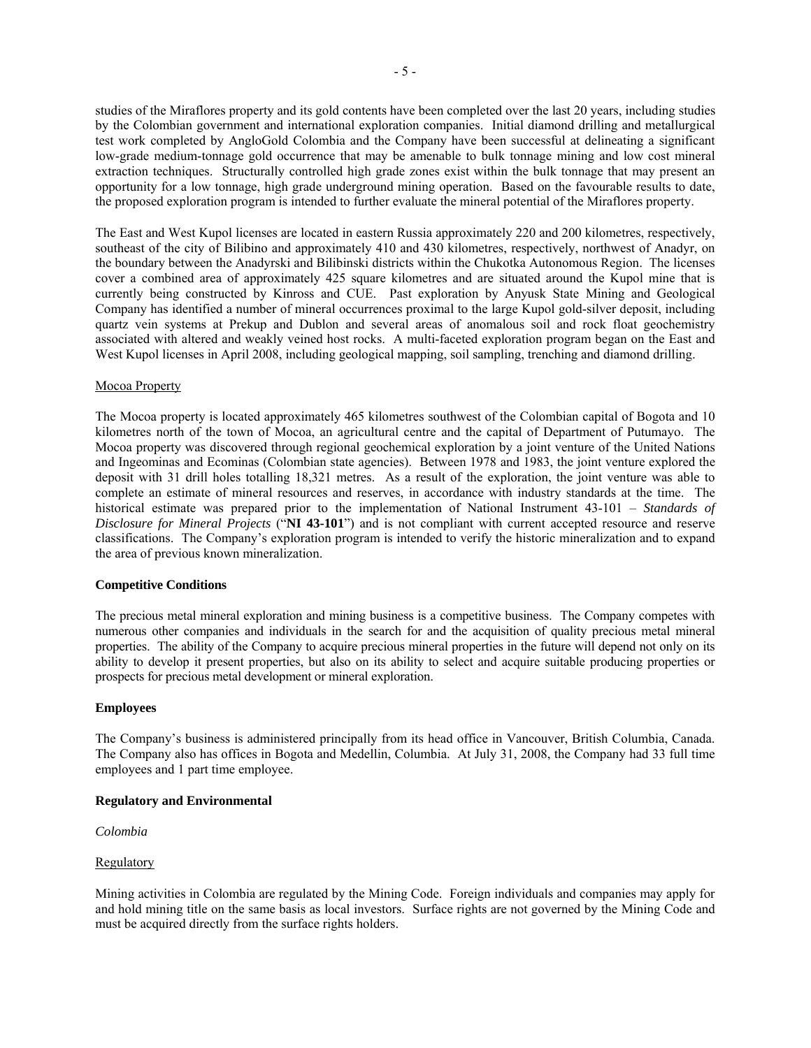studies of the Miraflores property and its gold contents have been completed over the last 20 years, including studies by the Colombian government and international exploration companies. Initial diamond drilling and metallurgical test work completed by AngloGold Colombia and the Company have been successful at delineating a significant low-grade medium-tonnage gold occurrence that may be amenable to bulk tonnage mining and low cost mineral extraction techniques. Structurally controlled high grade zones exist within the bulk tonnage that may present an opportunity for a low tonnage, high grade underground mining operation. Based on the favourable results to date, the proposed exploration program is intended to further evaluate the mineral potential of the Miraflores property.

The East and West Kupol licenses are located in eastern Russia approximately 220 and 200 kilometres, respectively, southeast of the city of Bilibino and approximately 410 and 430 kilometres, respectively, northwest of Anadyr, on the boundary between the Anadyrski and Bilibinski districts within the Chukotka Autonomous Region. The licenses cover a combined area of approximately 425 square kilometres and are situated around the Kupol mine that is currently being constructed by Kinross and CUE. Past exploration by Anyusk State Mining and Geological Company has identified a number of mineral occurrences proximal to the large Kupol gold-silver deposit, including quartz vein systems at Prekup and Dublon and several areas of anomalous soil and rock float geochemistry associated with altered and weakly veined host rocks. A multi-faceted exploration program began on the East and West Kupol licenses in April 2008, including geological mapping, soil sampling, trenching and diamond drilling.

Mocoa Property

The Mocoa property is located approximately 465 kilometres southwest of the Colombian capital of Bogota and 10 kilometres north of the town of Mocoa, an agricultural centre and the capital of Department of Putumayo. The Mocoa property was discovered through regional geochemical exploration by a joint venture of the United Nations and Ingeominas and Ecominas (Colombian state agencies). Between 1978 and 1983, the joint venture explored the deposit with 31 drill holes totalling 18,321 metres. As a result of the exploration, the joint venture was able to complete an estimate of mineral resources and reserves, in accordance with industry standards at the time. The historical estimate was prepared prior to the implementation of National Instrument 43-101 – *Standards of Disclosure for Mineral Projects* ("**NI 43-101**") and is not compliant with current accepted resource and reserve classifications. The Company's exploration program is intended to verify the historic mineralization and to expand the area of previous known mineralization.

**Competitive Conditions**

The precious metal mineral exploration and mining business is a competitive business. The Company competes with numerous other companies and individuals in the search for and the acquisition of quality precious metal mineral properties. The ability of the Company to acquire precious mineral properties in the future will depend not only on its ability to develop it present properties, but also on its ability to select and acquire suitable producing properties or prospects for precious metal development or mineral exploration.

**Employees**

The Company's business is administered principally from its head office in Vancouver, British Columbia, Canada. The Company also has offices in Bogota and Medellin, Columbia. At July 31, 2008, the Company had 33 full time employees and 1 part time employee.

**Regulatory and Environmental**

*Colombia*

Regulatory

Mining activities in Colombia are regulated by the Mining Code. Foreign individuals and companies may apply for and hold mining title on the same basis as local investors. Surface rights are not governed by the Mining Code and must be acquired directly from the surface rights holders.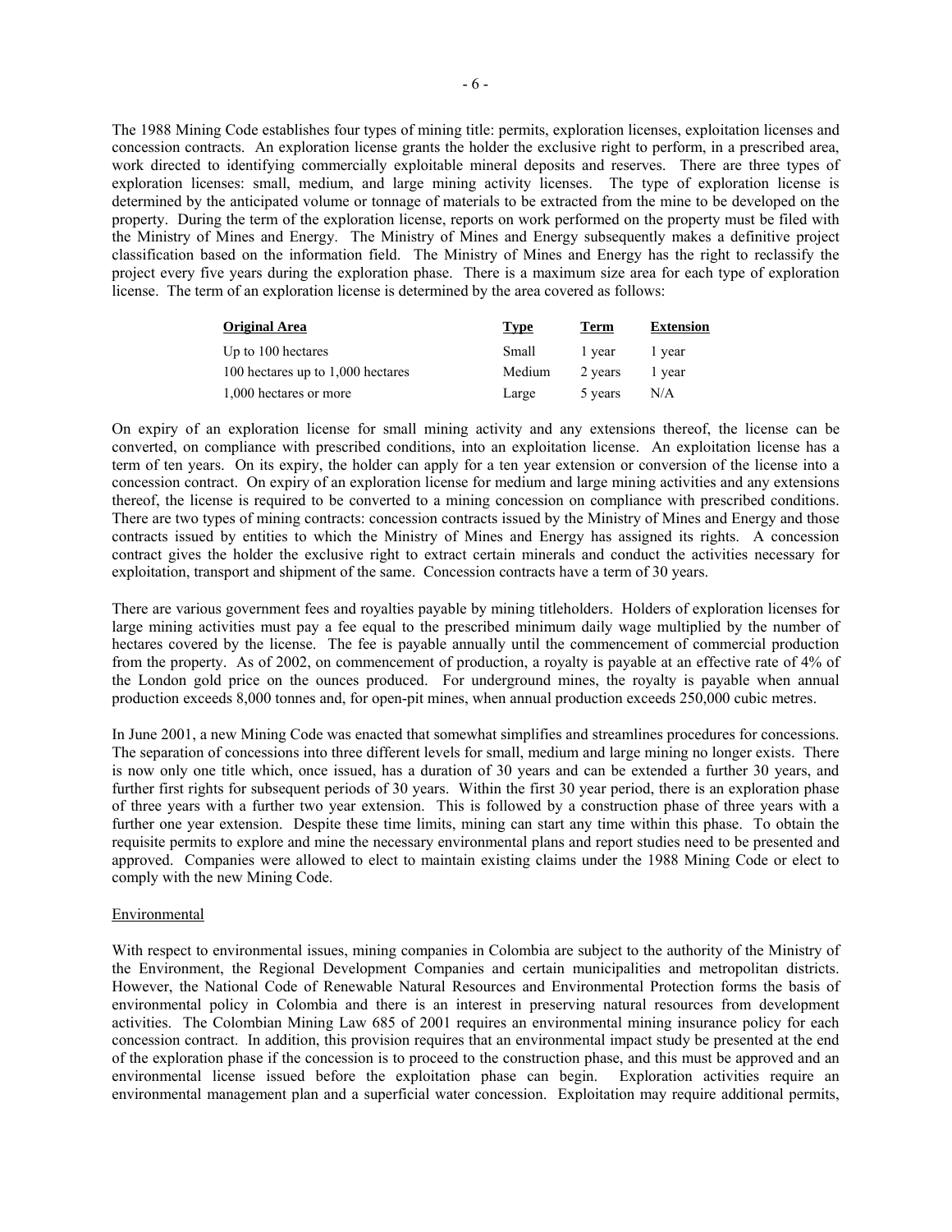The 1988 Mining Code establishes four types of mining title: permits, exploration licenses, exploitation licenses and concession contracts. An exploration license grants the holder the exclusive right to perform, in a prescribed area, work directed to identifying commercially exploitable mineral deposits and reserves. There are three types of exploration licenses: small, medium, and large mining activity licenses. The type of exploration license is determined by the anticipated volume or tonnage of materials to be extracted from the mine to be developed on the property. During the term of the exploration license, reports on work performed on the property must be filed with the Ministry of Mines and Energy. The Ministry of Mines and Energy subsequently makes a definitive project classification based on the information field. The Ministry of Mines and Energy has the right to reclassify the project every five years during the exploration phase. There is a maximum size area for each type of exploration license. The term of an exploration license is determined by the area covered as follows:

| Original Area | Type | Term | Extension |
|---|---|---|---|
| Up to 100 hectares | Small | 1 year | 1 year |
| 100 hectares up to 1,000 hectares | Medium | 2 years | 1 year |
| 1,000 hectares or more | Large | 5 years | N/A |

On expiry of an exploration license for small mining activity and any extensions thereof, the license can be converted, on compliance with prescribed conditions, into an exploitation license. An exploitation license has a term of ten years. On its expiry, the holder can apply for a ten year extension or conversion of the license into a concession contract. On expiry of an exploration license for medium and large mining activities and any extensions thereof, the license is required to be converted to a mining concession on compliance with prescribed conditions. There are two types of mining contracts: concession contracts issued by the Ministry of Mines and Energy and those contracts issued by entities to which the Ministry of Mines and Energy has assigned its rights. A concession contract gives the holder the exclusive right to extract certain minerals and conduct the activities necessary for exploitation, transport and shipment of the same. Concession contracts have a term of 30 years.

There are various government fees and royalties payable by mining titleholders. Holders of exploration licenses for large mining activities must pay a fee equal to the prescribed minimum daily wage multiplied by the number of hectares covered by the license. The fee is payable annually until the commencement of commercial production from the property. As of 2002, on commencement of production, a royalty is payable at an effective rate of 4% of the London gold price on the ounces produced. For underground mines, the royalty is payable when annual production exceeds 8,000 tonnes and, for open-pit mines, when annual production exceeds 250,000 cubic metres.

In June 2001, a new Mining Code was enacted that somewhat simplifies and streamlines procedures for concessions. The separation of concessions into three different levels for small, medium and large mining no longer exists. There is now only one title which, once issued, has a duration of 30 years and can be extended a further 30 years, and further first rights for subsequent periods of 30 years. Within the first 30 year period, there is an exploration phase of three years with a further two year extension. This is followed by a construction phase of three years with a further one year extension. Despite these time limits, mining can start any time within this phase. To obtain the requisite permits to explore and mine the necessary environmental plans and report studies need to be presented and approved. Companies were allowed to elect to maintain existing claims under the 1988 Mining Code or elect to comply with the new Mining Code.

Environmental

With respect to environmental issues, mining companies in Colombia are subject to the authority of the Ministry of the Environment, the Regional Development Companies and certain municipalities and metropolitan districts. However, the National Code of Renewable Natural Resources and Environmental Protection forms the basis of environmental policy in Colombia and there is an interest in preserving natural resources from development activities. The Colombian Mining Law 685 of 2001 requires an environmental mining insurance policy for each concession contract. In addition, this provision requires that an environmental impact study be presented at the end of the exploration phase if the concession is to proceed to the construction phase, and this must be approved and an environmental license issued before the exploitation phase can begin. Exploration activities require an environmental management plan and a superficial water concession. Exploitation may require additional permits,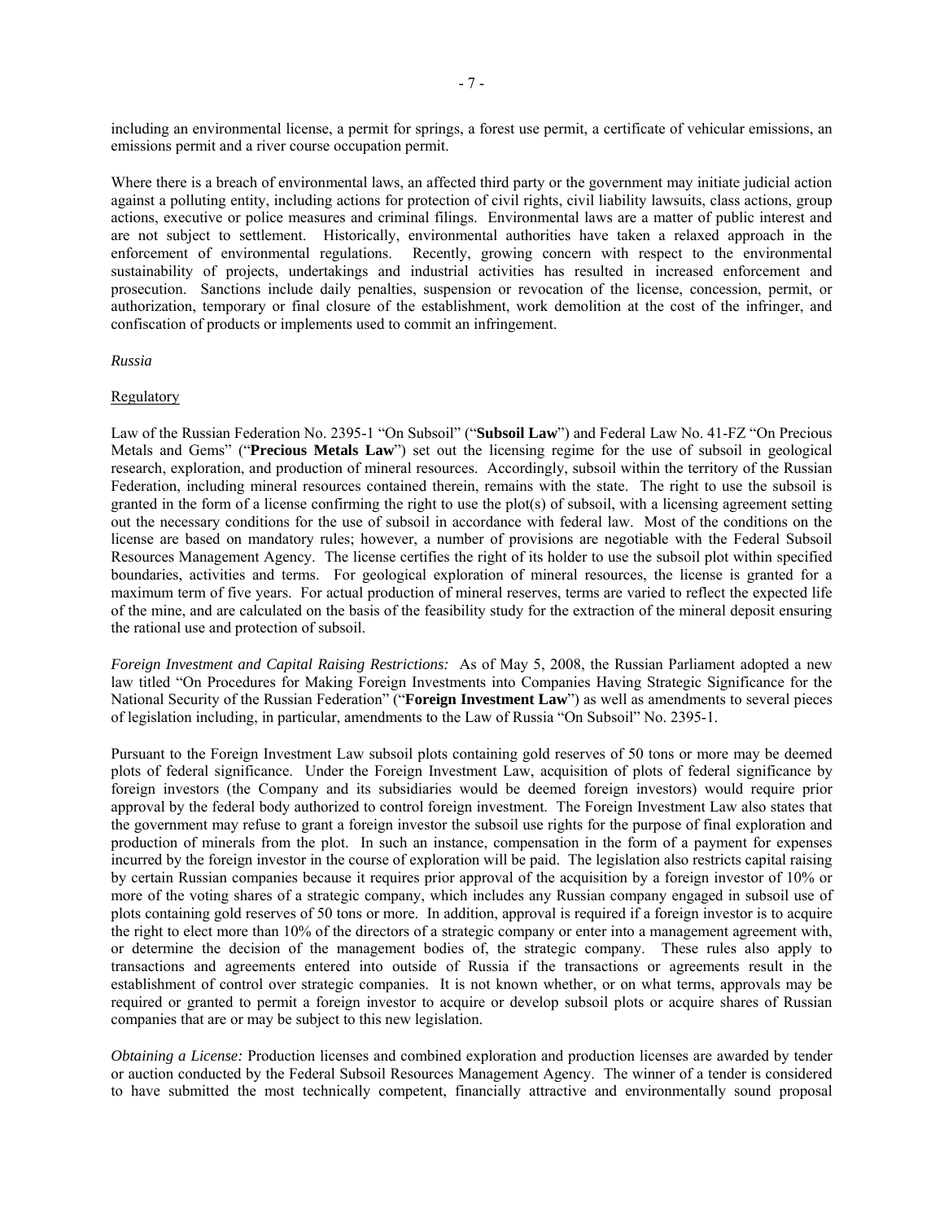including an environmental license, a permit for springs, a forest use permit, a certificate of vehicular emissions, an emissions permit and a river course occupation permit.

Where there is a breach of environmental laws, an affected third party or the government may initiate judicial action against a polluting entity, including actions for protection of civil rights, civil liability lawsuits, class actions, group actions, executive or police measures and criminal filings. Environmental laws are a matter of public interest and are not subject to settlement. Historically, environmental authorities have taken a relaxed approach in the enforcement of environmental regulations. Recently, growing concern with respect to the environmental sustainability of projects, undertakings and industrial activities has resulted in increased enforcement and prosecution. Sanctions include daily penalties, suspension or revocation of the license, concession, permit, or authorization, temporary or final closure of the establishment, work demolition at the cost of the infringer, and confiscation of products or implements used to commit an infringement.

*Russia*

Regulatory

Law of the Russian Federation No. 2395-1 "On Subsoil" ("**Subsoil Law**") and Federal Law No. 41-FZ "On Precious Metals and Gems" ("**Precious Metals Law**") set out the licensing regime for the use of subsoil in geological research, exploration, and production of mineral resources. Accordingly, subsoil within the territory of the Russian Federation, including mineral resources contained therein, remains with the state. The right to use the subsoil is granted in the form of a license confirming the right to use the plot(s) of subsoil, with a licensing agreement setting out the necessary conditions for the use of subsoil in accordance with federal law. Most of the conditions on the license are based on mandatory rules; however, a number of provisions are negotiable with the Federal Subsoil Resources Management Agency. The license certifies the right of its holder to use the subsoil plot within specified boundaries, activities and terms. For geological exploration of mineral resources, the license is granted for a maximum term of five years. For actual production of mineral reserves, terms are varied to reflect the expected life of the mine, and are calculated on the basis of the feasibility study for the extraction of the mineral deposit ensuring the rational use and protection of subsoil.

*Foreign Investment and Capital Raising Restrictions:* As of May 5, 2008, the Russian Parliament adopted a new law titled "On Procedures for Making Foreign Investments into Companies Having Strategic Significance for the National Security of the Russian Federation" ("**Foreign Investment Law**") as well as amendments to several pieces of legislation including, in particular, amendments to the Law of Russia "On Subsoil" No. 2395-1.

Pursuant to the Foreign Investment Law subsoil plots containing gold reserves of 50 tons or more may be deemed plots of federal significance. Under the Foreign Investment Law, acquisition of plots of federal significance by foreign investors (the Company and its subsidiaries would be deemed foreign investors) would require prior approval by the federal body authorized to control foreign investment. The Foreign Investment Law also states that the government may refuse to grant a foreign investor the subsoil use rights for the purpose of final exploration and production of minerals from the plot. In such an instance, compensation in the form of a payment for expenses incurred by the foreign investor in the course of exploration will be paid. The legislation also restricts capital raising by certain Russian companies because it requires prior approval of the acquisition by a foreign investor of 10% or more of the voting shares of a strategic company, which includes any Russian company engaged in subsoil use of plots containing gold reserves of 50 tons or more. In addition, approval is required if a foreign investor is to acquire the right to elect more than 10% of the directors of a strategic company or enter into a management agreement with, or determine the decision of the management bodies of, the strategic company. These rules also apply to transactions and agreements entered into outside of Russia if the transactions or agreements result in the establishment of control over strategic companies. It is not known whether, or on what terms, approvals may be required or granted to permit a foreign investor to acquire or develop subsoil plots or acquire shares of Russian companies that are or may be subject to this new legislation.

*Obtaining a License:* Production licenses and combined exploration and production licenses are awarded by tender or auction conducted by the Federal Subsoil Resources Management Agency. The winner of a tender is considered to have submitted the most technically competent, financially attractive and environmentally sound proposal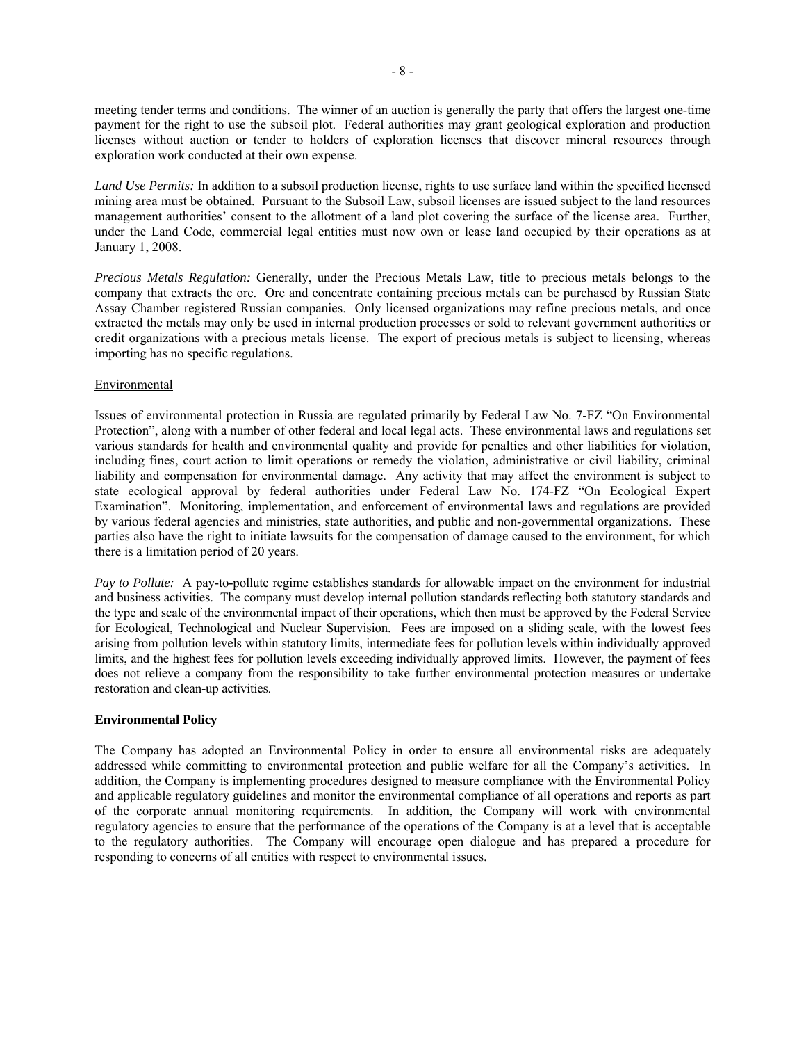meeting tender terms and conditions. The winner of an auction is generally the party that offers the largest one-time payment for the right to use the subsoil plot. Federal authorities may grant geological exploration and production licenses without auction or tender to holders of exploration licenses that discover mineral resources through exploration work conducted at their own expense.

*Land Use Permits:* In addition to a subsoil production license, rights to use surface land within the specified licensed mining area must be obtained. Pursuant to the Subsoil Law, subsoil licenses are issued subject to the land resources management authorities' consent to the allotment of a land plot covering the surface of the license area. Further, under the Land Code, commercial legal entities must now own or lease land occupied by their operations as at January 1, 2008.

*Precious Metals Regulation:* Generally, under the Precious Metals Law, title to precious metals belongs to the company that extracts the ore. Ore and concentrate containing precious metals can be purchased by Russian State Assay Chamber registered Russian companies. Only licensed organizations may refine precious metals, and once extracted the metals may only be used in internal production processes or sold to relevant government authorities or credit organizations with a precious metals license. The export of precious metals is subject to licensing, whereas importing has no specific regulations.

Environmental

Issues of environmental protection in Russia are regulated primarily by Federal Law No. 7-FZ "On Environmental Protection", along with a number of other federal and local legal acts. These environmental laws and regulations set various standards for health and environmental quality and provide for penalties and other liabilities for violation, including fines, court action to limit operations or remedy the violation, administrative or civil liability, criminal liability and compensation for environmental damage. Any activity that may affect the environment is subject to state ecological approval by federal authorities under Federal Law No. 174-FZ "On Ecological Expert Examination". Monitoring, implementation, and enforcement of environmental laws and regulations are provided by various federal agencies and ministries, state authorities, and public and non-governmental organizations. These parties also have the right to initiate lawsuits for the compensation of damage caused to the environment, for which there is a limitation period of 20 years.

*Pay to Pollute:* A pay-to-pollute regime establishes standards for allowable impact on the environment for industrial and business activities. The company must develop internal pollution standards reflecting both statutory standards and the type and scale of the environmental impact of their operations, which then must be approved by the Federal Service for Ecological, Technological and Nuclear Supervision. Fees are imposed on a sliding scale, with the lowest fees arising from pollution levels within statutory limits, intermediate fees for pollution levels within individually approved limits, and the highest fees for pollution levels exceeding individually approved limits. However, the payment of fees does not relieve a company from the responsibility to take further environmental protection measures or undertake restoration and clean-up activities.

**Environmental Policy**

The Company has adopted an Environmental Policy in order to ensure all environmental risks are adequately addressed while committing to environmental protection and public welfare for all the Company's activities. In addition, the Company is implementing procedures designed to measure compliance with the Environmental Policy and applicable regulatory guidelines and monitor the environmental compliance of all operations and reports as part of the corporate annual monitoring requirements. In addition, the Company will work with environmental regulatory agencies to ensure that the performance of the operations of the Company is at a level that is acceptable to the regulatory authorities. The Company will encourage open dialogue and has prepared a procedure for responding to concerns of all entities with respect to environmental issues.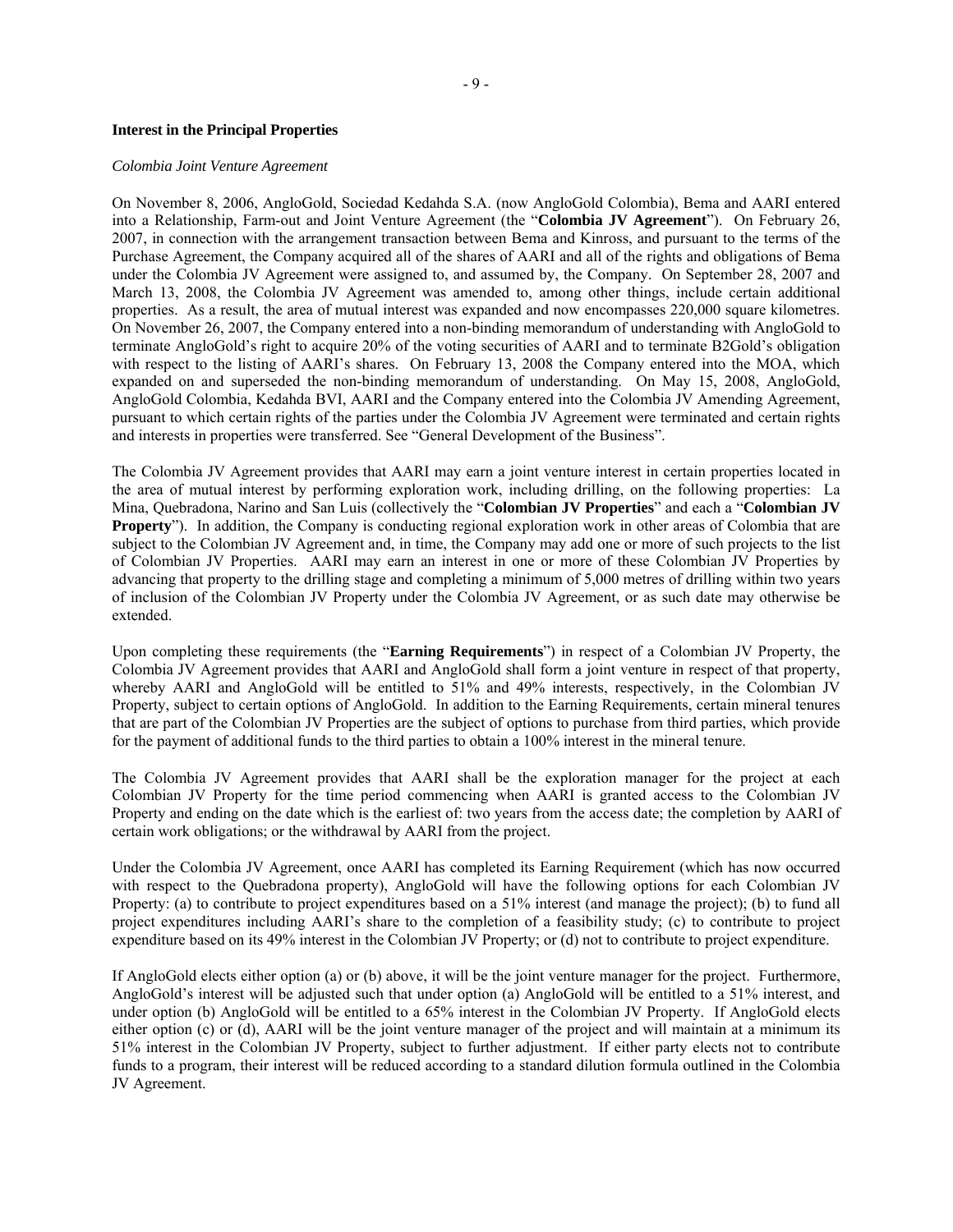**Interest in the Principal Properties**

*Colombia Joint Venture Agreement*

On November 8, 2006, AngloGold, Sociedad Kedahda S.A. (now AngloGold Colombia), Bema and AARI entered into a Relationship, Farm-out and Joint Venture Agreement (the "**Colombia JV Agreement**"). On February 26, 2007, in connection with the arrangement transaction between Bema and Kinross, and pursuant to the terms of the Purchase Agreement, the Company acquired all of the shares of AARI and all of the rights and obligations of Bema under the Colombia JV Agreement were assigned to, and assumed by, the Company. On September 28, 2007 and March 13, 2008, the Colombia JV Agreement was amended to, among other things, include certain additional properties. As a result, the area of mutual interest was expanded and now encompasses 220,000 square kilometres. On November 26, 2007, the Company entered into a non-binding memorandum of understanding with AngloGold to terminate AngloGold's right to acquire 20% of the voting securities of AARI and to terminate B2Gold's obligation with respect to the listing of AARI's shares. On February 13, 2008 the Company entered into the MOA, which expanded on and superseded the non-binding memorandum of understanding. On May 15, 2008, AngloGold, AngloGold Colombia, Kedahda BVI, AARI and the Company entered into the Colombia JV Amending Agreement, pursuant to which certain rights of the parties under the Colombia JV Agreement were terminated and certain rights and interests in properties were transferred. See "General Development of the Business".

The Colombia JV Agreement provides that AARI may earn a joint venture interest in certain properties located in the area of mutual interest by performing exploration work, including drilling, on the following properties: La Mina, Quebradona, Narino and San Luis (collectively the "**Colombian JV Properties**" and each a "**Colombian JV Property**"). In addition, the Company is conducting regional exploration work in other areas of Colombia that are subject to the Colombian JV Agreement and, in time, the Company may add one or more of such projects to the list of Colombian JV Properties. AARI may earn an interest in one or more of these Colombian JV Properties by advancing that property to the drilling stage and completing a minimum of 5,000 metres of drilling within two years of inclusion of the Colombian JV Property under the Colombia JV Agreement, or as such date may otherwise be extended.

Upon completing these requirements (the "**Earning Requirements**") in respect of a Colombian JV Property, the Colombia JV Agreement provides that AARI and AngloGold shall form a joint venture in respect of that property, whereby AARI and AngloGold will be entitled to 51% and 49% interests, respectively, in the Colombian JV Property, subject to certain options of AngloGold. In addition to the Earning Requirements, certain mineral tenures that are part of the Colombian JV Properties are the subject of options to purchase from third parties, which provide for the payment of additional funds to the third parties to obtain a 100% interest in the mineral tenure.

The Colombia JV Agreement provides that AARI shall be the exploration manager for the project at each Colombian JV Property for the time period commencing when AARI is granted access to the Colombian JV Property and ending on the date which is the earliest of: two years from the access date; the completion by AARI of certain work obligations; or the withdrawal by AARI from the project.

Under the Colombia JV Agreement, once AARI has completed its Earning Requirement (which has now occurred with respect to the Quebradona property), AngloGold will have the following options for each Colombian JV Property: (a) to contribute to project expenditures based on a 51% interest (and manage the project); (b) to fund all project expenditures including AARI's share to the completion of a feasibility study; (c) to contribute to project expenditure based on its 49% interest in the Colombian JV Property; or (d) not to contribute to project expenditure.

If AngloGold elects either option (a) or (b) above, it will be the joint venture manager for the project. Furthermore, AngloGold's interest will be adjusted such that under option (a) AngloGold will be entitled to a 51% interest, and under option (b) AngloGold will be entitled to a 65% interest in the Colombian JV Property. If AngloGold elects either option (c) or (d), AARI will be the joint venture manager of the project and will maintain at a minimum its 51% interest in the Colombian JV Property, subject to further adjustment. If either party elects not to contribute funds to a program, their interest will be reduced according to a standard dilution formula outlined in the Colombia JV Agreement.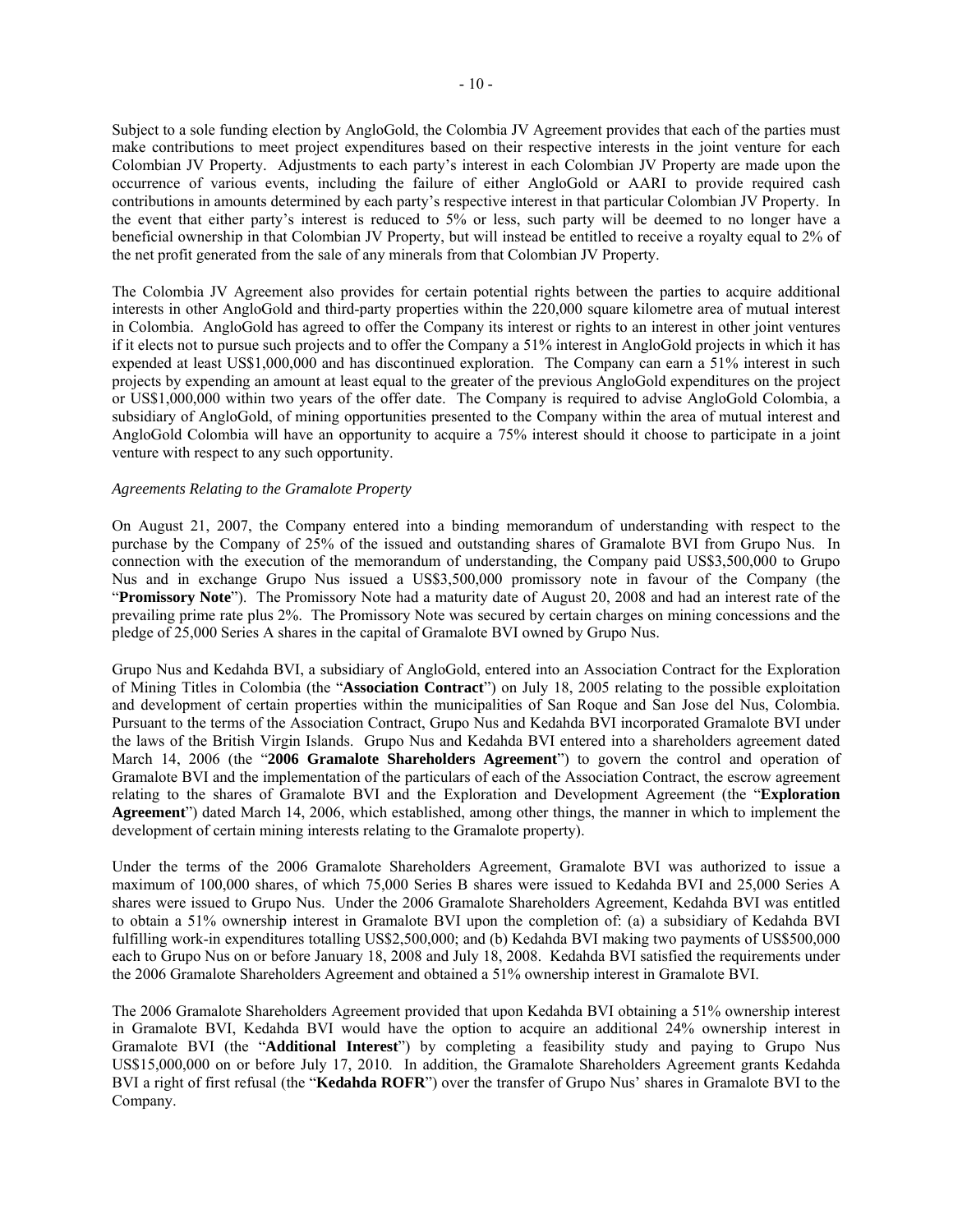Subject to a sole funding election by AngloGold, the Colombia JV Agreement provides that each of the parties must make contributions to meet project expenditures based on their respective interests in the joint venture for each Colombian JV Property. Adjustments to each party's interest in each Colombian JV Property are made upon the occurrence of various events, including the failure of either AngloGold or AARI to provide required cash contributions in amounts determined by each party's respective interest in that particular Colombian JV Property. In the event that either party's interest is reduced to 5% or less, such party will be deemed to no longer have a beneficial ownership in that Colombian JV Property, but will instead be entitled to receive a royalty equal to 2% of the net profit generated from the sale of any minerals from that Colombian JV Property.

The Colombia JV Agreement also provides for certain potential rights between the parties to acquire additional interests in other AngloGold and third-party properties within the 220,000 square kilometre area of mutual interest in Colombia. AngloGold has agreed to offer the Company its interest or rights to an interest in other joint ventures if it elects not to pursue such projects and to offer the Company a 51% interest in AngloGold projects in which it has expended at least US$1,000,000 and has discontinued exploration. The Company can earn a 51% interest in such projects by expending an amount at least equal to the greater of the previous AngloGold expenditures on the project or US$1,000,000 within two years of the offer date. The Company is required to advise AngloGold Colombia, a subsidiary of AngloGold, of mining opportunities presented to the Company within the area of mutual interest and AngloGold Colombia will have an opportunity to acquire a 75% interest should it choose to participate in a joint venture with respect to any such opportunity.

*Agreements Relating to the Gramalote Property*

On August 21, 2007, the Company entered into a binding memorandum of understanding with respect to the purchase by the Company of 25% of the issued and outstanding shares of Gramalote BVI from Grupo Nus. In connection with the execution of the memorandum of understanding, the Company paid US$3,500,000 to Grupo Nus and in exchange Grupo Nus issued a US$3,500,000 promissory note in favour of the Company (the "**Promissory Note**"). The Promissory Note had a maturity date of August 20, 2008 and had an interest rate of the prevailing prime rate plus 2%. The Promissory Note was secured by certain charges on mining concessions and the pledge of 25,000 Series A shares in the capital of Gramalote BVI owned by Grupo Nus.

Grupo Nus and Kedahda BVI, a subsidiary of AngloGold, entered into an Association Contract for the Exploration of Mining Titles in Colombia (the "**Association Contract**") on July 18, 2005 relating to the possible exploitation and development of certain properties within the municipalities of San Roque and San Jose del Nus, Colombia. Pursuant to the terms of the Association Contract, Grupo Nus and Kedahda BVI incorporated Gramalote BVI under the laws of the British Virgin Islands. Grupo Nus and Kedahda BVI entered into a shareholders agreement dated March 14, 2006 (the "**2006 Gramalote Shareholders Agreement**") to govern the control and operation of Gramalote BVI and the implementation of the particulars of each of the Association Contract, the escrow agreement relating to the shares of Gramalote BVI and the Exploration and Development Agreement (the "**Exploration Agreement**") dated March 14, 2006, which established, among other things, the manner in which to implement the development of certain mining interests relating to the Gramalote property).

Under the terms of the 2006 Gramalote Shareholders Agreement, Gramalote BVI was authorized to issue a maximum of 100,000 shares, of which 75,000 Series B shares were issued to Kedahda BVI and 25,000 Series A shares were issued to Grupo Nus. Under the 2006 Gramalote Shareholders Agreement, Kedahda BVI was entitled to obtain a 51% ownership interest in Gramalote BVI upon the completion of: (a) a subsidiary of Kedahda BVI fulfilling work-in expenditures totalling US$2,500,000; and (b) Kedahda BVI making two payments of US$500,000 each to Grupo Nus on or before January 18, 2008 and July 18, 2008. Kedahda BVI satisfied the requirements under the 2006 Gramalote Shareholders Agreement and obtained a 51% ownership interest in Gramalote BVI.

The 2006 Gramalote Shareholders Agreement provided that upon Kedahda BVI obtaining a 51% ownership interest in Gramalote BVI, Kedahda BVI would have the option to acquire an additional 24% ownership interest in Gramalote BVI (the "**Additional Interest**") by completing a feasibility study and paying to Grupo Nus US$15,000,000 on or before July 17, 2010. In addition, the Gramalote Shareholders Agreement grants Kedahda BVI a right of first refusal (the "**Kedahda ROFR**") over the transfer of Grupo Nus' shares in Gramalote BVI to the Company.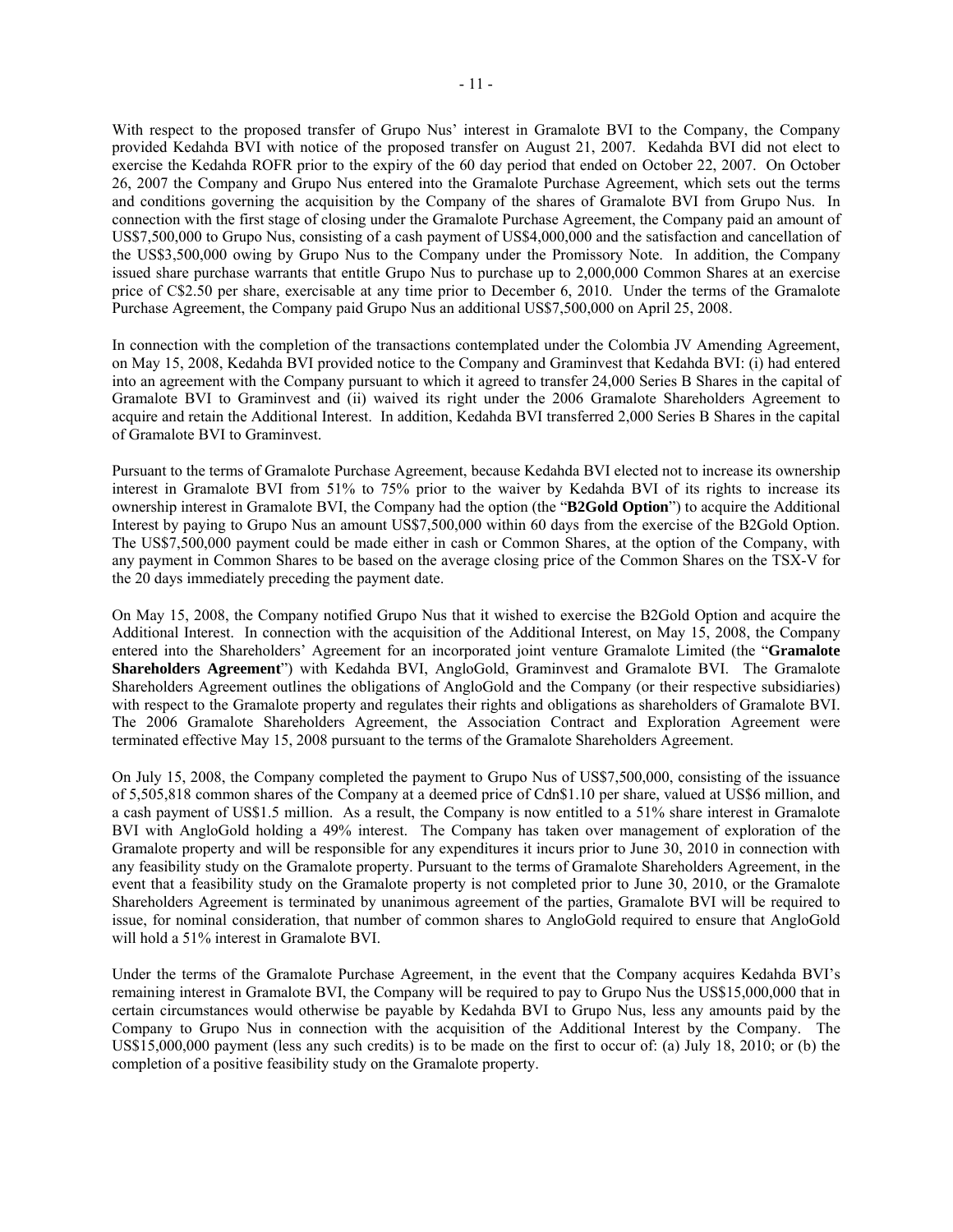With respect to the proposed transfer of Grupo Nus' interest in Gramalote BVI to the Company, the Company provided Kedahda BVI with notice of the proposed transfer on August 21, 2007. Kedahda BVI did not elect to exercise the Kedahda ROFR prior to the expiry of the 60 day period that ended on October 22, 2007. On October 26, 2007 the Company and Grupo Nus entered into the Gramalote Purchase Agreement, which sets out the terms and conditions governing the acquisition by the Company of the shares of Gramalote BVI from Grupo Nus. In connection with the first stage of closing under the Gramalote Purchase Agreement, the Company paid an amount of US$7,500,000 to Grupo Nus, consisting of a cash payment of US$4,000,000 and the satisfaction and cancellation of the US$3,500,000 owing by Grupo Nus to the Company under the Promissory Note. In addition, the Company issued share purchase warrants that entitle Grupo Nus to purchase up to 2,000,000 Common Shares at an exercise price of C$2.50 per share, exercisable at any time prior to December 6, 2010. Under the terms of the Gramalote Purchase Agreement, the Company paid Grupo Nus an additional US$7,500,000 on April 25, 2008.

In connection with the completion of the transactions contemplated under the Colombia JV Amending Agreement, on May 15, 2008, Kedahda BVI provided notice to the Company and Graminvest that Kedahda BVI: (i) had entered into an agreement with the Company pursuant to which it agreed to transfer 24,000 Series B Shares in the capital of Gramalote BVI to Graminvest and (ii) waived its right under the 2006 Gramalote Shareholders Agreement to acquire and retain the Additional Interest. In addition, Kedahda BVI transferred 2,000 Series B Shares in the capital of Gramalote BVI to Graminvest.

Pursuant to the terms of Gramalote Purchase Agreement, because Kedahda BVI elected not to increase its ownership interest in Gramalote BVI from 51% to 75% prior to the waiver by Kedahda BVI of its rights to increase its ownership interest in Gramalote BVI, the Company had the option (the "**B2Gold Option**") to acquire the Additional Interest by paying to Grupo Nus an amount US$7,500,000 within 60 days from the exercise of the B2Gold Option. The US$7,500,000 payment could be made either in cash or Common Shares, at the option of the Company, with any payment in Common Shares to be based on the average closing price of the Common Shares on the TSX-V for the 20 days immediately preceding the payment date.

On May 15, 2008, the Company notified Grupo Nus that it wished to exercise the B2Gold Option and acquire the Additional Interest. In connection with the acquisition of the Additional Interest, on May 15, 2008, the Company entered into the Shareholders' Agreement for an incorporated joint venture Gramalote Limited (the "**Gramalote Shareholders Agreement**") with Kedahda BVI, AngloGold, Graminvest and Gramalote BVI. The Gramalote Shareholders Agreement outlines the obligations of AngloGold and the Company (or their respective subsidiaries) with respect to the Gramalote property and regulates their rights and obligations as shareholders of Gramalote BVI. The 2006 Gramalote Shareholders Agreement, the Association Contract and Exploration Agreement were terminated effective May 15, 2008 pursuant to the terms of the Gramalote Shareholders Agreement.

On July 15, 2008, the Company completed the payment to Grupo Nus of US$7,500,000, consisting of the issuance of 5,505,818 common shares of the Company at a deemed price of Cdn$1.10 per share, valued at US$6 million, and a cash payment of US$1.5 million. As a result, the Company is now entitled to a 51% share interest in Gramalote BVI with AngloGold holding a 49% interest. The Company has taken over management of exploration of the Gramalote property and will be responsible for any expenditures it incurs prior to June 30, 2010 in connection with any feasibility study on the Gramalote property. Pursuant to the terms of Gramalote Shareholders Agreement, in the event that a feasibility study on the Gramalote property is not completed prior to June 30, 2010, or the Gramalote Shareholders Agreement is terminated by unanimous agreement of the parties, Gramalote BVI will be required to issue, for nominal consideration, that number of common shares to AngloGold required to ensure that AngloGold will hold a 51% interest in Gramalote BVI.

Under the terms of the Gramalote Purchase Agreement, in the event that the Company acquires Kedahda BVI's remaining interest in Gramalote BVI, the Company will be required to pay to Grupo Nus the US$15,000,000 that in certain circumstances would otherwise be payable by Kedahda BVI to Grupo Nus, less any amounts paid by the Company to Grupo Nus in connection with the acquisition of the Additional Interest by the Company. The US$15,000,000 payment (less any such credits) is to be made on the first to occur of: (a) July 18, 2010; or (b) the completion of a positive feasibility study on the Gramalote property.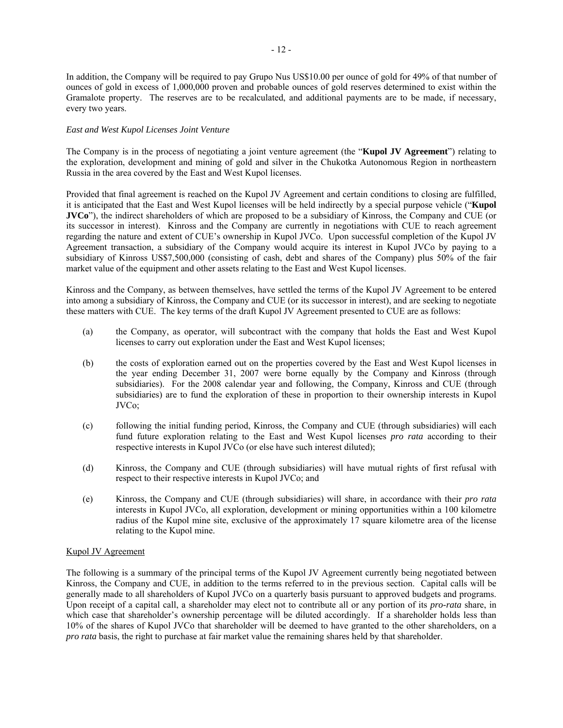In addition, the Company will be required to pay Grupo Nus US$10.00 per ounce of gold for 49% of that number of ounces of gold in excess of 1,000,000 proven and probable ounces of gold reserves determined to exist within the Gramalote property. The reserves are to be recalculated, and additional payments are to be made, if necessary, every two years.

*East and West Kupol Licenses Joint Venture*

The Company is in the process of negotiating a joint venture agreement (the "**Kupol JV Agreement**") relating to the exploration, development and mining of gold and silver in the Chukotka Autonomous Region in northeastern Russia in the area covered by the East and West Kupol licenses.

Provided that final agreement is reached on the Kupol JV Agreement and certain conditions to closing are fulfilled, it is anticipated that the East and West Kupol licenses will be held indirectly by a special purpose vehicle ("**Kupol JVCo**"), the indirect shareholders of which are proposed to be a subsidiary of Kinross, the Company and CUE (or its successor in interest). Kinross and the Company are currently in negotiations with CUE to reach agreement regarding the nature and extent of CUE's ownership in Kupol JVCo. Upon successful completion of the Kupol JV Agreement transaction, a subsidiary of the Company would acquire its interest in Kupol JVCo by paying to a subsidiary of Kinross US$7,500,000 (consisting of cash, debt and shares of the Company) plus 50% of the fair market value of the equipment and other assets relating to the East and West Kupol licenses.

Kinross and the Company, as between themselves, have settled the terms of the Kupol JV Agreement to be entered into among a subsidiary of Kinross, the Company and CUE (or its successor in interest), and are seeking to negotiate these matters with CUE. The key terms of the draft Kupol JV Agreement presented to CUE are as follows:

(a) the Company, as operator, will subcontract with the company that holds the East and West Kupol licenses to carry out exploration under the East and West Kupol licenses;

(b) the costs of exploration earned out on the properties covered by the East and West Kupol licenses in the year ending December 31, 2007 were borne equally by the Company and Kinross (through subsidiaries). For the 2008 calendar year and following, the Company, Kinross and CUE (through subsidiaries) are to fund the exploration of these in proportion to their ownership interests in Kupol JVCo;

(c) following the initial funding period, Kinross, the Company and CUE (through subsidiaries) will each fund future exploration relating to the East and West Kupol licenses *pro rata* according to their respective interests in Kupol JVCo (or else have such interest diluted);

(d) Kinross, the Company and CUE (through subsidiaries) will have mutual rights of first refusal with respect to their respective interests in Kupol JVCo; and

(e) Kinross, the Company and CUE (through subsidiaries) will share, in accordance with their *pro rata* interests in Kupol JVCo, all exploration, development or mining opportunities within a 100 kilometre radius of the Kupol mine site, exclusive of the approximately 17 square kilometre area of the license relating to the Kupol mine.

Kupol JV Agreement

The following is a summary of the principal terms of the Kupol JV Agreement currently being negotiated between Kinross, the Company and CUE, in addition to the terms referred to in the previous section. Capital calls will be generally made to all shareholders of Kupol JVCo on a quarterly basis pursuant to approved budgets and programs. Upon receipt of a capital call, a shareholder may elect not to contribute all or any portion of its *pro-rata* share, in which case that shareholder's ownership percentage will be diluted accordingly. If a shareholder holds less than 10% of the shares of Kupol JVCo that shareholder will be deemed to have granted to the other shareholders, on a *pro rata* basis, the right to purchase at fair market value the remaining shares held by that shareholder.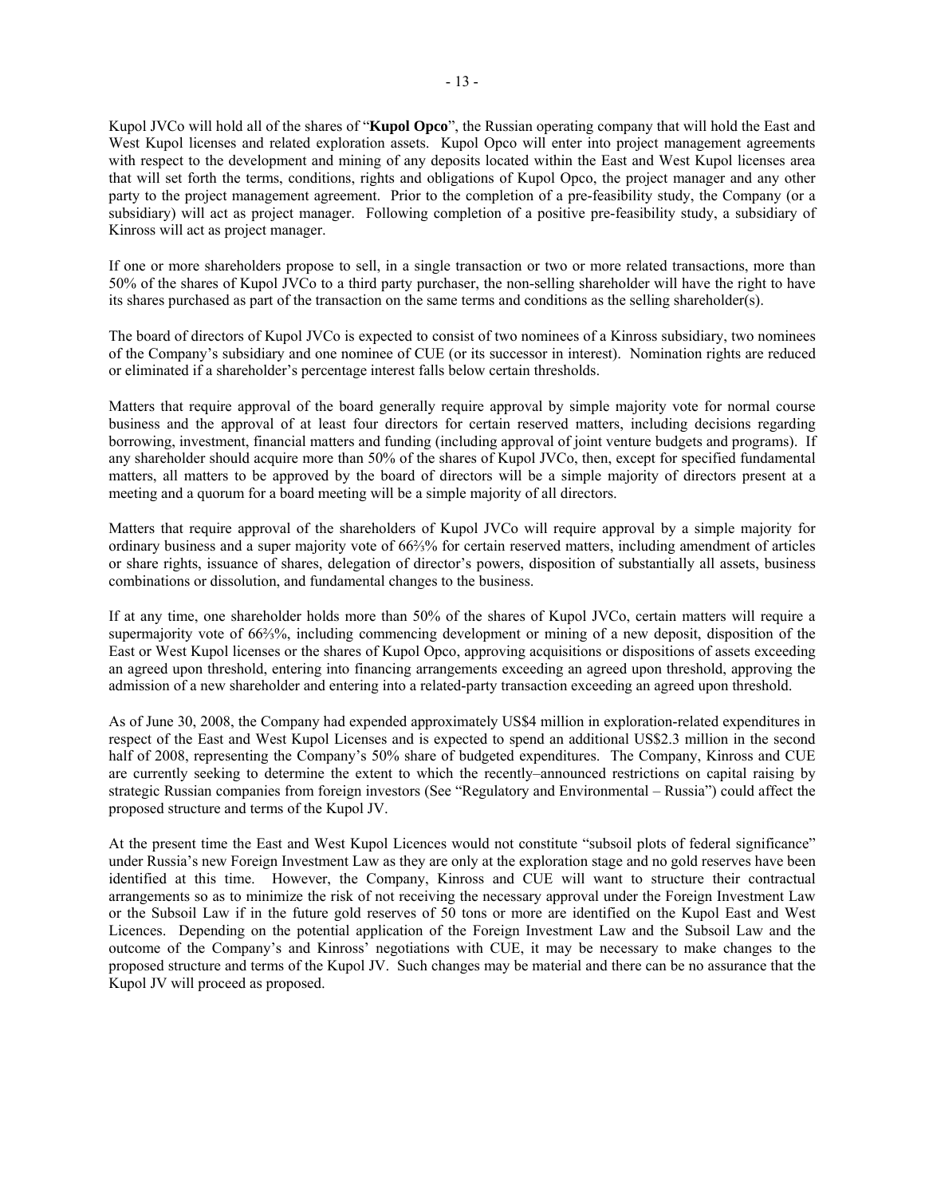Kupol JVCo will hold all of the shares of "**Kupol Opco**", the Russian operating company that will hold the East and West Kupol licenses and related exploration assets. Kupol Opco will enter into project management agreements with respect to the development and mining of any deposits located within the East and West Kupol licenses area that will set forth the terms, conditions, rights and obligations of Kupol Opco, the project manager and any other party to the project management agreement. Prior to the completion of a pre-feasibility study, the Company (or a subsidiary) will act as project manager. Following completion of a positive pre-feasibility study, a subsidiary of Kinross will act as project manager.

If one or more shareholders propose to sell, in a single transaction or two or more related transactions, more than 50% of the shares of Kupol JVCo to a third party purchaser, the non-selling shareholder will have the right to have its shares purchased as part of the transaction on the same terms and conditions as the selling shareholder(s).

The board of directors of Kupol JVCo is expected to consist of two nominees of a Kinross subsidiary, two nominees of the Company's subsidiary and one nominee of CUE (or its successor in interest). Nomination rights are reduced or eliminated if a shareholder's percentage interest falls below certain thresholds.

Matters that require approval of the board generally require approval by simple majority vote for normal course business and the approval of at least four directors for certain reserved matters, including decisions regarding borrowing, investment, financial matters and funding (including approval of joint venture budgets and programs). If any shareholder should acquire more than 50% of the shares of Kupol JVCo, then, except for specified fundamental matters, all matters to be approved by the board of directors will be a simple majority of directors present at a meeting and a quorum for a board meeting will be a simple majority of all directors.

Matters that require approval of the shareholders of Kupol JVCo will require approval by a simple majority for ordinary business and a super majority vote of 66⅔% for certain reserved matters, including amendment of articles or share rights, issuance of shares, delegation of director's powers, disposition of substantially all assets, business combinations or dissolution, and fundamental changes to the business.

If at any time, one shareholder holds more than 50% of the shares of Kupol JVCo, certain matters will require a supermajority vote of 66⅔%, including commencing development or mining of a new deposit, disposition of the East or West Kupol licenses or the shares of Kupol Opco, approving acquisitions or dispositions of assets exceeding an agreed upon threshold, entering into financing arrangements exceeding an agreed upon threshold, approving the admission of a new shareholder and entering into a related-party transaction exceeding an agreed upon threshold.

As of June 30, 2008, the Company had expended approximately US$4 million in exploration-related expenditures in respect of the East and West Kupol Licenses and is expected to spend an additional US$2.3 million in the second half of 2008, representing the Company's 50% share of budgeted expenditures. The Company, Kinross and CUE are currently seeking to determine the extent to which the recently–announced restrictions on capital raising by strategic Russian companies from foreign investors (See "Regulatory and Environmental – Russia") could affect the proposed structure and terms of the Kupol JV.

At the present time the East and West Kupol Licences would not constitute "subsoil plots of federal significance" under Russia's new Foreign Investment Law as they are only at the exploration stage and no gold reserves have been identified at this time. However, the Company, Kinross and CUE will want to structure their contractual arrangements so as to minimize the risk of not receiving the necessary approval under the Foreign Investment Law or the Subsoil Law if in the future gold reserves of 50 tons or more are identified on the Kupol East and West Licences. Depending on the potential application of the Foreign Investment Law and the Subsoil Law and the outcome of the Company's and Kinross' negotiations with CUE, it may be necessary to make changes to the proposed structure and terms of the Kupol JV. Such changes may be material and there can be no assurance that the Kupol JV will proceed as proposed.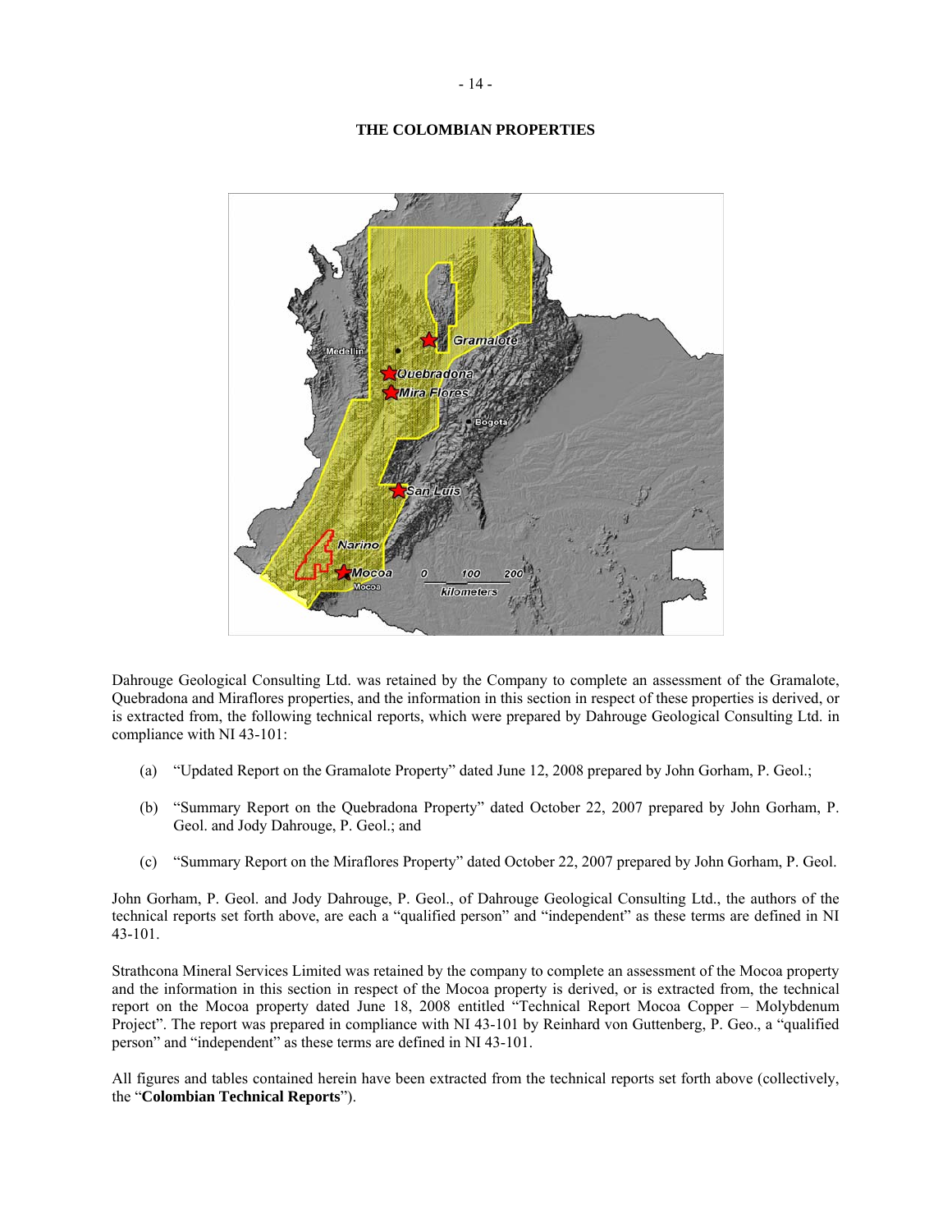# THE COLOMBIAN PROPERTIES

Dahrouge Geological Consulting Ltd. was retained by the Company to complete an assessment of the Gramalote, Quebradona and Miraflores properties, and the information in this section in respect of these properties is derived, or is extracted from, the following technical reports, which were prepared by Dahrouge Geological Consulting Ltd. in compliance with NI 43-101:

(a) "Updated Report on the Gramalote Property" dated June 12, 2008 prepared by John Gorham, P. Geol.;

(b) "Summary Report on the Quebradona Property" dated October 22, 2007 prepared by John Gorham, P. Geol. and Jody Dahrouge, P. Geol.; and

(c) "Summary Report on the Miraflores Property" dated October 22, 2007 prepared by John Gorham, P. Geol.

John Gorham, P. Geol. and Jody Dahrouge, P. Geol., of Dahrouge Geological Consulting Ltd., the authors of the technical reports set forth above, are each a "qualified person" and "independent" as these terms are defined in NI 43-101.

Strathcona Mineral Services Limited was retained by the company to complete an assessment of the Mocoa property and the information in this section in respect of the Mocoa property is derived, or is extracted from, the technical report on the Mocoa property dated June 18, 2008 entitled "Technical Report Mocoa Copper – Molybdenum Project". The report was prepared in compliance with NI 43-101 by Reinhard von Guttenberg, P. Geo., a "qualified person" and "independent" as these terms are defined in NI 43-101.

All figures and tables contained herein have been extracted from the technical reports set forth above (collectively, the "**Colombian Technical Reports**").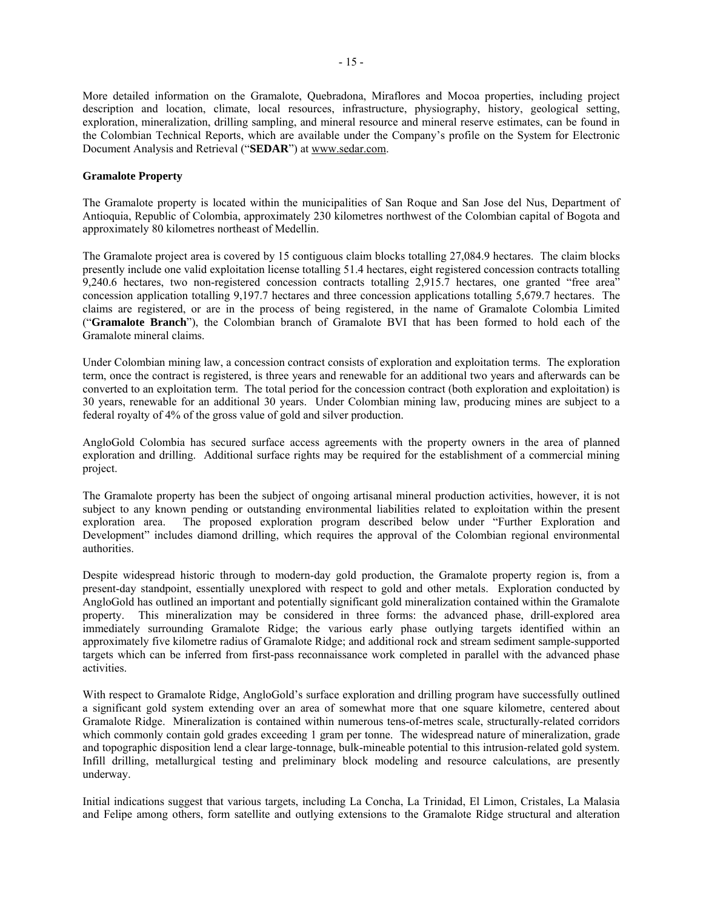More detailed information on the Gramalote, Quebradona, Miraflores and Mocoa properties, including project description and location, climate, local resources, infrastructure, physiography, history, geological setting, exploration, mineralization, drilling sampling, and mineral resource and mineral reserve estimates, can be found in the Colombian Technical Reports, which are available under the Company's profile on the System for Electronic Document Analysis and Retrieval ("**SEDAR**") at www.sedar.com.

**Gramalote Property**

The Gramalote property is located within the municipalities of San Roque and San Jose del Nus, Department of Antioquia, Republic of Colombia, approximately 230 kilometres northwest of the Colombian capital of Bogota and approximately 80 kilometres northeast of Medellin.

The Gramalote project area is covered by 15 contiguous claim blocks totalling 27,084.9 hectares. The claim blocks presently include one valid exploitation license totalling 51.4 hectares, eight registered concession contracts totalling 9,240.6 hectares, two non-registered concession contracts totalling 2,915.7 hectares, one granted "free area" concession application totalling 9,197.7 hectares and three concession applications totalling 5,679.7 hectares. The claims are registered, or are in the process of being registered, in the name of Gramalote Colombia Limited ("**Gramalote Branch**"), the Colombian branch of Gramalote BVI that has been formed to hold each of the Gramalote mineral claims.

Under Colombian mining law, a concession contract consists of exploration and exploitation terms. The exploration term, once the contract is registered, is three years and renewable for an additional two years and afterwards can be converted to an exploitation term. The total period for the concession contract (both exploration and exploitation) is 30 years, renewable for an additional 30 years. Under Colombian mining law, producing mines are subject to a federal royalty of 4% of the gross value of gold and silver production.

AngloGold Colombia has secured surface access agreements with the property owners in the area of planned exploration and drilling. Additional surface rights may be required for the establishment of a commercial mining project.

The Gramalote property has been the subject of ongoing artisanal mineral production activities, however, it is not subject to any known pending or outstanding environmental liabilities related to exploitation within the present exploration area. The proposed exploration program described below under "Further Exploration and Development" includes diamond drilling, which requires the approval of the Colombian regional environmental authorities.

Despite widespread historic through to modern-day gold production, the Gramalote property region is, from a present-day standpoint, essentially unexplored with respect to gold and other metals. Exploration conducted by AngloGold has outlined an important and potentially significant gold mineralization contained within the Gramalote property. This mineralization may be considered in three forms: the advanced phase, drill-explored area immediately surrounding Gramalote Ridge; the various early phase outlying targets identified within an approximately five kilometre radius of Gramalote Ridge; and additional rock and stream sediment sample-supported targets which can be inferred from first-pass reconnaissance work completed in parallel with the advanced phase activities.

With respect to Gramalote Ridge, AngloGold's surface exploration and drilling program have successfully outlined a significant gold system extending over an area of somewhat more that one square kilometre, centered about Gramalote Ridge. Mineralization is contained within numerous tens-of-metres scale, structurally-related corridors which commonly contain gold grades exceeding 1 gram per tonne. The widespread nature of mineralization, grade and topographic disposition lend a clear large-tonnage, bulk-mineable potential to this intrusion-related gold system. Infill drilling, metallurgical testing and preliminary block modeling and resource calculations, are presently underway.

Initial indications suggest that various targets, including La Concha, La Trinidad, El Limon, Cristales, La Malasia and Felipe among others, form satellite and outlying extensions to the Gramalote Ridge structural and alteration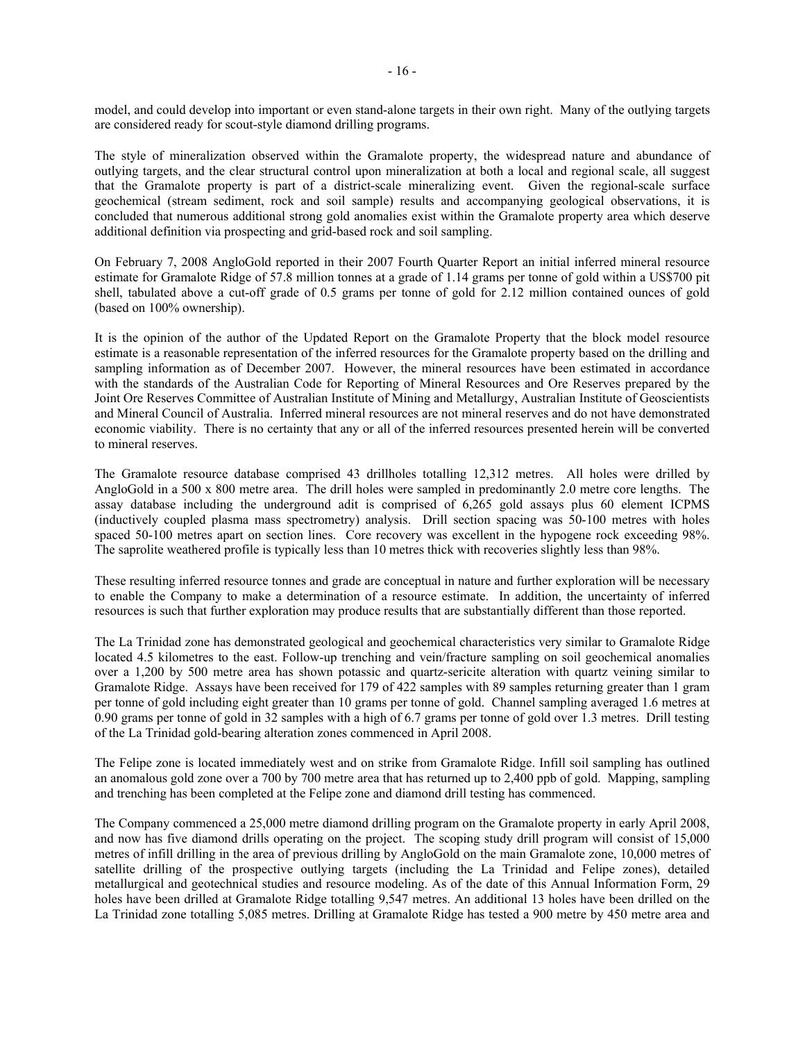model, and could develop into important or even stand-alone targets in their own right. Many of the outlying targets are considered ready for scout-style diamond drilling programs.

The style of mineralization observed within the Gramalote property, the widespread nature and abundance of outlying targets, and the clear structural control upon mineralization at both a local and regional scale, all suggest that the Gramalote property is part of a district-scale mineralizing event. Given the regional-scale surface geochemical (stream sediment, rock and soil sample) results and accompanying geological observations, it is concluded that numerous additional strong gold anomalies exist within the Gramalote property area which deserve additional definition via prospecting and grid-based rock and soil sampling.

On February 7, 2008 AngloGold reported in their 2007 Fourth Quarter Report an initial inferred mineral resource estimate for Gramalote Ridge of 57.8 million tonnes at a grade of 1.14 grams per tonne of gold within a US$700 pit shell, tabulated above a cut-off grade of 0.5 grams per tonne of gold for 2.12 million contained ounces of gold (based on 100% ownership).

It is the opinion of the author of the Updated Report on the Gramalote Property that the block model resource estimate is a reasonable representation of the inferred resources for the Gramalote property based on the drilling and sampling information as of December 2007. However, the mineral resources have been estimated in accordance with the standards of the Australian Code for Reporting of Mineral Resources and Ore Reserves prepared by the Joint Ore Reserves Committee of Australian Institute of Mining and Metallurgy, Australian Institute of Geoscientists and Mineral Council of Australia. Inferred mineral resources are not mineral reserves and do not have demonstrated economic viability. There is no certainty that any or all of the inferred resources presented herein will be converted to mineral reserves.

The Gramalote resource database comprised 43 drillholes totalling 12,312 metres. All holes were drilled by AngloGold in a 500 x 800 metre area. The drill holes were sampled in predominantly 2.0 metre core lengths. The assay database including the underground adit is comprised of 6,265 gold assays plus 60 element ICPMS (inductively coupled plasma mass spectrometry) analysis. Drill section spacing was 50-100 metres with holes spaced 50-100 metres apart on section lines. Core recovery was excellent in the hypogene rock exceeding 98%. The saprolite weathered profile is typically less than 10 metres thick with recoveries slightly less than 98%.

These resulting inferred resource tonnes and grade are conceptual in nature and further exploration will be necessary to enable the Company to make a determination of a resource estimate. In addition, the uncertainty of inferred resources is such that further exploration may produce results that are substantially different than those reported.

The La Trinidad zone has demonstrated geological and geochemical characteristics very similar to Gramalote Ridge located 4.5 kilometres to the east. Follow-up trenching and vein/fracture sampling on soil geochemical anomalies over a 1,200 by 500 metre area has shown potassic and quartz-sericite alteration with quartz veining similar to Gramalote Ridge. Assays have been received for 179 of 422 samples with 89 samples returning greater than 1 gram per tonne of gold including eight greater than 10 grams per tonne of gold. Channel sampling averaged 1.6 metres at 0.90 grams per tonne of gold in 32 samples with a high of 6.7 grams per tonne of gold over 1.3 metres. Drill testing of the La Trinidad gold-bearing alteration zones commenced in April 2008.

The Felipe zone is located immediately west and on strike from Gramalote Ridge. Infill soil sampling has outlined an anomalous gold zone over a 700 by 700 metre area that has returned up to 2,400 ppb of gold. Mapping, sampling and trenching has been completed at the Felipe zone and diamond drill testing has commenced.

The Company commenced a 25,000 metre diamond drilling program on the Gramalote property in early April 2008, and now has five diamond drills operating on the project. The scoping study drill program will consist of 15,000 metres of infill drilling in the area of previous drilling by AngloGold on the main Gramalote zone, 10,000 metres of satellite drilling of the prospective outlying targets (including the La Trinidad and Felipe zones), detailed metallurgical and geotechnical studies and resource modeling. As of the date of this Annual Information Form, 29 holes have been drilled at Gramalote Ridge totalling 9,547 metres. An additional 13 holes have been drilled on the La Trinidad zone totalling 5,085 metres. Drilling at Gramalote Ridge has tested a 900 metre by 450 metre area and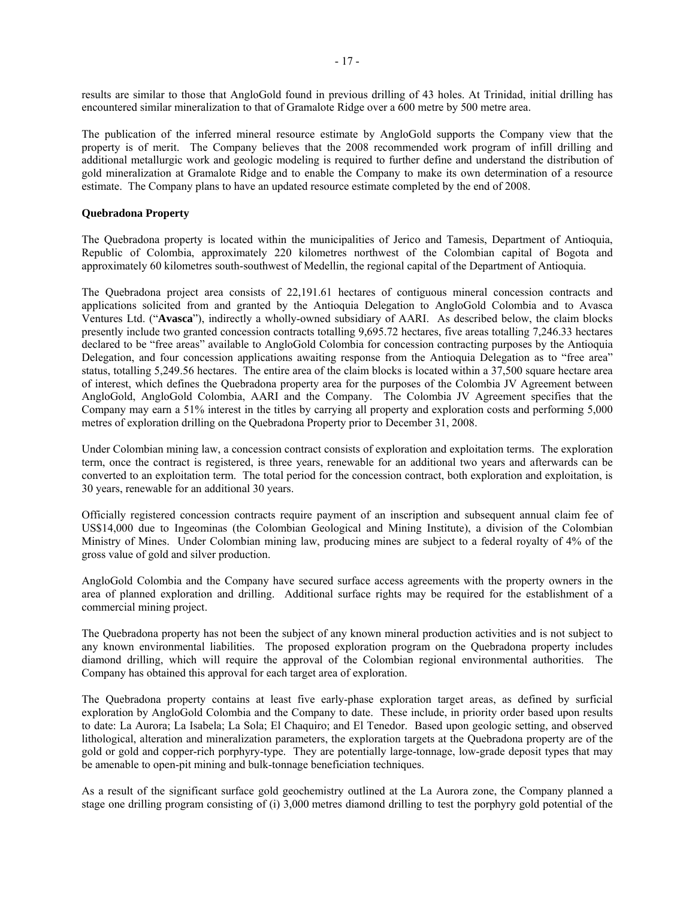results are similar to those that AngloGold found in previous drilling of 43 holes. At Trinidad, initial drilling has encountered similar mineralization to that of Gramalote Ridge over a 600 metre by 500 metre area.

The publication of the inferred mineral resource estimate by AngloGold supports the Company view that the property is of merit. The Company believes that the 2008 recommended work program of infill drilling and additional metallurgic work and geologic modeling is required to further define and understand the distribution of gold mineralization at Gramalote Ridge and to enable the Company to make its own determination of a resource estimate. The Company plans to have an updated resource estimate completed by the end of 2008.

**Quebradona Property**

The Quebradona property is located within the municipalities of Jerico and Tamesis, Department of Antioquia, Republic of Colombia, approximately 220 kilometres northwest of the Colombian capital of Bogota and approximately 60 kilometres south-southwest of Medellin, the regional capital of the Department of Antioquia.

The Quebradona project area consists of 22,191.61 hectares of contiguous mineral concession contracts and applications solicited from and granted by the Antioquia Delegation to AngloGold Colombia and to Avasca Ventures Ltd. ("**Avasca**"), indirectly a wholly-owned subsidiary of AARI. As described below, the claim blocks presently include two granted concession contracts totalling 9,695.72 hectares, five areas totalling 7,246.33 hectares declared to be "free areas" available to AngloGold Colombia for concession contracting purposes by the Antioquia Delegation, and four concession applications awaiting response from the Antioquia Delegation as to "free area" status, totalling 5,249.56 hectares. The entire area of the claim blocks is located within a 37,500 square hectare area of interest, which defines the Quebradona property area for the purposes of the Colombia JV Agreement between AngloGold, AngloGold Colombia, AARI and the Company. The Colombia JV Agreement specifies that the Company may earn a 51% interest in the titles by carrying all property and exploration costs and performing 5,000 metres of exploration drilling on the Quebradona Property prior to December 31, 2008.

Under Colombian mining law, a concession contract consists of exploration and exploitation terms. The exploration term, once the contract is registered, is three years, renewable for an additional two years and afterwards can be converted to an exploitation term. The total period for the concession contract, both exploration and exploitation, is 30 years, renewable for an additional 30 years.

Officially registered concession contracts require payment of an inscription and subsequent annual claim fee of US$14,000 due to Ingeominas (the Colombian Geological and Mining Institute), a division of the Colombian Ministry of Mines. Under Colombian mining law, producing mines are subject to a federal royalty of 4% of the gross value of gold and silver production.

AngloGold Colombia and the Company have secured surface access agreements with the property owners in the area of planned exploration and drilling. Additional surface rights may be required for the establishment of a commercial mining project.

The Quebradona property has not been the subject of any known mineral production activities and is not subject to any known environmental liabilities. The proposed exploration program on the Quebradona property includes diamond drilling, which will require the approval of the Colombian regional environmental authorities. The Company has obtained this approval for each target area of exploration.

The Quebradona property contains at least five early-phase exploration target areas, as defined by surficial exploration by AngloGold Colombia and the Company to date. These include, in priority order based upon results to date: La Aurora; La Isabela; La Sola; El Chaquiro; and El Tenedor. Based upon geologic setting, and observed lithological, alteration and mineralization parameters, the exploration targets at the Quebradona property are of the gold or gold and copper-rich porphyry-type. They are potentially large-tonnage, low-grade deposit types that may be amenable to open-pit mining and bulk-tonnage beneficiation techniques.

As a result of the significant surface gold geochemistry outlined at the La Aurora zone, the Company planned a stage one drilling program consisting of (i) 3,000 metres diamond drilling to test the porphyry gold potential of the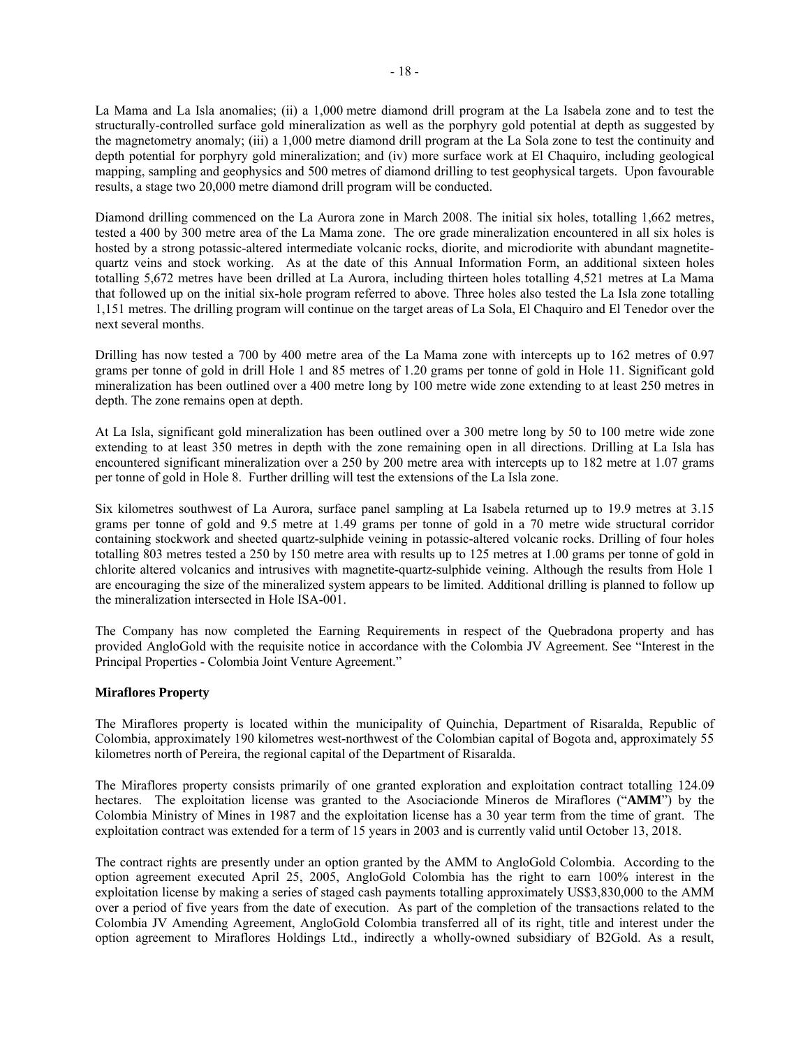La Mama and La Isla anomalies; (ii) a 1,000 metre diamond drill program at the La Isabela zone and to test the structurally-controlled surface gold mineralization as well as the porphyry gold potential at depth as suggested by the magnetometry anomaly; (iii) a 1,000 metre diamond drill program at the La Sola zone to test the continuity and depth potential for porphyry gold mineralization; and (iv) more surface work at El Chaquiro, including geological mapping, sampling and geophysics and 500 metres of diamond drilling to test geophysical targets. Upon favourable results, a stage two 20,000 metre diamond drill program will be conducted.

Diamond drilling commenced on the La Aurora zone in March 2008. The initial six holes, totalling 1,662 metres, tested a 400 by 300 metre area of the La Mama zone. The ore grade mineralization encountered in all six holes is hosted by a strong potassic-altered intermediate volcanic rocks, diorite, and microdiorite with abundant magnetite-quartz veins and stock working. As at the date of this Annual Information Form, an additional sixteen holes totalling 5,672 metres have been drilled at La Aurora, including thirteen holes totalling 4,521 metres at La Mama that followed up on the initial six-hole program referred to above. Three holes also tested the La Isla zone totalling 1,151 metres. The drilling program will continue on the target areas of La Sola, El Chaquiro and El Tenedor over the next several months.

Drilling has now tested a 700 by 400 metre area of the La Mama zone with intercepts up to 162 metres of 0.97 grams per tonne of gold in drill Hole 1 and 85 metres of 1.20 grams per tonne of gold in Hole 11. Significant gold mineralization has been outlined over a 400 metre long by 100 metre wide zone extending to at least 250 metres in depth. The zone remains open at depth.

At La Isla, significant gold mineralization has been outlined over a 300 metre long by 50 to 100 metre wide zone extending to at least 350 metres in depth with the zone remaining open in all directions. Drilling at La Isla has encountered significant mineralization over a 250 by 200 metre area with intercepts up to 182 metre at 1.07 grams per tonne of gold in Hole 8. Further drilling will test the extensions of the La Isla zone.

Six kilometres southwest of La Aurora, surface panel sampling at La Isabela returned up to 19.9 metres at 3.15 grams per tonne of gold and 9.5 metre at 1.49 grams per tonne of gold in a 70 metre wide structural corridor containing stockwork and sheeted quartz-sulphide veining in potassic-altered volcanic rocks. Drilling of four holes totalling 803 metres tested a 250 by 150 metre area with results up to 125 metres at 1.00 grams per tonne of gold in chlorite altered volcanics and intrusives with magnetite-quartz-sulphide veining. Although the results from Hole 1 are encouraging the size of the mineralized system appears to be limited. Additional drilling is planned to follow up the mineralization intersected in Hole ISA-001.

The Company has now completed the Earning Requirements in respect of the Quebradona property and has provided AngloGold with the requisite notice in accordance with the Colombia JV Agreement. See "Interest in the Principal Properties - Colombia Joint Venture Agreement."

**Miraflores Property**

The Miraflores property is located within the municipality of Quinchia, Department of Risaralda, Republic of Colombia, approximately 190 kilometres west-northwest of the Colombian capital of Bogota and, approximately 55 kilometres north of Pereira, the regional capital of the Department of Risaralda.

The Miraflores property consists primarily of one granted exploration and exploitation contract totalling 124.09 hectares. The exploitation license was granted to the Asociacionde Mineros de Miraflores ("**AMM**") by the Colombia Ministry of Mines in 1987 and the exploitation license has a 30 year term from the time of grant. The exploitation contract was extended for a term of 15 years in 2003 and is currently valid until October 13, 2018.

The contract rights are presently under an option granted by the AMM to AngloGold Colombia. According to the option agreement executed April 25, 2005, AngloGold Colombia has the right to earn 100% interest in the exploitation license by making a series of staged cash payments totalling approximately US$3,830,000 to the AMM over a period of five years from the date of execution. As part of the completion of the transactions related to the Colombia JV Amending Agreement, AngloGold Colombia transferred all of its right, title and interest under the option agreement to Miraflores Holdings Ltd., indirectly a wholly-owned subsidiary of B2Gold. As a result,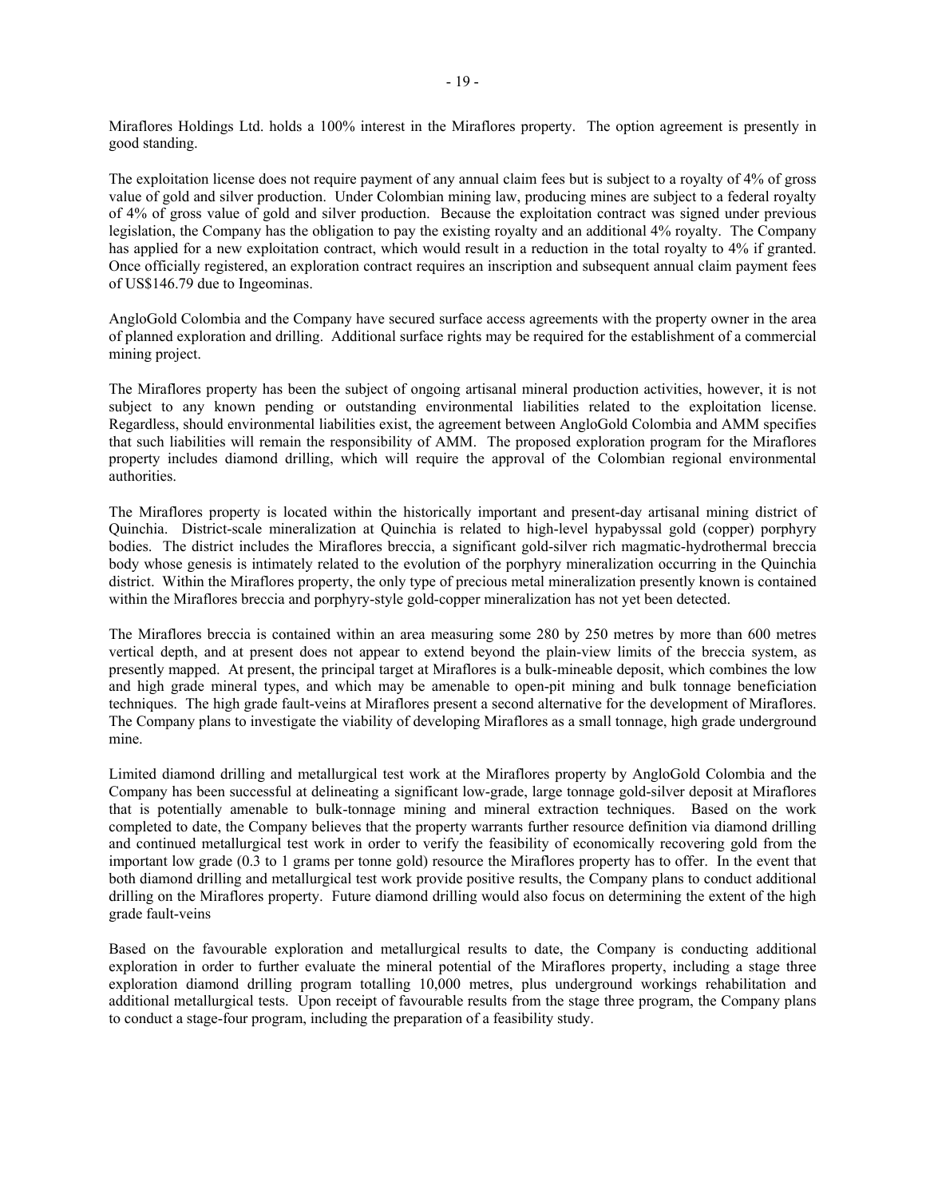Miraflores Holdings Ltd. holds a 100% interest in the Miraflores property. The option agreement is presently in good standing.

The exploitation license does not require payment of any annual claim fees but is subject to a royalty of 4% of gross value of gold and silver production. Under Colombian mining law, producing mines are subject to a federal royalty of 4% of gross value of gold and silver production. Because the exploitation contract was signed under previous legislation, the Company has the obligation to pay the existing royalty and an additional 4% royalty. The Company has applied for a new exploitation contract, which would result in a reduction in the total royalty to 4% if granted. Once officially registered, an exploration contract requires an inscription and subsequent annual claim payment fees of US$146.79 due to Ingeominas.

AngloGold Colombia and the Company have secured surface access agreements with the property owner in the area of planned exploration and drilling. Additional surface rights may be required for the establishment of a commercial mining project.

The Miraflores property has been the subject of ongoing artisanal mineral production activities, however, it is not subject to any known pending or outstanding environmental liabilities related to the exploitation license. Regardless, should environmental liabilities exist, the agreement between AngloGold Colombia and AMM specifies that such liabilities will remain the responsibility of AMM. The proposed exploration program for the Miraflores property includes diamond drilling, which will require the approval of the Colombian regional environmental authorities.

The Miraflores property is located within the historically important and present-day artisanal mining district of Quinchia. District-scale mineralization at Quinchia is related to high-level hypabyssal gold (copper) porphyry bodies. The district includes the Miraflores breccia, a significant gold-silver rich magmatic-hydrothermal breccia body whose genesis is intimately related to the evolution of the porphyry mineralization occurring in the Quinchia district. Within the Miraflores property, the only type of precious metal mineralization presently known is contained within the Miraflores breccia and porphyry-style gold-copper mineralization has not yet been detected.

The Miraflores breccia is contained within an area measuring some 280 by 250 metres by more than 600 metres vertical depth, and at present does not appear to extend beyond the plain-view limits of the breccia system, as presently mapped. At present, the principal target at Miraflores is a bulk-mineable deposit, which combines the low and high grade mineral types, and which may be amenable to open-pit mining and bulk tonnage beneficiation techniques. The high grade fault-veins at Miraflores present a second alternative for the development of Miraflores. The Company plans to investigate the viability of developing Miraflores as a small tonnage, high grade underground mine.

Limited diamond drilling and metallurgical test work at the Miraflores property by AngloGold Colombia and the Company has been successful at delineating a significant low-grade, large tonnage gold-silver deposit at Miraflores that is potentially amenable to bulk-tonnage mining and mineral extraction techniques. Based on the work completed to date, the Company believes that the property warrants further resource definition via diamond drilling and continued metallurgical test work in order to verify the feasibility of economically recovering gold from the important low grade (0.3 to 1 grams per tonne gold) resource the Miraflores property has to offer. In the event that both diamond drilling and metallurgical test work provide positive results, the Company plans to conduct additional drilling on the Miraflores property. Future diamond drilling would also focus on determining the extent of the high grade fault-veins

Based on the favourable exploration and metallurgical results to date, the Company is conducting additional exploration in order to further evaluate the mineral potential of the Miraflores property, including a stage three exploration diamond drilling program totalling 10,000 metres, plus underground workings rehabilitation and additional metallurgical tests. Upon receipt of favourable results from the stage three program, the Company plans to conduct a stage-four program, including the preparation of a feasibility study.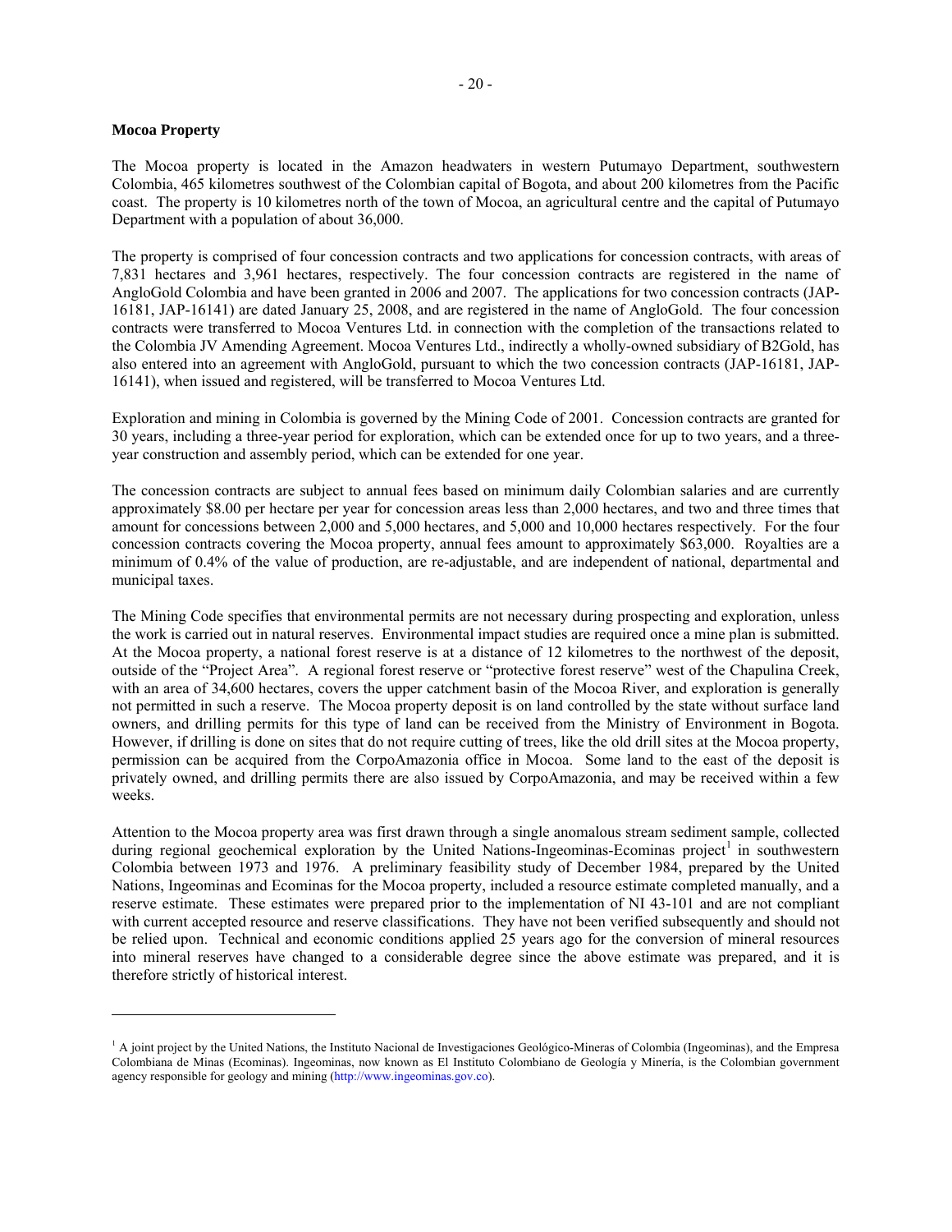**Mocoa Property**

The Mocoa property is located in the Amazon headwaters in western Putumayo Department, southwestern Colombia, 465 kilometres southwest of the Colombian capital of Bogota, and about 200 kilometres from the Pacific coast. The property is 10 kilometres north of the town of Mocoa, an agricultural centre and the capital of Putumayo Department with a population of about 36,000.

The property is comprised of four concession contracts and two applications for concession contracts, with areas of 7,831 hectares and 3,961 hectares, respectively. The four concession contracts are registered in the name of AngloGold Colombia and have been granted in 2006 and 2007. The applications for two concession contracts (JAP-16181, JAP-16141) are dated January 25, 2008, and are registered in the name of AngloGold. The four concession contracts were transferred to Mocoa Ventures Ltd. in connection with the completion of the transactions related to the Colombia JV Amending Agreement. Mocoa Ventures Ltd., indirectly a wholly-owned subsidiary of B2Gold, has also entered into an agreement with AngloGold, pursuant to which the two concession contracts (JAP-16181, JAP-16141), when issued and registered, will be transferred to Mocoa Ventures Ltd.

Exploration and mining in Colombia is governed by the Mining Code of 2001. Concession contracts are granted for 30 years, including a three-year period for exploration, which can be extended once for up to two years, and a three-year construction and assembly period, which can be extended for one year.

The concession contracts are subject to annual fees based on minimum daily Colombian salaries and are currently approximately $8.00 per hectare per year for concession areas less than 2,000 hectares, and two and three times that amount for concessions between 2,000 and 5,000 hectares, and 5,000 and 10,000 hectares respectively. For the four concession contracts covering the Mocoa property, annual fees amount to approximately $63,000. Royalties are a minimum of 0.4% of the value of production, are re-adjustable, and are independent of national, departmental and municipal taxes.

The Mining Code specifies that environmental permits are not necessary during prospecting and exploration, unless the work is carried out in natural reserves. Environmental impact studies are required once a mine plan is submitted. At the Mocoa property, a national forest reserve is at a distance of 12 kilometres to the northwest of the deposit, outside of the "Project Area". A regional forest reserve or "protective forest reserve" west of the Chapulina Creek, with an area of 34,600 hectares, covers the upper catchment basin of the Mocoa River, and exploration is generally not permitted in such a reserve. The Mocoa property deposit is on land controlled by the state without surface land owners, and drilling permits for this type of land can be received from the Ministry of Environment in Bogota. However, if drilling is done on sites that do not require cutting of trees, like the old drill sites at the Mocoa property, permission can be acquired from the CorpoAmazonia office in Mocoa. Some land to the east of the deposit is privately owned, and drilling permits there are also issued by CorpoAmazonia, and may be received within a few weeks.

Attention to the Mocoa property area was first drawn through a single anomalous stream sediment sample, collected during regional geochemical exploration by the United Nations-Ingeominas-Ecominas project[1] in southwestern Colombia between 1973 and 1976. A preliminary feasibility study of December 1984, prepared by the United Nations, Ingeominas and Ecominas for the Mocoa property, included a resource estimate completed manually, and a reserve estimate. These estimates were prepared prior to the implementation of NI 43-101 and are not compliant with current accepted resource and reserve classifications. They have not been verified subsequently and should not be relied upon. Technical and economic conditions applied 25 years ago for the conversion of mineral resources into mineral reserves have changed to a considerable degree since the above estimate was prepared, and it is therefore strictly of historical interest.

---

[1] A joint project by the United Nations, the Instituto Nacional de Investigaciones Geológico-Mineras of Colombia (Ingeominas), and the Empresa Colombiana de Minas (Ecominas). Ingeominas, now known as El Instituto Colombiano de Geología y Minería, is the Colombian government agency responsible for geology and mining (http://www.ingeominas.gov.co).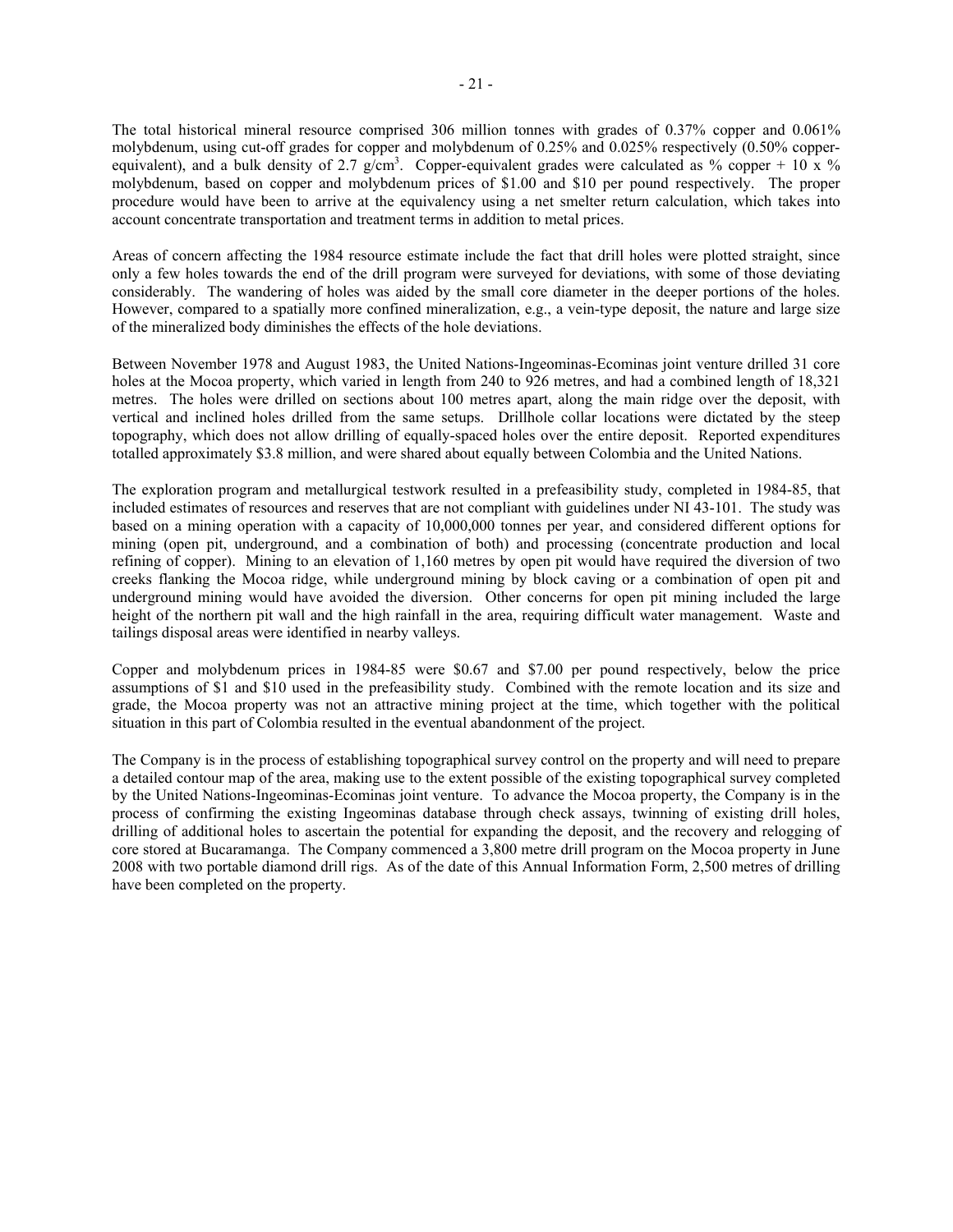The total historical mineral resource comprised 306 million tonnes with grades of 0.37% copper and 0.061% molybdenum, using cut-off grades for copper and molybdenum of 0.25% and 0.025% respectively (0.50% copper-equivalent), and a bulk density of 2.7 g/cm$^3$. Copper-equivalent grades were calculated as % copper + 10 x % molybdenum, based on copper and molybdenum prices of $1.00 and $10 per pound respectively. The proper procedure would have been to arrive at the equivalency using a net smelter return calculation, which takes into account concentrate transportation and treatment terms in addition to metal prices.

Areas of concern affecting the 1984 resource estimate include the fact that drill holes were plotted straight, since only a few holes towards the end of the drill program were surveyed for deviations, with some of those deviating considerably. The wandering of holes was aided by the small core diameter in the deeper portions of the holes. However, compared to a spatially more confined mineralization, e.g., a vein-type deposit, the nature and large size of the mineralized body diminishes the effects of the hole deviations.

Between November 1978 and August 1983, the United Nations-Ingeominas-Ecominas joint venture drilled 31 core holes at the Mocoa property, which varied in length from 240 to 926 metres, and had a combined length of 18,321 metres. The holes were drilled on sections about 100 metres apart, along the main ridge over the deposit, with vertical and inclined holes drilled from the same setups. Drillhole collar locations were dictated by the steep topography, which does not allow drilling of equally-spaced holes over the entire deposit. Reported expenditures totalled approximately $3.8 million, and were shared about equally between Colombia and the United Nations.

The exploration program and metallurgical testwork resulted in a prefeasibility study, completed in 1984-85, that included estimates of resources and reserves that are not compliant with guidelines under NI 43-101. The study was based on a mining operation with a capacity of 10,000,000 tonnes per year, and considered different options for mining (open pit, underground, and a combination of both) and processing (concentrate production and local refining of copper). Mining to an elevation of 1,160 metres by open pit would have required the diversion of two creeks flanking the Mocoa ridge, while underground mining by block caving or a combination of open pit and underground mining would have avoided the diversion. Other concerns for open pit mining included the large height of the northern pit wall and the high rainfall in the area, requiring difficult water management. Waste and tailings disposal areas were identified in nearby valleys.

Copper and molybdenum prices in 1984-85 were $0.67 and $7.00 per pound respectively, below the price assumptions of $1 and $10 used in the prefeasibility study. Combined with the remote location and its size and grade, the Mocoa property was not an attractive mining project at the time, which together with the political situation in this part of Colombia resulted in the eventual abandonment of the project.

The Company is in the process of establishing topographical survey control on the property and will need to prepare a detailed contour map of the area, making use to the extent possible of the existing topographical survey completed by the United Nations-Ingeominas-Ecominas joint venture. To advance the Mocoa property, the Company is in the process of confirming the existing Ingeominas database through check assays, twinning of existing drill holes, drilling of additional holes to ascertain the potential for expanding the deposit, and the recovery and relogging of core stored at Bucaramanga. The Company commenced a 3,800 metre drill program on the Mocoa property in June 2008 with two portable diamond drill rigs. As of the date of this Annual Information Form, 2,500 metres of drilling have been completed on the property.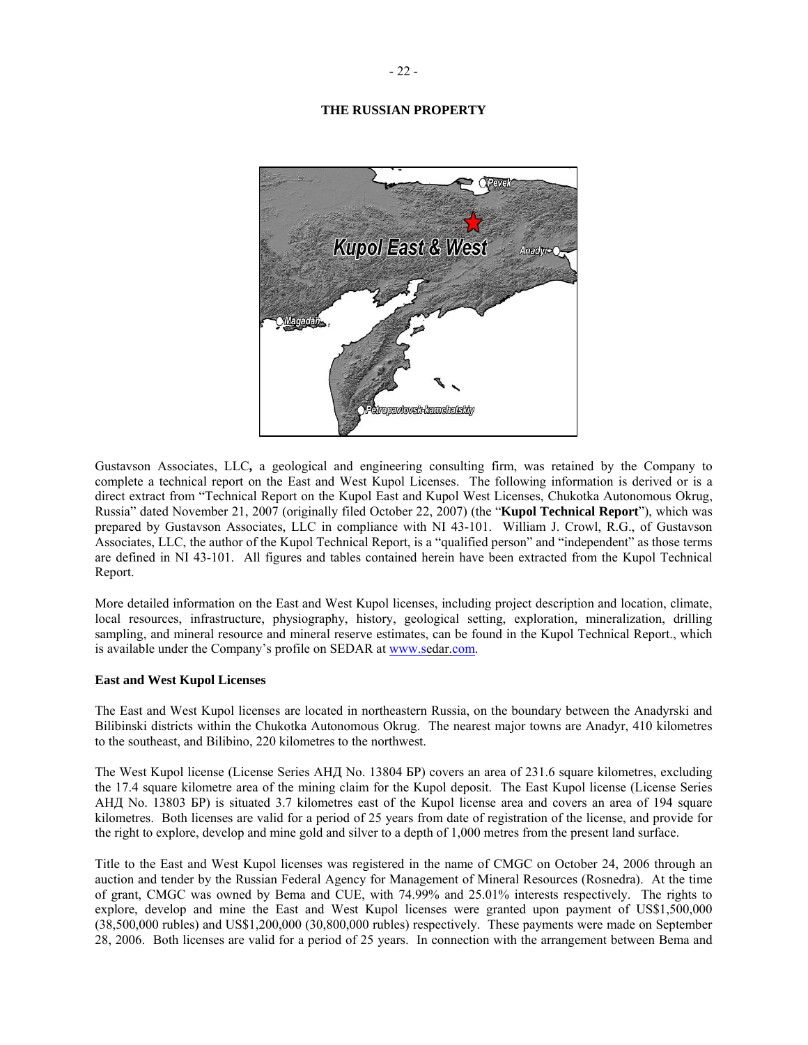## THE RUSSIAN PROPERTY

Gustavson Associates, LLC**,** a geological and engineering consulting firm, was retained by the Company to complete a technical report on the East and West Kupol Licenses. The following information is derived or is a direct extract from "Technical Report on the Kupol East and Kupol West Licenses, Chukotka Autonomous Okrug, Russia" dated November 21, 2007 (originally filed October 22, 2007) (the "**Kupol Technical Report**"), which was prepared by Gustavson Associates, LLC in compliance with NI 43-101. William J. Crowl, R.G., of Gustavson Associates, LLC, the author of the Kupol Technical Report, is a "qualified person" and "independent" as those terms are defined in NI 43-101. All figures and tables contained herein have been extracted from the Kupol Technical Report.

More detailed information on the East and West Kupol licenses, including project description and location, climate, local resources, infrastructure, physiography, history, geological setting, exploration, mineralization, drilling sampling, and mineral resource and mineral reserve estimates, can be found in the Kupol Technical Report., which is available under the Company's profile on SEDAR at www.sedar.com.

### East and West Kupol Licenses

The East and West Kupol licenses are located in northeastern Russia, on the boundary between the Anadyrski and Bilibinski districts within the Chukotka Autonomous Okrug. The nearest major towns are Anadyr, 410 kilometres to the southeast, and Bilibino, 220 kilometres to the northwest.

The West Kupol license (License Series АНД No. 13804 БР) covers an area of 231.6 square kilometres, excluding the 17.4 square kilometre area of the mining claim for the Kupol deposit. The East Kupol license (License Series АНД No. 13803 БР) is situated 3.7 kilometres east of the Kupol license area and covers an area of 194 square kilometres. Both licenses are valid for a period of 25 years from date of registration of the license, and provide for the right to explore, develop and mine gold and silver to a depth of 1,000 metres from the present land surface.

Title to the East and West Kupol licenses was registered in the name of CMGC on October 24, 2006 through an auction and tender by the Russian Federal Agency for Management of Mineral Resources (Rosnedra). At the time of grant, CMGC was owned by Bema and CUE, with 74.99% and 25.01% interests respectively. The rights to explore, develop and mine the East and West Kupol licenses were granted upon payment of US$1,500,000 (38,500,000 rubles) and US$1,200,000 (30,800,000 rubles) respectively. These payments were made on September 28, 2006. Both licenses are valid for a period of 25 years. In connection with the arrangement between Bema and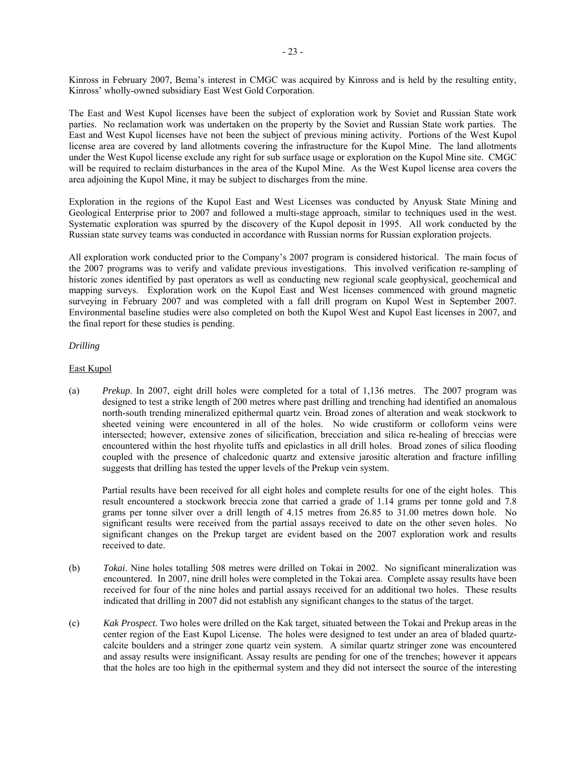Kinross in February 2007, Bema's interest in CMGC was acquired by Kinross and is held by the resulting entity, Kinross' wholly-owned subsidiary East West Gold Corporation.

The East and West Kupol licenses have been the subject of exploration work by Soviet and Russian State work parties. No reclamation work was undertaken on the property by the Soviet and Russian State work parties. The East and West Kupol licenses have not been the subject of previous mining activity. Portions of the West Kupol license area are covered by land allotments covering the infrastructure for the Kupol Mine. The land allotments under the West Kupol license exclude any right for sub surface usage or exploration on the Kupol Mine site. CMGC will be required to reclaim disturbances in the area of the Kupol Mine. As the West Kupol license area covers the area adjoining the Kupol Mine, it may be subject to discharges from the mine.

Exploration in the regions of the Kupol East and West Licenses was conducted by Anyusk State Mining and Geological Enterprise prior to 2007 and followed a multi-stage approach, similar to techniques used in the west. Systematic exploration was spurred by the discovery of the Kupol deposit in 1995. All work conducted by the Russian state survey teams was conducted in accordance with Russian norms for Russian exploration projects.

All exploration work conducted prior to the Company's 2007 program is considered historical. The main focus of the 2007 programs was to verify and validate previous investigations. This involved verification re-sampling of historic zones identified by past operators as well as conducting new regional scale geophysical, geochemical and mapping surveys. Exploration work on the Kupol East and West licenses commenced with ground magnetic surveying in February 2007 and was completed with a fall drill program on Kupol West in September 2007. Environmental baseline studies were also completed on both the Kupol West and Kupol East licenses in 2007, and the final report for these studies is pending.

*Drilling*

East Kupol

(a) *Prekup*. In 2007, eight drill holes were completed for a total of 1,136 metres. The 2007 program was designed to test a strike length of 200 metres where past drilling and trenching had identified an anomalous north-south trending mineralized epithermal quartz vein. Broad zones of alteration and weak stockwork to sheeted veining were encountered in all of the holes. No wide crustiform or colloform veins were intersected; however, extensive zones of silicification, brecciation and silica re-healing of breccias were encountered within the host rhyolite tuffs and epiclastics in all drill holes. Broad zones of silica flooding coupled with the presence of chalcedonic quartz and extensive jarositic alteration and fracture infilling suggests that drilling has tested the upper levels of the Prekup vein system.

    Partial results have been received for all eight holes and complete results for one of the eight holes. This result encountered a stockwork breccia zone that carried a grade of 1.14 grams per tonne gold and 7.8 grams per tonne silver over a drill length of 4.15 metres from 26.85 to 31.00 metres down hole. No significant results were received from the partial assays received to date on the other seven holes. No significant changes on the Prekup target are evident based on the 2007 exploration work and results received to date.

(b) *Tokai*. Nine holes totalling 508 metres were drilled on Tokai in 2002. No significant mineralization was encountered. In 2007, nine drill holes were completed in the Tokai area. Complete assay results have been received for four of the nine holes and partial assays received for an additional two holes. These results indicated that drilling in 2007 did not establish any significant changes to the status of the target.

(c) *Kak Prospect*. Two holes were drilled on the Kak target, situated between the Tokai and Prekup areas in the center region of the East Kupol License. The holes were designed to test under an area of bladed quartz-calcite boulders and a stringer zone quartz vein system. A similar quartz stringer zone was encountered and assay results were insignificant. Assay results are pending for one of the trenches; however it appears that the holes are too high in the epithermal system and they did not intersect the source of the interesting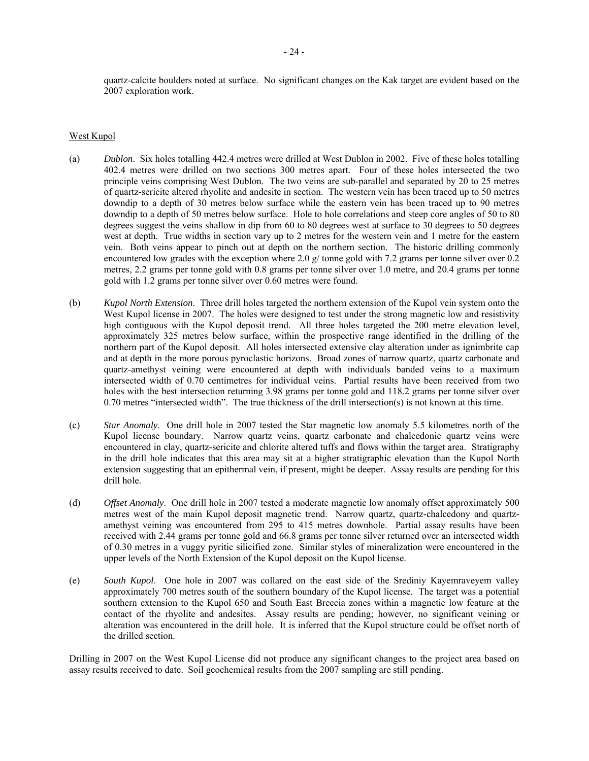quartz-calcite boulders noted at surface. No significant changes on the Kak target are evident based on the 2007 exploration work.

West Kupol

(a) *Dublon*. Six holes totalling 442.4 metres were drilled at West Dublon in 2002. Five of these holes totalling 402.4 metres were drilled on two sections 300 metres apart. Four of these holes intersected the two principle veins comprising West Dublon. The two veins are sub-parallel and separated by 20 to 25 metres of quartz-sericite altered rhyolite and andesite in section. The western vein has been traced up to 50 metres downdip to a depth of 30 metres below surface while the eastern vein has been traced up to 90 metres downdip to a depth of 50 metres below surface. Hole to hole correlations and steep core angles of 50 to 80 degrees suggest the veins shallow in dip from 60 to 80 degrees west at surface to 30 degrees to 50 degrees west at depth. True widths in section vary up to 2 metres for the western vein and 1 metre for the eastern vein. Both veins appear to pinch out at depth on the northern section. The historic drilling commonly encountered low grades with the exception where 2.0 g/ tonne gold with 7.2 grams per tonne silver over 0.2 metres, 2.2 grams per tonne gold with 0.8 grams per tonne silver over 1.0 metre, and 20.4 grams per tonne gold with 1.2 grams per tonne silver over 0.60 metres were found.

(b) *Kupol North Extension*. Three drill holes targeted the northern extension of the Kupol vein system onto the West Kupol license in 2007. The holes were designed to test under the strong magnetic low and resistivity high contiguous with the Kupol deposit trend. All three holes targeted the 200 metre elevation level, approximately 325 metres below surface, within the prospective range identified in the drilling of the northern part of the Kupol deposit. All holes intersected extensive clay alteration under as ignimbrite cap and at depth in the more porous pyroclastic horizons. Broad zones of narrow quartz, quartz carbonate and quartz-amethyst veining were encountered at depth with individuals banded veins to a maximum intersected width of 0.70 centimetres for individual veins. Partial results have been received from two holes with the best intersection returning 3.98 grams per tonne gold and 118.2 grams per tonne silver over 0.70 metres "intersected width". The true thickness of the drill intersection(s) is not known at this time.

(c) *Star Anomaly*. One drill hole in 2007 tested the Star magnetic low anomaly 5.5 kilometres north of the Kupol license boundary. Narrow quartz veins, quartz carbonate and chalcedonic quartz veins were encountered in clay, quartz-sericite and chlorite altered tuffs and flows within the target area. Stratigraphy in the drill hole indicates that this area may sit at a higher stratigraphic elevation than the Kupol North extension suggesting that an epithermal vein, if present, might be deeper. Assay results are pending for this drill hole.

(d) *Offset Anomaly*. One drill hole in 2007 tested a moderate magnetic low anomaly offset approximately 500 metres west of the main Kupol deposit magnetic trend. Narrow quartz, quartz-chalcedony and quartz-amethyst veining was encountered from 295 to 415 metres downhole. Partial assay results have been received with 2.44 grams per tonne gold and 66.8 grams per tonne silver returned over an intersected width of 0.30 metres in a vuggy pyritic silicified zone. Similar styles of mineralization were encountered in the upper levels of the North Extension of the Kupol deposit on the Kupol license.

(e) *South Kupol*. One hole in 2007 was collared on the east side of the Srediniy Kayemraveyem valley approximately 700 metres south of the southern boundary of the Kupol license. The target was a potential southern extension to the Kupol 650 and South East Breccia zones within a magnetic low feature at the contact of the rhyolite and andesites. Assay results are pending; however, no significant veining or alteration was encountered in the drill hole. It is inferred that the Kupol structure could be offset north of the drilled section.

Drilling in 2007 on the West Kupol License did not produce any significant changes to the project area based on assay results received to date. Soil geochemical results from the 2007 sampling are still pending.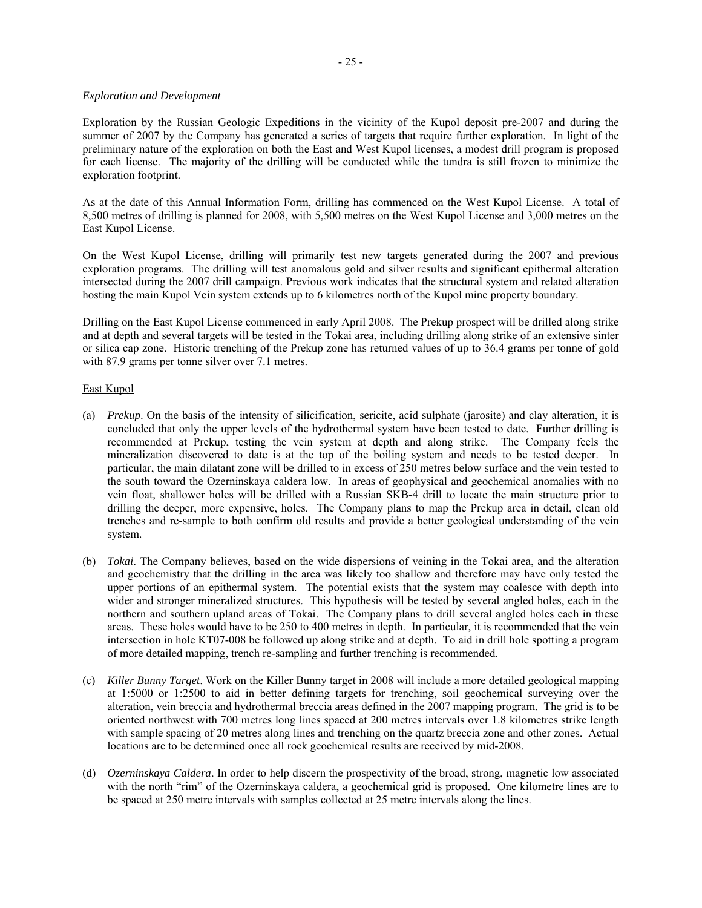*Exploration and Development*

Exploration by the Russian Geologic Expeditions in the vicinity of the Kupol deposit pre-2007 and during the summer of 2007 by the Company has generated a series of targets that require further exploration. In light of the preliminary nature of the exploration on both the East and West Kupol licenses, a modest drill program is proposed for each license. The majority of the drilling will be conducted while the tundra is still frozen to minimize the exploration footprint.

As at the date of this Annual Information Form, drilling has commenced on the West Kupol License. A total of 8,500 metres of drilling is planned for 2008, with 5,500 metres on the West Kupol License and 3,000 metres on the East Kupol License.

On the West Kupol License, drilling will primarily test new targets generated during the 2007 and previous exploration programs. The drilling will test anomalous gold and silver results and significant epithermal alteration intersected during the 2007 drill campaign. Previous work indicates that the structural system and related alteration hosting the main Kupol Vein system extends up to 6 kilometres north of the Kupol mine property boundary.

Drilling on the East Kupol License commenced in early April 2008. The Prekup prospect will be drilled along strike and at depth and several targets will be tested in the Tokai area, including drilling along strike of an extensive sinter or silica cap zone. Historic trenching of the Prekup zone has returned values of up to 36.4 grams per tonne of gold with 87.9 grams per tonne silver over 7.1 metres.

East Kupol

(a) *Prekup*. On the basis of the intensity of silicification, sericite, acid sulphate (jarosite) and clay alteration, it is concluded that only the upper levels of the hydrothermal system have been tested to date. Further drilling is recommended at Prekup, testing the vein system at depth and along strike. The Company feels the mineralization discovered to date is at the top of the boiling system and needs to be tested deeper. In particular, the main dilatant zone will be drilled to in excess of 250 metres below surface and the vein tested to the south toward the Ozerninskaya caldera low. In areas of geophysical and geochemical anomalies with no vein float, shallower holes will be drilled with a Russian SKB-4 drill to locate the main structure prior to drilling the deeper, more expensive, holes. The Company plans to map the Prekup area in detail, clean old trenches and re-sample to both confirm old results and provide a better geological understanding of the vein system.

(b) *Tokai*. The Company believes, based on the wide dispersions of veining in the Tokai area, and the alteration and geochemistry that the drilling in the area was likely too shallow and therefore may have only tested the upper portions of an epithermal system. The potential exists that the system may coalesce with depth into wider and stronger mineralized structures. This hypothesis will be tested by several angled holes, each in the northern and southern upland areas of Tokai. The Company plans to drill several angled holes each in these areas. These holes would have to be 250 to 400 metres in depth. In particular, it is recommended that the vein intersection in hole KT07-008 be followed up along strike and at depth. To aid in drill hole spotting a program of more detailed mapping, trench re-sampling and further trenching is recommended.

(c) *Killer Bunny Target*. Work on the Killer Bunny target in 2008 will include a more detailed geological mapping at 1:5000 or 1:2500 to aid in better defining targets for trenching, soil geochemical surveying over the alteration, vein breccia and hydrothermal breccia areas defined in the 2007 mapping program. The grid is to be oriented northwest with 700 metres long lines spaced at 200 metres intervals over 1.8 kilometres strike length with sample spacing of 20 metres along lines and trenching on the quartz breccia zone and other zones. Actual locations are to be determined once all rock geochemical results are received by mid-2008.

(d) *Ozerninskaya Caldera*. In order to help discern the prospectivity of the broad, strong, magnetic low associated with the north "rim" of the Ozerninskaya caldera, a geochemical grid is proposed. One kilometre lines are to be spaced at 250 metre intervals with samples collected at 25 metre intervals along the lines.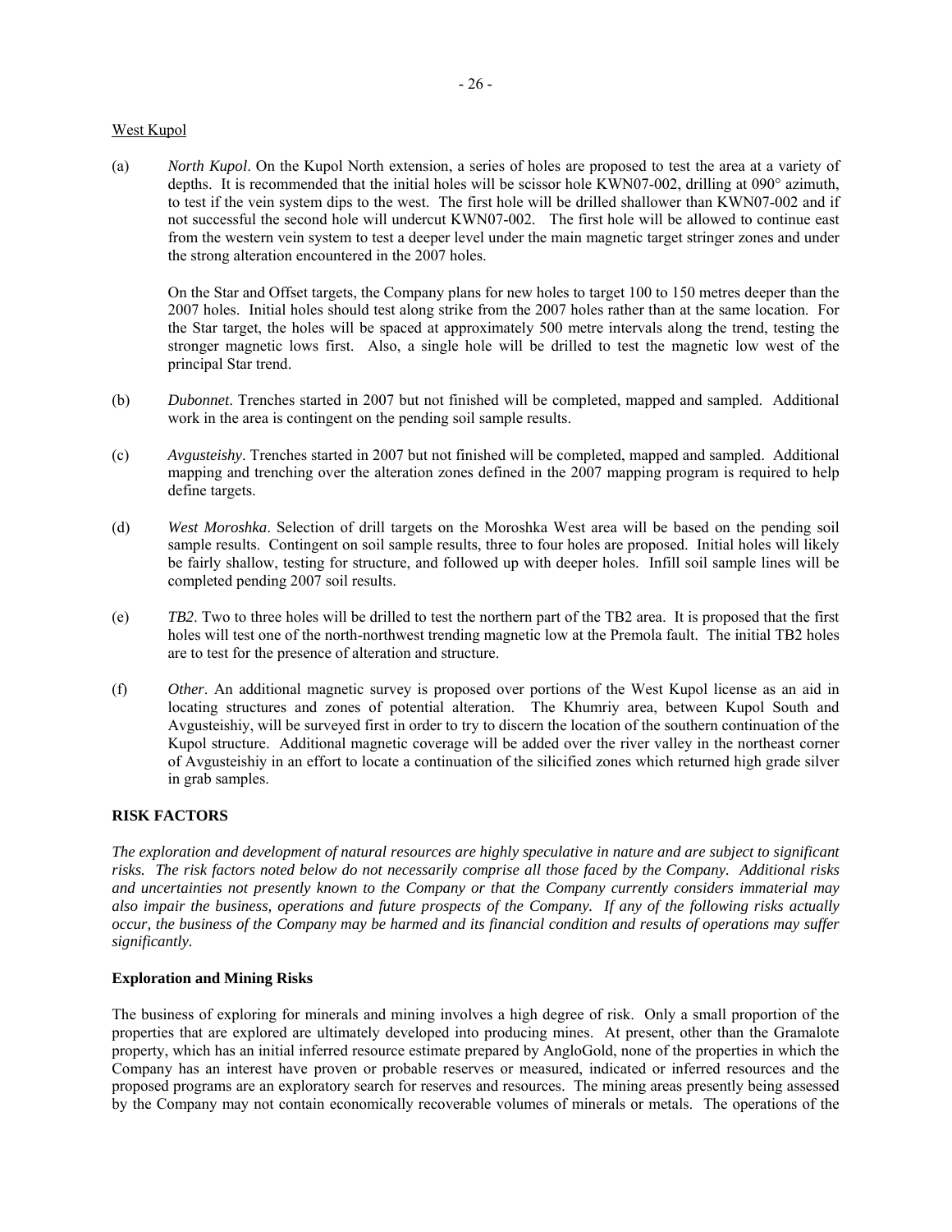West Kupol

(a) *North Kupol*. On the Kupol North extension, a series of holes are proposed to test the area at a variety of depths. It is recommended that the initial holes will be scissor hole KWN07-002, drilling at 090° azimuth, to test if the vein system dips to the west. The first hole will be drilled shallower than KWN07-002 and if not successful the second hole will undercut KWN07-002. The first hole will be allowed to continue east from the western vein system to test a deeper level under the main magnetic target stringer zones and under the strong alteration encountered in the 2007 holes.

    On the Star and Offset targets, the Company plans for new holes to target 100 to 150 metres deeper than the 2007 holes. Initial holes should test along strike from the 2007 holes rather than at the same location. For the Star target, the holes will be spaced at approximately 500 metre intervals along the trend, testing the stronger magnetic lows first. Also, a single hole will be drilled to test the magnetic low west of the principal Star trend.

(b) *Dubonnet*. Trenches started in 2007 but not finished will be completed, mapped and sampled. Additional work in the area is contingent on the pending soil sample results.

(c) *Avgusteishy*. Trenches started in 2007 but not finished will be completed, mapped and sampled. Additional mapping and trenching over the alteration zones defined in the 2007 mapping program is required to help define targets.

(d) *West Moroshka*. Selection of drill targets on the Moroshka West area will be based on the pending soil sample results. Contingent on soil sample results, three to four holes are proposed. Initial holes will likely be fairly shallow, testing for structure, and followed up with deeper holes. Infill soil sample lines will be completed pending 2007 soil results.

(e) *TB2*. Two to three holes will be drilled to test the northern part of the TB2 area. It is proposed that the first holes will test one of the north-northwest trending magnetic low at the Premola fault. The initial TB2 holes are to test for the presence of alteration and structure.

(f) *Other*. An additional magnetic survey is proposed over portions of the West Kupol license as an aid in locating structures and zones of potential alteration. The Khumriy area, between Kupol South and Avgusteishiy, will be surveyed first in order to try to discern the location of the southern continuation of the Kupol structure. Additional magnetic coverage will be added over the river valley in the northeast corner of Avgusteishiy in an effort to locate a continuation of the silicified zones which returned high grade silver in grab samples.

## RISK FACTORS

*The exploration and development of natural resources are highly speculative in nature and are subject to significant risks. The risk factors noted below do not necessarily comprise all those faced by the Company. Additional risks and uncertainties not presently known to the Company or that the Company currently considers immaterial may also impair the business, operations and future prospects of the Company. If any of the following risks actually occur, the business of the Company may be harmed and its financial condition and results of operations may suffer significantly.*

### Exploration and Mining Risks

The business of exploring for minerals and mining involves a high degree of risk. Only a small proportion of the properties that are explored are ultimately developed into producing mines. At present, other than the Gramalote property, which has an initial inferred resource estimate prepared by AngloGold, none of the properties in which the Company has an interest have proven or probable reserves or measured, indicated or inferred resources and the proposed programs are an exploratory search for reserves and resources. The mining areas presently being assessed by the Company may not contain economically recoverable volumes of minerals or metals. The operations of the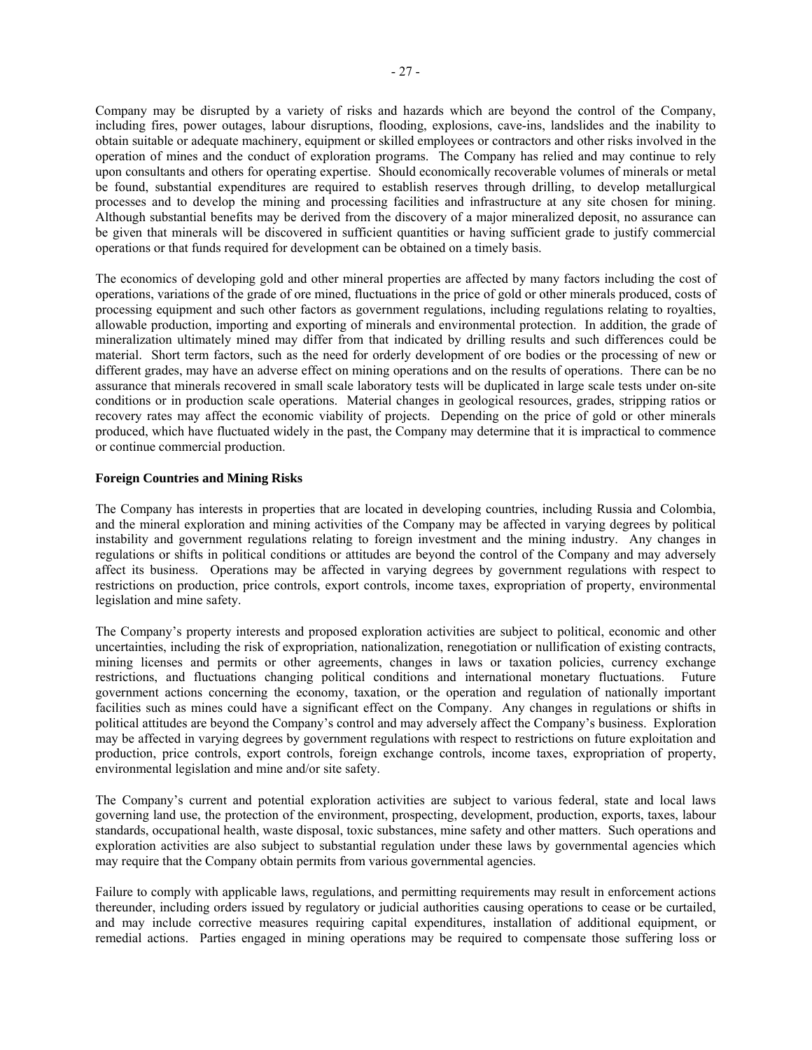Company may be disrupted by a variety of risks and hazards which are beyond the control of the Company, including fires, power outages, labour disruptions, flooding, explosions, cave-ins, landslides and the inability to obtain suitable or adequate machinery, equipment or skilled employees or contractors and other risks involved in the operation of mines and the conduct of exploration programs. The Company has relied and may continue to rely upon consultants and others for operating expertise. Should economically recoverable volumes of minerals or metal be found, substantial expenditures are required to establish reserves through drilling, to develop metallurgical processes and to develop the mining and processing facilities and infrastructure at any site chosen for mining. Although substantial benefits may be derived from the discovery of a major mineralized deposit, no assurance can be given that minerals will be discovered in sufficient quantities or having sufficient grade to justify commercial operations or that funds required for development can be obtained on a timely basis.

The economics of developing gold and other mineral properties are affected by many factors including the cost of operations, variations of the grade of ore mined, fluctuations in the price of gold or other minerals produced, costs of processing equipment and such other factors as government regulations, including regulations relating to royalties, allowable production, importing and exporting of minerals and environmental protection. In addition, the grade of mineralization ultimately mined may differ from that indicated by drilling results and such differences could be material. Short term factors, such as the need for orderly development of ore bodies or the processing of new or different grades, may have an adverse effect on mining operations and on the results of operations. There can be no assurance that minerals recovered in small scale laboratory tests will be duplicated in large scale tests under on-site conditions or in production scale operations. Material changes in geological resources, grades, stripping ratios or recovery rates may affect the economic viability of projects. Depending on the price of gold or other minerals produced, which have fluctuated widely in the past, the Company may determine that it is impractical to commence or continue commercial production.

**Foreign Countries and Mining Risks**

The Company has interests in properties that are located in developing countries, including Russia and Colombia, and the mineral exploration and mining activities of the Company may be affected in varying degrees by political instability and government regulations relating to foreign investment and the mining industry. Any changes in regulations or shifts in political conditions or attitudes are beyond the control of the Company and may adversely affect its business. Operations may be affected in varying degrees by government regulations with respect to restrictions on production, price controls, export controls, income taxes, expropriation of property, environmental legislation and mine safety.

The Company's property interests and proposed exploration activities are subject to political, economic and other uncertainties, including the risk of expropriation, nationalization, renegotiation or nullification of existing contracts, mining licenses and permits or other agreements, changes in laws or taxation policies, currency exchange restrictions, and fluctuations changing political conditions and international monetary fluctuations. Future government actions concerning the economy, taxation, or the operation and regulation of nationally important facilities such as mines could have a significant effect on the Company. Any changes in regulations or shifts in political attitudes are beyond the Company's control and may adversely affect the Company's business. Exploration may be affected in varying degrees by government regulations with respect to restrictions on future exploitation and production, price controls, export controls, foreign exchange controls, income taxes, expropriation of property, environmental legislation and mine and/or site safety.

The Company's current and potential exploration activities are subject to various federal, state and local laws governing land use, the protection of the environment, prospecting, development, production, exports, taxes, labour standards, occupational health, waste disposal, toxic substances, mine safety and other matters. Such operations and exploration activities are also subject to substantial regulation under these laws by governmental agencies which may require that the Company obtain permits from various governmental agencies.

Failure to comply with applicable laws, regulations, and permitting requirements may result in enforcement actions thereunder, including orders issued by regulatory or judicial authorities causing operations to cease or be curtailed, and may include corrective measures requiring capital expenditures, installation of additional equipment, or remedial actions. Parties engaged in mining operations may be required to compensate those suffering loss or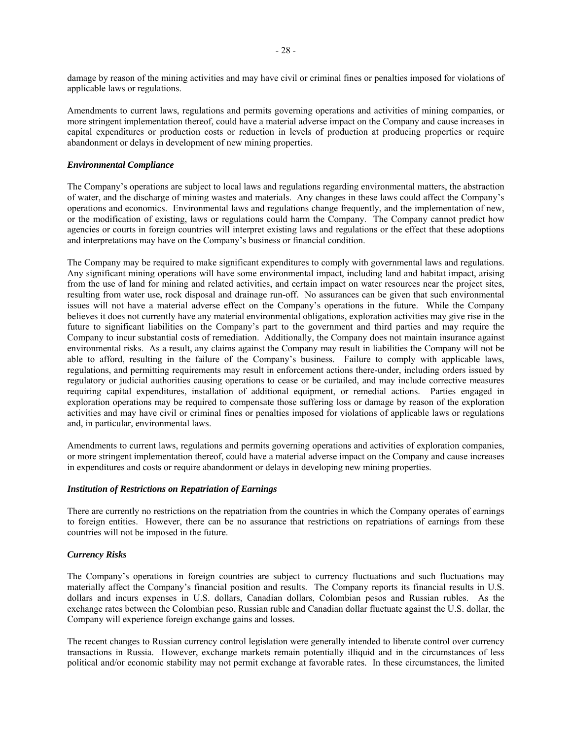damage by reason of the mining activities and may have civil or criminal fines or penalties imposed for violations of applicable laws or regulations.

Amendments to current laws, regulations and permits governing operations and activities of mining companies, or more stringent implementation thereof, could have a material adverse impact on the Company and cause increases in capital expenditures or production costs or reduction in levels of production at producing properties or require abandonment or delays in development of new mining properties.

***Environmental Compliance***

The Company's operations are subject to local laws and regulations regarding environmental matters, the abstraction of water, and the discharge of mining wastes and materials. Any changes in these laws could affect the Company's operations and economics. Environmental laws and regulations change frequently, and the implementation of new, or the modification of existing, laws or regulations could harm the Company. The Company cannot predict how agencies or courts in foreign countries will interpret existing laws and regulations or the effect that these adoptions and interpretations may have on the Company's business or financial condition.

The Company may be required to make significant expenditures to comply with governmental laws and regulations. Any significant mining operations will have some environmental impact, including land and habitat impact, arising from the use of land for mining and related activities, and certain impact on water resources near the project sites, resulting from water use, rock disposal and drainage run-off. No assurances can be given that such environmental issues will not have a material adverse effect on the Company's operations in the future. While the Company believes it does not currently have any material environmental obligations, exploration activities may give rise in the future to significant liabilities on the Company's part to the government and third parties and may require the Company to incur substantial costs of remediation. Additionally, the Company does not maintain insurance against environmental risks. As a result, any claims against the Company may result in liabilities the Company will not be able to afford, resulting in the failure of the Company's business. Failure to comply with applicable laws, regulations, and permitting requirements may result in enforcement actions there-under, including orders issued by regulatory or judicial authorities causing operations to cease or be curtailed, and may include corrective measures requiring capital expenditures, installation of additional equipment, or remedial actions. Parties engaged in exploration operations may be required to compensate those suffering loss or damage by reason of the exploration activities and may have civil or criminal fines or penalties imposed for violations of applicable laws or regulations and, in particular, environmental laws.

Amendments to current laws, regulations and permits governing operations and activities of exploration companies, or more stringent implementation thereof, could have a material adverse impact on the Company and cause increases in expenditures and costs or require abandonment or delays in developing new mining properties.

***Institution of Restrictions on Repatriation of Earnings***

There are currently no restrictions on the repatriation from the countries in which the Company operates of earnings to foreign entities. However, there can be no assurance that restrictions on repatriations of earnings from these countries will not be imposed in the future.

***Currency Risks***

The Company's operations in foreign countries are subject to currency fluctuations and such fluctuations may materially affect the Company's financial position and results. The Company reports its financial results in U.S. dollars and incurs expenses in U.S. dollars, Canadian dollars, Colombian pesos and Russian rubles. As the exchange rates between the Colombian peso, Russian ruble and Canadian dollar fluctuate against the U.S. dollar, the Company will experience foreign exchange gains and losses.

The recent changes to Russian currency control legislation were generally intended to liberate control over currency transactions in Russia. However, exchange markets remain potentially illiquid and in the circumstances of less political and/or economic stability may not permit exchange at favorable rates. In these circumstances, the limited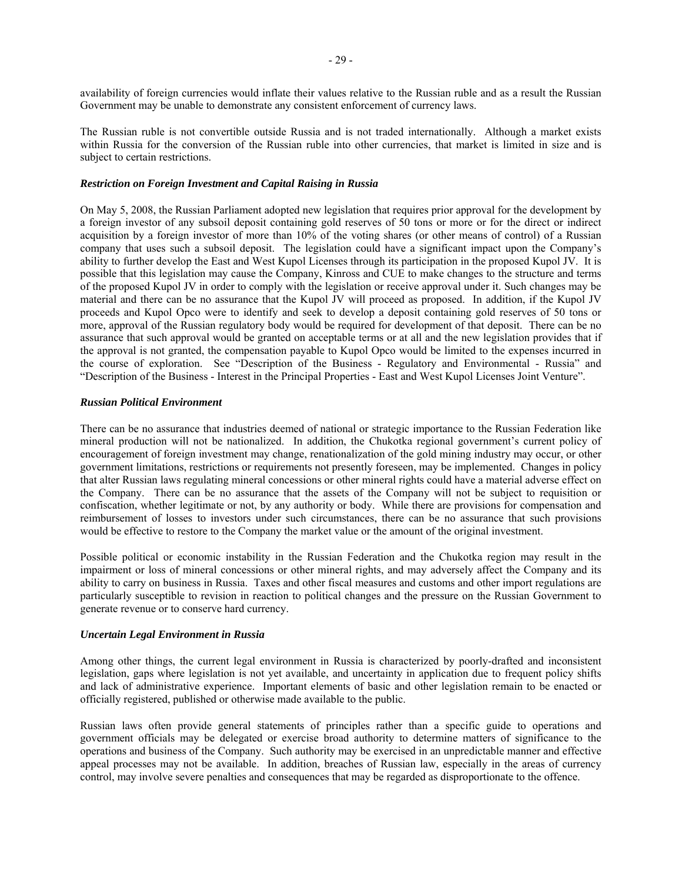availability of foreign currencies would inflate their values relative to the Russian ruble and as a result the Russian Government may be unable to demonstrate any consistent enforcement of currency laws.

The Russian ruble is not convertible outside Russia and is not traded internationally. Although a market exists within Russia for the conversion of the Russian ruble into other currencies, that market is limited in size and is subject to certain restrictions.

***Restriction on Foreign Investment and Capital Raising in Russia***

On May 5, 2008, the Russian Parliament adopted new legislation that requires prior approval for the development by a foreign investor of any subsoil deposit containing gold reserves of 50 tons or more or for the direct or indirect acquisition by a foreign investor of more than 10% of the voting shares (or other means of control) of a Russian company that uses such a subsoil deposit. The legislation could have a significant impact upon the Company's ability to further develop the East and West Kupol Licenses through its participation in the proposed Kupol JV. It is possible that this legislation may cause the Company, Kinross and CUE to make changes to the structure and terms of the proposed Kupol JV in order to comply with the legislation or receive approval under it. Such changes may be material and there can be no assurance that the Kupol JV will proceed as proposed. In addition, if the Kupol JV proceeds and Kupol Opco were to identify and seek to develop a deposit containing gold reserves of 50 tons or more, approval of the Russian regulatory body would be required for development of that deposit. There can be no assurance that such approval would be granted on acceptable terms or at all and the new legislation provides that if the approval is not granted, the compensation payable to Kupol Opco would be limited to the expenses incurred in the course of exploration. See "Description of the Business - Regulatory and Environmental - Russia" and "Description of the Business - Interest in the Principal Properties - East and West Kupol Licenses Joint Venture".

***Russian Political Environment***

There can be no assurance that industries deemed of national or strategic importance to the Russian Federation like mineral production will not be nationalized. In addition, the Chukotka regional government's current policy of encouragement of foreign investment may change, renationalization of the gold mining industry may occur, or other government limitations, restrictions or requirements not presently foreseen, may be implemented. Changes in policy that alter Russian laws regulating mineral concessions or other mineral rights could have a material adverse effect on the Company. There can be no assurance that the assets of the Company will not be subject to requisition or confiscation, whether legitimate or not, by any authority or body. While there are provisions for compensation and reimbursement of losses to investors under such circumstances, there can be no assurance that such provisions would be effective to restore to the Company the market value or the amount of the original investment.

Possible political or economic instability in the Russian Federation and the Chukotka region may result in the impairment or loss of mineral concessions or other mineral rights, and may adversely affect the Company and its ability to carry on business in Russia. Taxes and other fiscal measures and customs and other import regulations are particularly susceptible to revision in reaction to political changes and the pressure on the Russian Government to generate revenue or to conserve hard currency.

***Uncertain Legal Environment in Russia***

Among other things, the current legal environment in Russia is characterized by poorly-drafted and inconsistent legislation, gaps where legislation is not yet available, and uncertainty in application due to frequent policy shifts and lack of administrative experience. Important elements of basic and other legislation remain to be enacted or officially registered, published or otherwise made available to the public.

Russian laws often provide general statements of principles rather than a specific guide to operations and government officials may be delegated or exercise broad authority to determine matters of significance to the operations and business of the Company. Such authority may be exercised in an unpredictable manner and effective appeal processes may not be available. In addition, breaches of Russian law, especially in the areas of currency control, may involve severe penalties and consequences that may be regarded as disproportionate to the offence.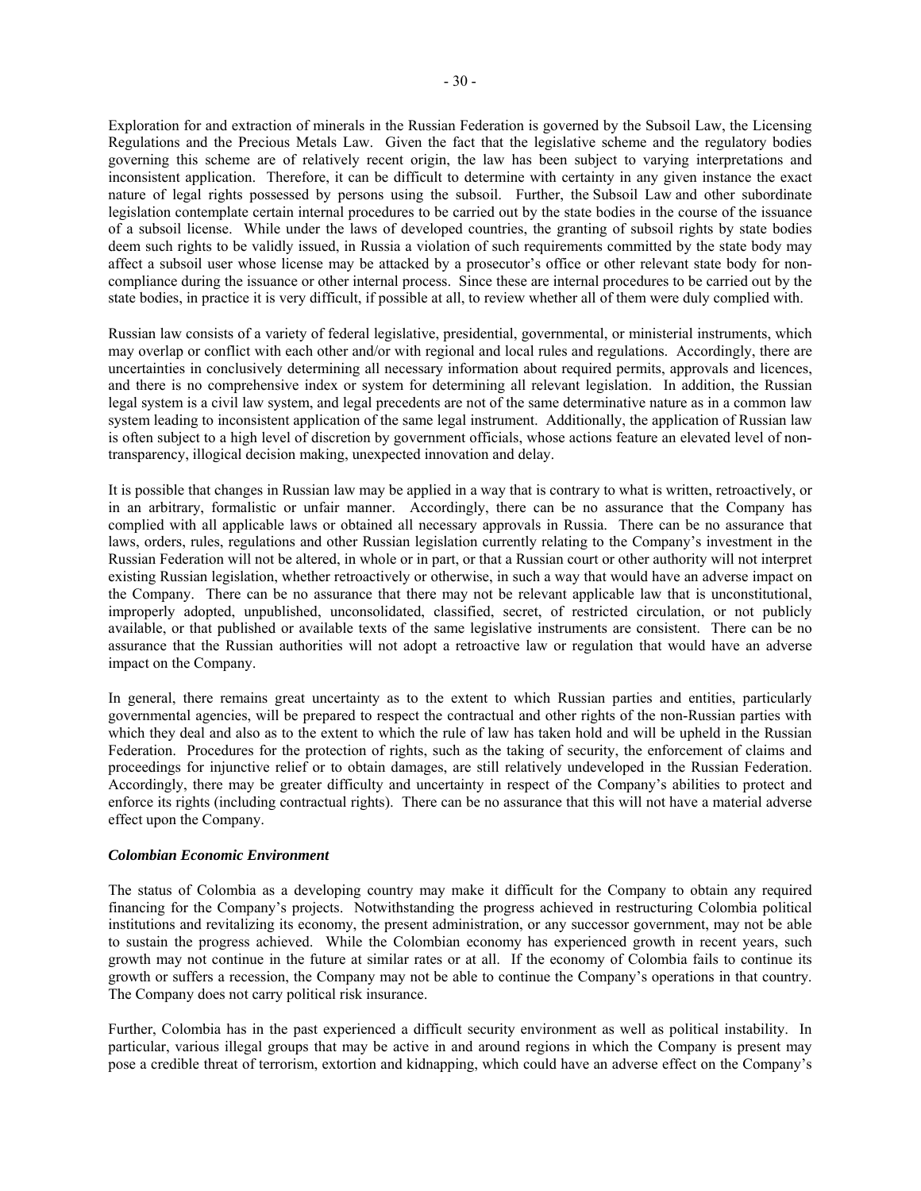Exploration for and extraction of minerals in the Russian Federation is governed by the Subsoil Law, the Licensing Regulations and the Precious Metals Law. Given the fact that the legislative scheme and the regulatory bodies governing this scheme are of relatively recent origin, the law has been subject to varying interpretations and inconsistent application. Therefore, it can be difficult to determine with certainty in any given instance the exact nature of legal rights possessed by persons using the subsoil. Further, the Subsoil Law and other subordinate legislation contemplate certain internal procedures to be carried out by the state bodies in the course of the issuance of a subsoil license. While under the laws of developed countries, the granting of subsoil rights by state bodies deem such rights to be validly issued, in Russia a violation of such requirements committed by the state body may affect a subsoil user whose license may be attacked by a prosecutor's office or other relevant state body for non-compliance during the issuance or other internal process. Since these are internal procedures to be carried out by the state bodies, in practice it is very difficult, if possible at all, to review whether all of them were duly complied with.

Russian law consists of a variety of federal legislative, presidential, governmental, or ministerial instruments, which may overlap or conflict with each other and/or with regional and local rules and regulations. Accordingly, there are uncertainties in conclusively determining all necessary information about required permits, approvals and licences, and there is no comprehensive index or system for determining all relevant legislation. In addition, the Russian legal system is a civil law system, and legal precedents are not of the same determinative nature as in a common law system leading to inconsistent application of the same legal instrument. Additionally, the application of Russian law is often subject to a high level of discretion by government officials, whose actions feature an elevated level of non-transparency, illogical decision making, unexpected innovation and delay.

It is possible that changes in Russian law may be applied in a way that is contrary to what is written, retroactively, or in an arbitrary, formalistic or unfair manner. Accordingly, there can be no assurance that the Company has complied with all applicable laws or obtained all necessary approvals in Russia. There can be no assurance that laws, orders, rules, regulations and other Russian legislation currently relating to the Company's investment in the Russian Federation will not be altered, in whole or in part, or that a Russian court or other authority will not interpret existing Russian legislation, whether retroactively or otherwise, in such a way that would have an adverse impact on the Company. There can be no assurance that there may not be relevant applicable law that is unconstitutional, improperly adopted, unpublished, unconsolidated, classified, secret, of restricted circulation, or not publicly available, or that published or available texts of the same legislative instruments are consistent. There can be no assurance that the Russian authorities will not adopt a retroactive law or regulation that would have an adverse impact on the Company.

In general, there remains great uncertainty as to the extent to which Russian parties and entities, particularly governmental agencies, will be prepared to respect the contractual and other rights of the non-Russian parties with which they deal and also as to the extent to which the rule of law has taken hold and will be upheld in the Russian Federation. Procedures for the protection of rights, such as the taking of security, the enforcement of claims and proceedings for injunctive relief or to obtain damages, are still relatively undeveloped in the Russian Federation. Accordingly, there may be greater difficulty and uncertainty in respect of the Company's abilities to protect and enforce its rights (including contractual rights). There can be no assurance that this will not have a material adverse effect upon the Company.

***Colombian Economic Environment***

The status of Colombia as a developing country may make it difficult for the Company to obtain any required financing for the Company's projects. Notwithstanding the progress achieved in restructuring Colombia political institutions and revitalizing its economy, the present administration, or any successor government, may not be able to sustain the progress achieved. While the Colombian economy has experienced growth in recent years, such growth may not continue in the future at similar rates or at all. If the economy of Colombia fails to continue its growth or suffers a recession, the Company may not be able to continue the Company's operations in that country. The Company does not carry political risk insurance.

Further, Colombia has in the past experienced a difficult security environment as well as political instability. In particular, various illegal groups that may be active in and around regions in which the Company is present may pose a credible threat of terrorism, extortion and kidnapping, which could have an adverse effect on the Company's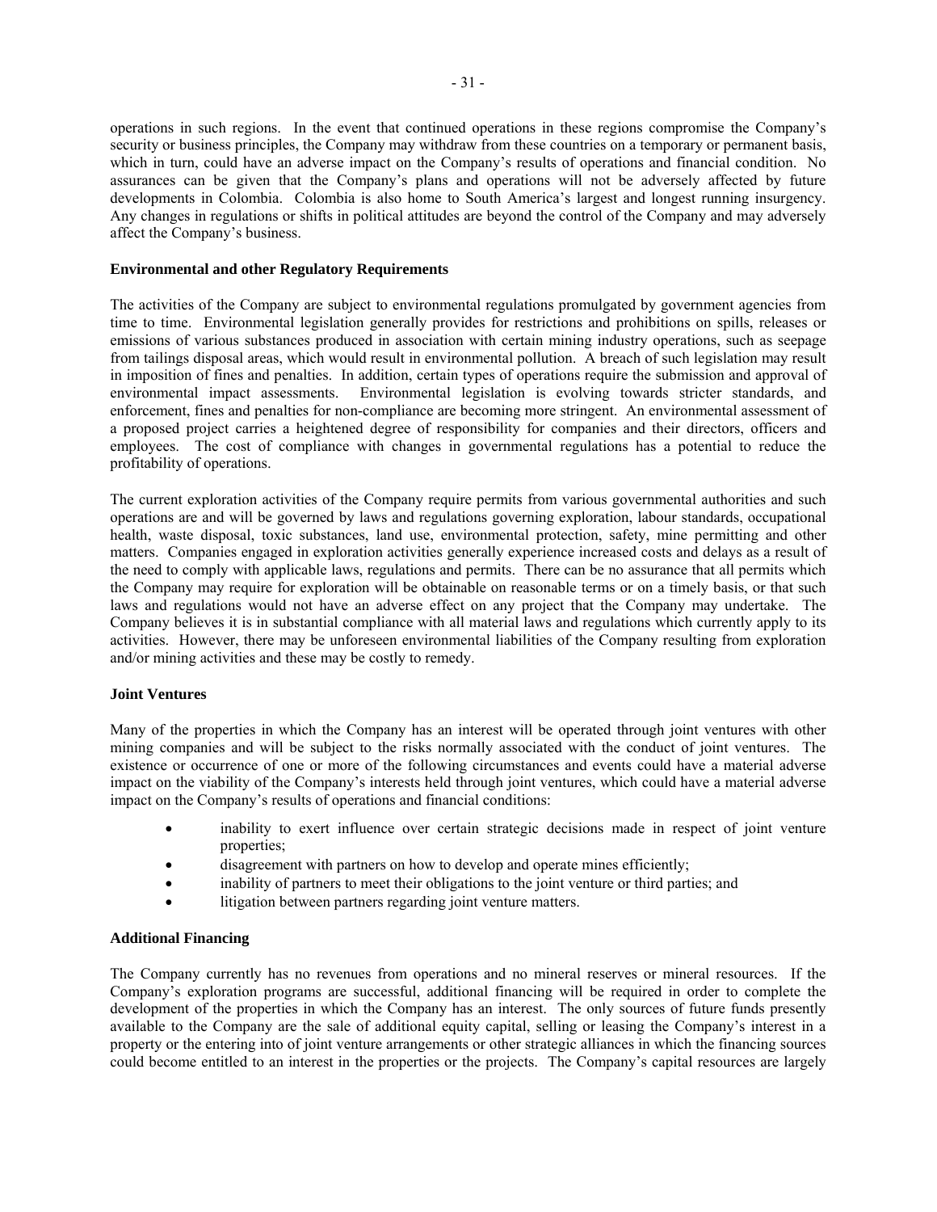operations in such regions. In the event that continued operations in these regions compromise the Company's security or business principles, the Company may withdraw from these countries on a temporary or permanent basis, which in turn, could have an adverse impact on the Company's results of operations and financial condition. No assurances can be given that the Company's plans and operations will not be adversely affected by future developments in Colombia. Colombia is also home to South America's largest and longest running insurgency. Any changes in regulations or shifts in political attitudes are beyond the control of the Company and may adversely affect the Company's business.

**Environmental and other Regulatory Requirements**

The activities of the Company are subject to environmental regulations promulgated by government agencies from time to time. Environmental legislation generally provides for restrictions and prohibitions on spills, releases or emissions of various substances produced in association with certain mining industry operations, such as seepage from tailings disposal areas, which would result in environmental pollution. A breach of such legislation may result in imposition of fines and penalties. In addition, certain types of operations require the submission and approval of environmental impact assessments. Environmental legislation is evolving towards stricter standards, and enforcement, fines and penalties for non-compliance are becoming more stringent. An environmental assessment of a proposed project carries a heightened degree of responsibility for companies and their directors, officers and employees. The cost of compliance with changes in governmental regulations has a potential to reduce the profitability of operations.

The current exploration activities of the Company require permits from various governmental authorities and such operations are and will be governed by laws and regulations governing exploration, labour standards, occupational health, waste disposal, toxic substances, land use, environmental protection, safety, mine permitting and other matters. Companies engaged in exploration activities generally experience increased costs and delays as a result of the need to comply with applicable laws, regulations and permits. There can be no assurance that all permits which the Company may require for exploration will be obtainable on reasonable terms or on a timely basis, or that such laws and regulations would not have an adverse effect on any project that the Company may undertake. The Company believes it is in substantial compliance with all material laws and regulations which currently apply to its activities. However, there may be unforeseen environmental liabilities of the Company resulting from exploration and/or mining activities and these may be costly to remedy.

**Joint Ventures**

Many of the properties in which the Company has an interest will be operated through joint ventures with other mining companies and will be subject to the risks normally associated with the conduct of joint ventures. The existence or occurrence of one or more of the following circumstances and events could have a material adverse impact on the viability of the Company's interests held through joint ventures, which could have a material adverse impact on the Company's results of operations and financial conditions:

- inability to exert influence over certain strategic decisions made in respect of joint venture properties;
- disagreement with partners on how to develop and operate mines efficiently;
- inability of partners to meet their obligations to the joint venture or third parties; and
- litigation between partners regarding joint venture matters.

**Additional Financing**

The Company currently has no revenues from operations and no mineral reserves or mineral resources. If the Company's exploration programs are successful, additional financing will be required in order to complete the development of the properties in which the Company has an interest. The only sources of future funds presently available to the Company are the sale of additional equity capital, selling or leasing the Company's interest in a property or the entering into of joint venture arrangements or other strategic alliances in which the financing sources could become entitled to an interest in the properties or the projects. The Company's capital resources are largely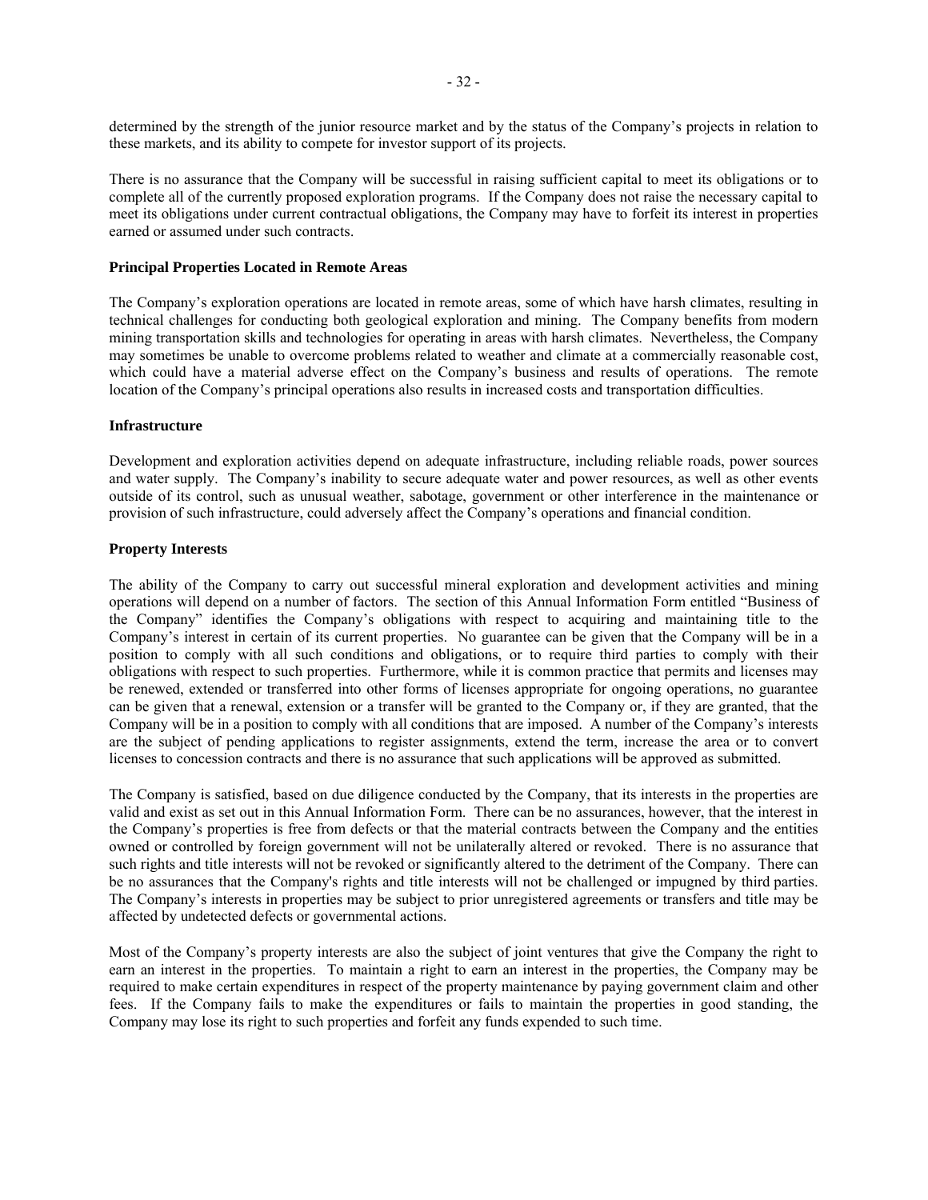determined by the strength of the junior resource market and by the status of the Company's projects in relation to these markets, and its ability to compete for investor support of its projects.

There is no assurance that the Company will be successful in raising sufficient capital to meet its obligations or to complete all of the currently proposed exploration programs. If the Company does not raise the necessary capital to meet its obligations under current contractual obligations, the Company may have to forfeit its interest in properties earned or assumed under such contracts.

**Principal Properties Located in Remote Areas**

The Company's exploration operations are located in remote areas, some of which have harsh climates, resulting in technical challenges for conducting both geological exploration and mining. The Company benefits from modern mining transportation skills and technologies for operating in areas with harsh climates. Nevertheless, the Company may sometimes be unable to overcome problems related to weather and climate at a commercially reasonable cost, which could have a material adverse effect on the Company's business and results of operations. The remote location of the Company's principal operations also results in increased costs and transportation difficulties.

**Infrastructure**

Development and exploration activities depend on adequate infrastructure, including reliable roads, power sources and water supply. The Company's inability to secure adequate water and power resources, as well as other events outside of its control, such as unusual weather, sabotage, government or other interference in the maintenance or provision of such infrastructure, could adversely affect the Company's operations and financial condition.

**Property Interests**

The ability of the Company to carry out successful mineral exploration and development activities and mining operations will depend on a number of factors. The section of this Annual Information Form entitled "Business of the Company" identifies the Company's obligations with respect to acquiring and maintaining title to the Company's interest in certain of its current properties. No guarantee can be given that the Company will be in a position to comply with all such conditions and obligations, or to require third parties to comply with their obligations with respect to such properties. Furthermore, while it is common practice that permits and licenses may be renewed, extended or transferred into other forms of licenses appropriate for ongoing operations, no guarantee can be given that a renewal, extension or a transfer will be granted to the Company or, if they are granted, that the Company will be in a position to comply with all conditions that are imposed. A number of the Company's interests are the subject of pending applications to register assignments, extend the term, increase the area or to convert licenses to concession contracts and there is no assurance that such applications will be approved as submitted.

The Company is satisfied, based on due diligence conducted by the Company, that its interests in the properties are valid and exist as set out in this Annual Information Form. There can be no assurances, however, that the interest in the Company's properties is free from defects or that the material contracts between the Company and the entities owned or controlled by foreign government will not be unilaterally altered or revoked. There is no assurance that such rights and title interests will not be revoked or significantly altered to the detriment of the Company. There can be no assurances that the Company's rights and title interests will not be challenged or impugned by third parties. The Company's interests in properties may be subject to prior unregistered agreements or transfers and title may be affected by undetected defects or governmental actions.

Most of the Company's property interests are also the subject of joint ventures that give the Company the right to earn an interest in the properties. To maintain a right to earn an interest in the properties, the Company may be required to make certain expenditures in respect of the property maintenance by paying government claim and other fees. If the Company fails to make the expenditures or fails to maintain the properties in good standing, the Company may lose its right to such properties and forfeit any funds expended to such time.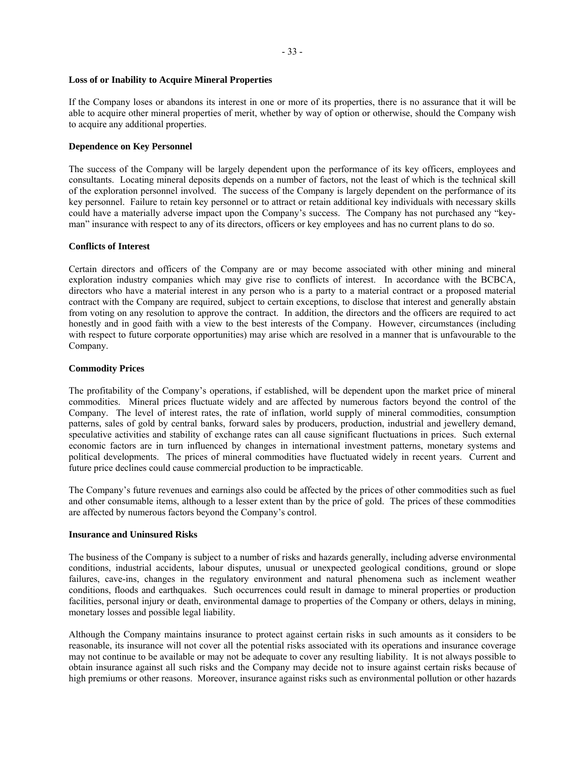**Loss of or Inability to Acquire Mineral Properties**

If the Company loses or abandons its interest in one or more of its properties, there is no assurance that it will be able to acquire other mineral properties of merit, whether by way of option or otherwise, should the Company wish to acquire any additional properties.

**Dependence on Key Personnel**

The success of the Company will be largely dependent upon the performance of its key officers, employees and consultants. Locating mineral deposits depends on a number of factors, not the least of which is the technical skill of the exploration personnel involved. The success of the Company is largely dependent on the performance of its key personnel. Failure to retain key personnel or to attract or retain additional key individuals with necessary skills could have a materially adverse impact upon the Company's success. The Company has not purchased any "key-man" insurance with respect to any of its directors, officers or key employees and has no current plans to do so.

**Conflicts of Interest**

Certain directors and officers of the Company are or may become associated with other mining and mineral exploration industry companies which may give rise to conflicts of interest. In accordance with the BCBCA, directors who have a material interest in any person who is a party to a material contract or a proposed material contract with the Company are required, subject to certain exceptions, to disclose that interest and generally abstain from voting on any resolution to approve the contract. In addition, the directors and the officers are required to act honestly and in good faith with a view to the best interests of the Company. However, circumstances (including with respect to future corporate opportunities) may arise which are resolved in a manner that is unfavourable to the Company.

**Commodity Prices**

The profitability of the Company's operations, if established, will be dependent upon the market price of mineral commodities. Mineral prices fluctuate widely and are affected by numerous factors beyond the control of the Company. The level of interest rates, the rate of inflation, world supply of mineral commodities, consumption patterns, sales of gold by central banks, forward sales by producers, production, industrial and jewellery demand, speculative activities and stability of exchange rates can all cause significant fluctuations in prices. Such external economic factors are in turn influenced by changes in international investment patterns, monetary systems and political developments. The prices of mineral commodities have fluctuated widely in recent years. Current and future price declines could cause commercial production to be impracticable.

The Company's future revenues and earnings also could be affected by the prices of other commodities such as fuel and other consumable items, although to a lesser extent than by the price of gold. The prices of these commodities are affected by numerous factors beyond the Company's control.

**Insurance and Uninsured Risks**

The business of the Company is subject to a number of risks and hazards generally, including adverse environmental conditions, industrial accidents, labour disputes, unusual or unexpected geological conditions, ground or slope failures, cave-ins, changes in the regulatory environment and natural phenomena such as inclement weather conditions, floods and earthquakes. Such occurrences could result in damage to mineral properties or production facilities, personal injury or death, environmental damage to properties of the Company or others, delays in mining, monetary losses and possible legal liability.

Although the Company maintains insurance to protect against certain risks in such amounts as it considers to be reasonable, its insurance will not cover all the potential risks associated with its operations and insurance coverage may not continue to be available or may not be adequate to cover any resulting liability. It is not always possible to obtain insurance against all such risks and the Company may decide not to insure against certain risks because of high premiums or other reasons. Moreover, insurance against risks such as environmental pollution or other hazards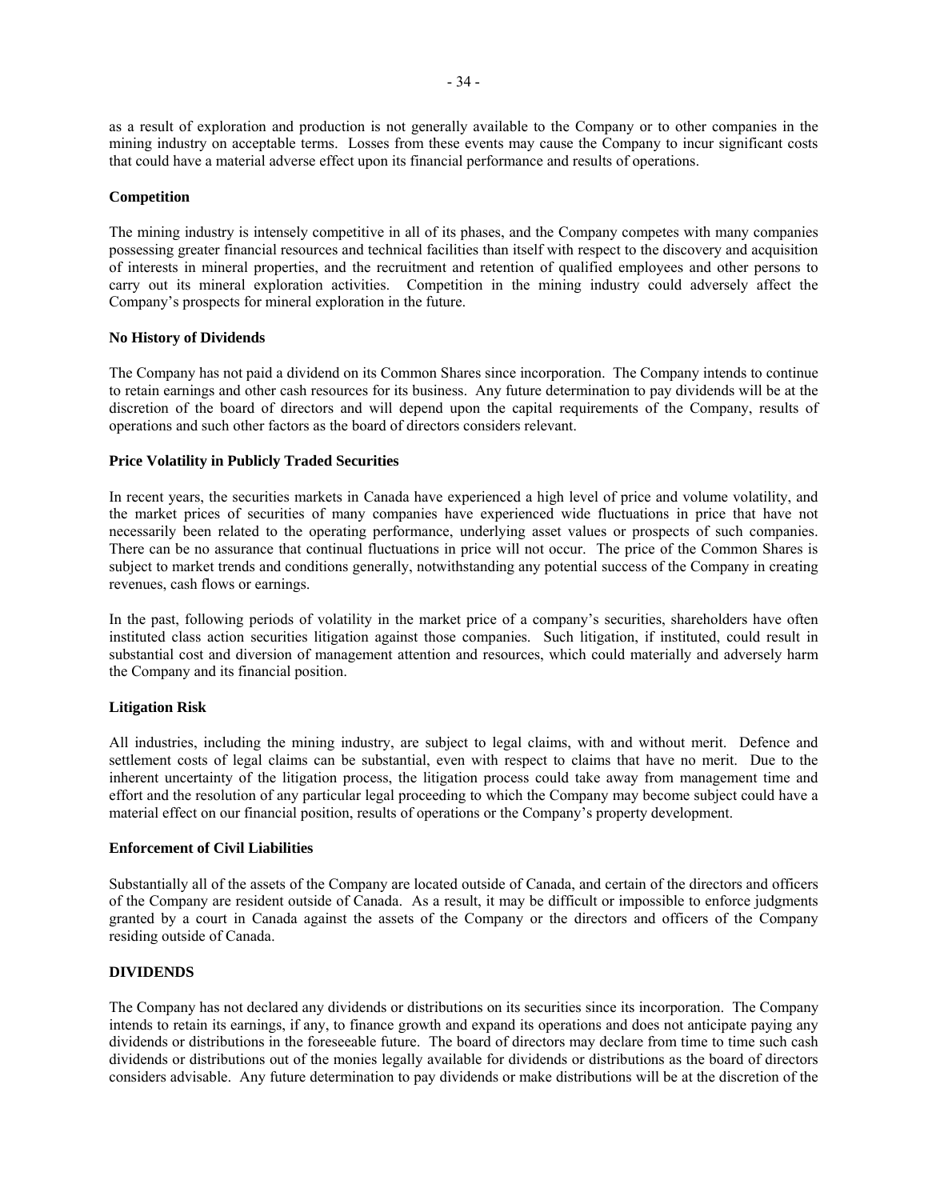as a result of exploration and production is not generally available to the Company or to other companies in the mining industry on acceptable terms. Losses from these events may cause the Company to incur significant costs that could have a material adverse effect upon its financial performance and results of operations.

**Competition**

The mining industry is intensely competitive in all of its phases, and the Company competes with many companies possessing greater financial resources and technical facilities than itself with respect to the discovery and acquisition of interests in mineral properties, and the recruitment and retention of qualified employees and other persons to carry out its mineral exploration activities. Competition in the mining industry could adversely affect the Company's prospects for mineral exploration in the future.

**No History of Dividends**

The Company has not paid a dividend on its Common Shares since incorporation. The Company intends to continue to retain earnings and other cash resources for its business. Any future determination to pay dividends will be at the discretion of the board of directors and will depend upon the capital requirements of the Company, results of operations and such other factors as the board of directors considers relevant.

**Price Volatility in Publicly Traded Securities**

In recent years, the securities markets in Canada have experienced a high level of price and volume volatility, and the market prices of securities of many companies have experienced wide fluctuations in price that have not necessarily been related to the operating performance, underlying asset values or prospects of such companies. There can be no assurance that continual fluctuations in price will not occur. The price of the Common Shares is subject to market trends and conditions generally, notwithstanding any potential success of the Company in creating revenues, cash flows or earnings.

In the past, following periods of volatility in the market price of a company's securities, shareholders have often instituted class action securities litigation against those companies. Such litigation, if instituted, could result in substantial cost and diversion of management attention and resources, which could materially and adversely harm the Company and its financial position.

**Litigation Risk**

All industries, including the mining industry, are subject to legal claims, with and without merit. Defence and settlement costs of legal claims can be substantial, even with respect to claims that have no merit. Due to the inherent uncertainty of the litigation process, the litigation process could take away from management time and effort and the resolution of any particular legal proceeding to which the Company may become subject could have a material effect on our financial position, results of operations or the Company's property development.

**Enforcement of Civil Liabilities**

Substantially all of the assets of the Company are located outside of Canada, and certain of the directors and officers of the Company are resident outside of Canada. As a result, it may be difficult or impossible to enforce judgments granted by a court in Canada against the assets of the Company or the directors and officers of the Company residing outside of Canada.

## DIVIDENDS

The Company has not declared any dividends or distributions on its securities since its incorporation. The Company intends to retain its earnings, if any, to finance growth and expand its operations and does not anticipate paying any dividends or distributions in the foreseeable future. The board of directors may declare from time to time such cash dividends or distributions out of the monies legally available for dividends or distributions as the board of directors considers advisable. Any future determination to pay dividends or make distributions will be at the discretion of the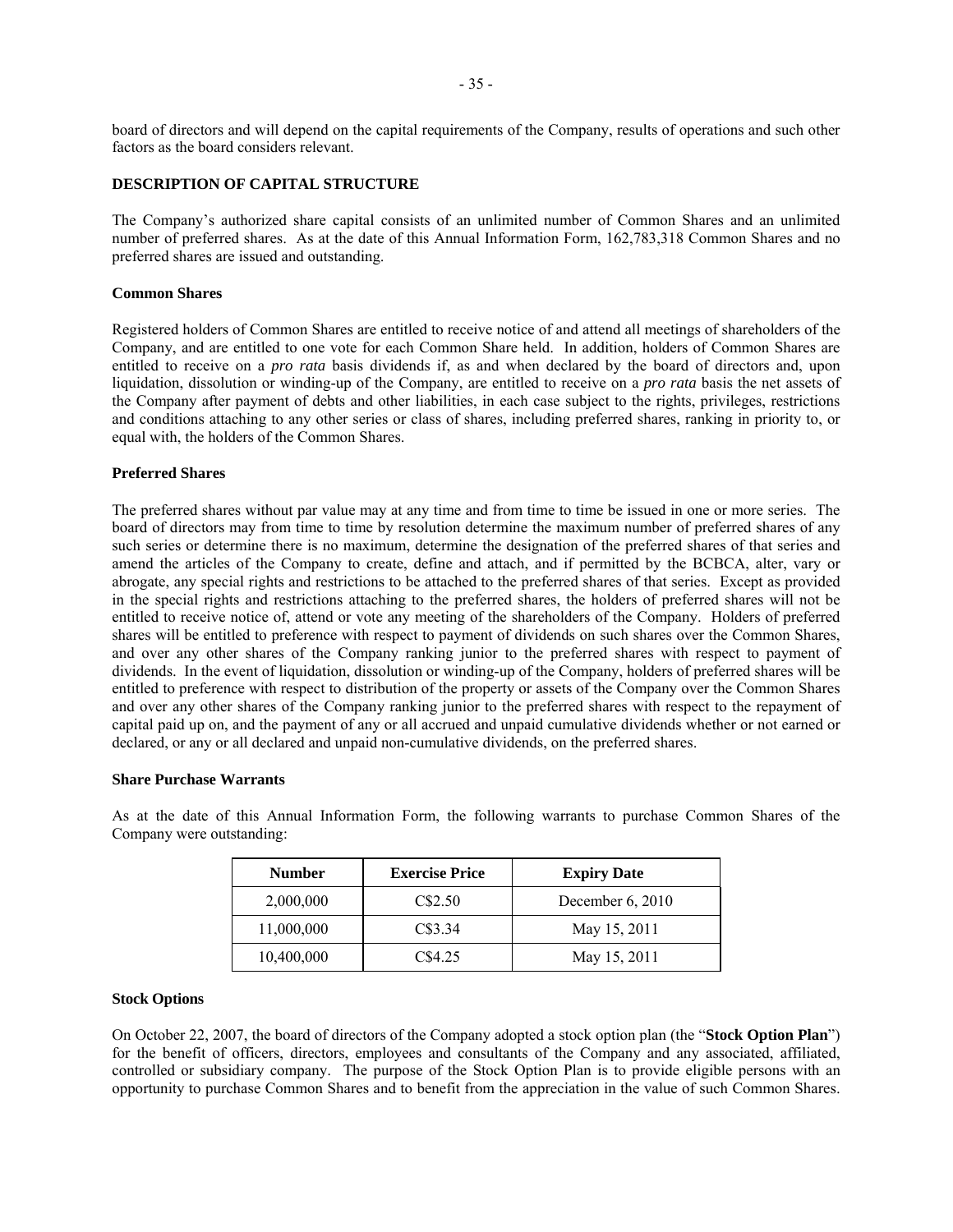board of directors and will depend on the capital requirements of the Company, results of operations and such other factors as the board considers relevant.

## DESCRIPTION OF CAPITAL STRUCTURE

The Company's authorized share capital consists of an unlimited number of Common Shares and an unlimited number of preferred shares. As at the date of this Annual Information Form, 162,783,318 Common Shares and no preferred shares are issued and outstanding.

### Common Shares

Registered holders of Common Shares are entitled to receive notice of and attend all meetings of shareholders of the Company, and are entitled to one vote for each Common Share held. In addition, holders of Common Shares are entitled to receive on a *pro rata* basis dividends if, as and when declared by the board of directors and, upon liquidation, dissolution or winding-up of the Company, are entitled to receive on a *pro rata* basis the net assets of the Company after payment of debts and other liabilities, in each case subject to the rights, privileges, restrictions and conditions attaching to any other series or class of shares, including preferred shares, ranking in priority to, or equal with, the holders of the Common Shares.

### Preferred Shares

The preferred shares without par value may at any time and from time to time be issued in one or more series. The board of directors may from time to time by resolution determine the maximum number of preferred shares of any such series or determine there is no maximum, determine the designation of the preferred shares of that series and amend the articles of the Company to create, define and attach, and if permitted by the BCBCA, alter, vary or abrogate, any special rights and restrictions to be attached to the preferred shares of that series. Except as provided in the special rights and restrictions attaching to the preferred shares, the holders of preferred shares will not be entitled to receive notice of, attend or vote any meeting of the shareholders of the Company. Holders of preferred shares will be entitled to preference with respect to payment of dividends on such shares over the Common Shares, and over any other shares of the Company ranking junior to the preferred shares with respect to payment of dividends. In the event of liquidation, dissolution or winding-up of the Company, holders of preferred shares will be entitled to preference with respect to distribution of the property or assets of the Company over the Common Shares and over any other shares of the Company ranking junior to the preferred shares with respect to the repayment of capital paid up on, and the payment of any or all accrued and unpaid cumulative dividends whether or not earned or declared, or any or all declared and unpaid non-cumulative dividends, on the preferred shares.

### Share Purchase Warrants

As at the date of this Annual Information Form, the following warrants to purchase Common Shares of the Company were outstanding:

| Number | Exercise Price | Expiry Date |
|---|---|---|
| 2,000,000 | C$2.50 | December 6, 2010 |
| 11,000,000 | C$3.34 | May 15, 2011 |
| 10,400,000 | C$4.25 | May 15, 2011 |

### Stock Options

On October 22, 2007, the board of directors of the Company adopted a stock option plan (the "**Stock Option Plan**") for the benefit of officers, directors, employees and consultants of the Company and any associated, affiliated, controlled or subsidiary company. The purpose of the Stock Option Plan is to provide eligible persons with an opportunity to purchase Common Shares and to benefit from the appreciation in the value of such Common Shares.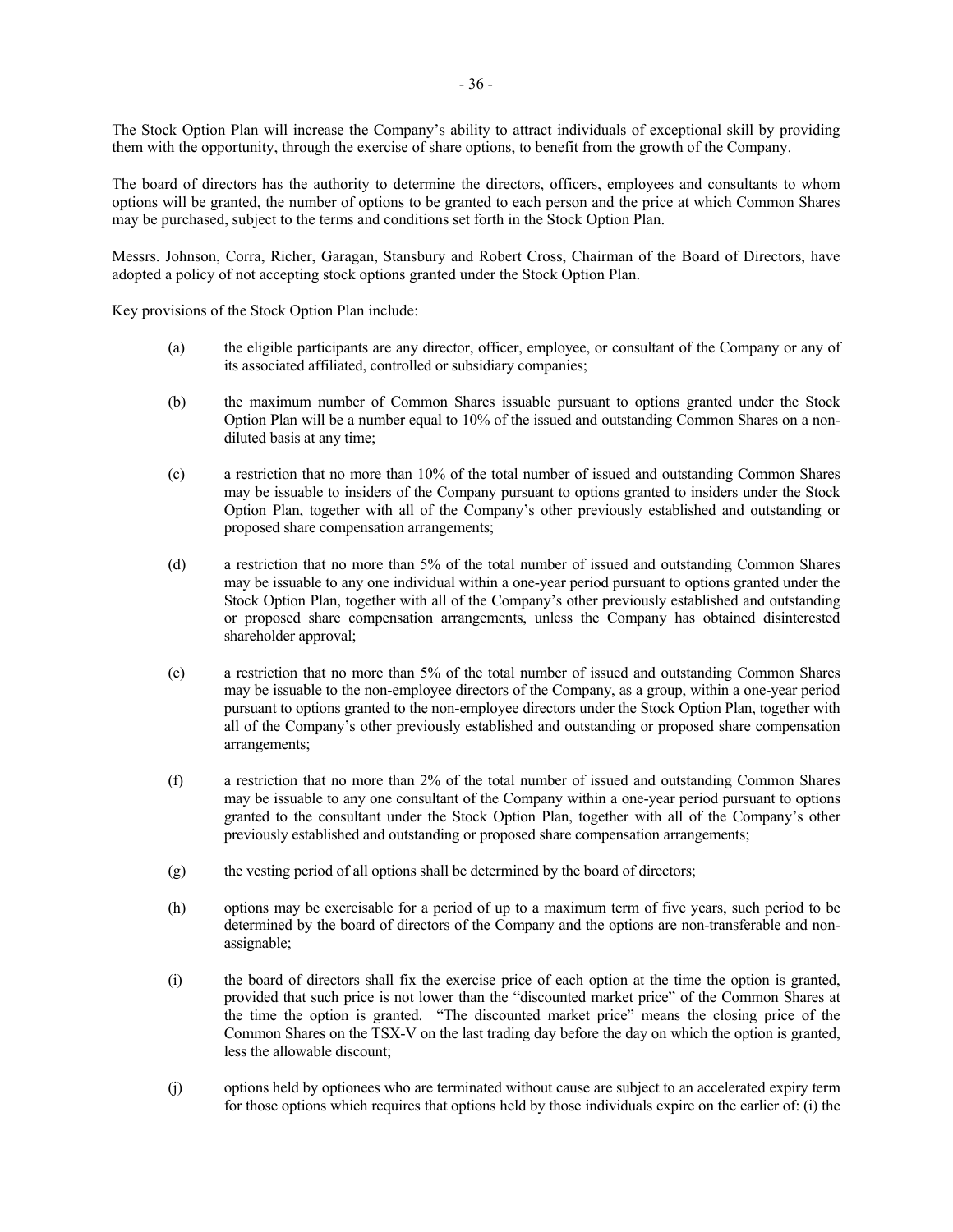The Stock Option Plan will increase the Company's ability to attract individuals of exceptional skill by providing them with the opportunity, through the exercise of share options, to benefit from the growth of the Company.

The board of directors has the authority to determine the directors, officers, employees and consultants to whom options will be granted, the number of options to be granted to each person and the price at which Common Shares may be purchased, subject to the terms and conditions set forth in the Stock Option Plan.

Messrs. Johnson, Corra, Richer, Garagan, Stansbury and Robert Cross, Chairman of the Board of Directors, have adopted a policy of not accepting stock options granted under the Stock Option Plan.

Key provisions of the Stock Option Plan include:

(a) the eligible participants are any director, officer, employee, or consultant of the Company or any of its associated affiliated, controlled or subsidiary companies;

(b) the maximum number of Common Shares issuable pursuant to options granted under the Stock Option Plan will be a number equal to 10% of the issued and outstanding Common Shares on a non-diluted basis at any time;

(c) a restriction that no more than 10% of the total number of issued and outstanding Common Shares may be issuable to insiders of the Company pursuant to options granted to insiders under the Stock Option Plan, together with all of the Company's other previously established and outstanding or proposed share compensation arrangements;

(d) a restriction that no more than 5% of the total number of issued and outstanding Common Shares may be issuable to any one individual within a one-year period pursuant to options granted under the Stock Option Plan, together with all of the Company's other previously established and outstanding or proposed share compensation arrangements, unless the Company has obtained disinterested shareholder approval;

(e) a restriction that no more than 5% of the total number of issued and outstanding Common Shares may be issuable to the non-employee directors of the Company, as a group, within a one-year period pursuant to options granted to the non-employee directors under the Stock Option Plan, together with all of the Company's other previously established and outstanding or proposed share compensation arrangements;

(f) a restriction that no more than 2% of the total number of issued and outstanding Common Shares may be issuable to any one consultant of the Company within a one-year period pursuant to options granted to the consultant under the Stock Option Plan, together with all of the Company's other previously established and outstanding or proposed share compensation arrangements;

(g) the vesting period of all options shall be determined by the board of directors;

(h) options may be exercisable for a period of up to a maximum term of five years, such period to be determined by the board of directors of the Company and the options are non-transferable and non-assignable;

(i) the board of directors shall fix the exercise price of each option at the time the option is granted, provided that such price is not lower than the "discounted market price" of the Common Shares at the time the option is granted. "The discounted market price" means the closing price of the Common Shares on the TSX-V on the last trading day before the day on which the option is granted, less the allowable discount;

(j) options held by optionees who are terminated without cause are subject to an accelerated expiry term for those options which requires that options held by those individuals expire on the earlier of: (i) the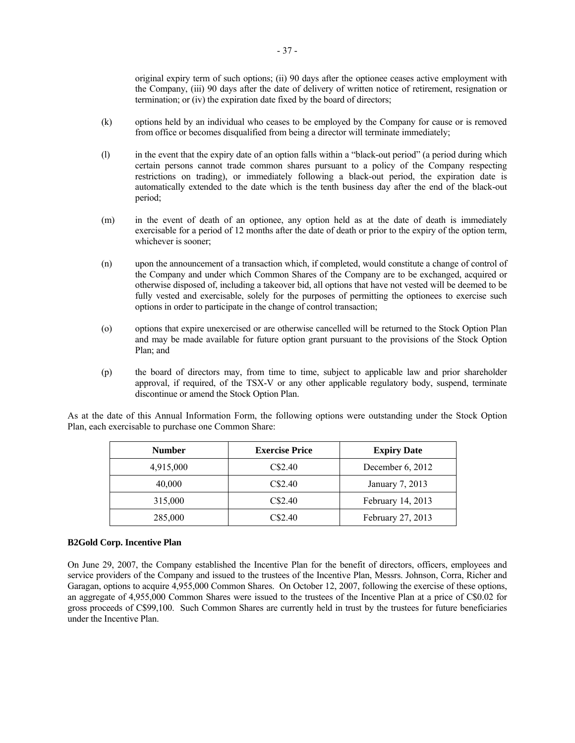original expiry term of such options; (ii) 90 days after the optionee ceases active employment with the Company, (iii) 90 days after the date of delivery of written notice of retirement, resignation or termination; or (iv) the expiration date fixed by the board of directors;

(k) options held by an individual who ceases to be employed by the Company for cause or is removed from office or becomes disqualified from being a director will terminate immediately;

(l) in the event that the expiry date of an option falls within a "black-out period" (a period during which certain persons cannot trade common shares pursuant to a policy of the Company respecting restrictions on trading), or immediately following a black-out period, the expiration date is automatically extended to the date which is the tenth business day after the end of the black-out period;

(m) in the event of death of an optionee, any option held as at the date of death is immediately exercisable for a period of 12 months after the date of death or prior to the expiry of the option term, whichever is sooner;

(n) upon the announcement of a transaction which, if completed, would constitute a change of control of the Company and under which Common Shares of the Company are to be exchanged, acquired or otherwise disposed of, including a takeover bid, all options that have not vested will be deemed to be fully vested and exercisable, solely for the purposes of permitting the optionees to exercise such options in order to participate in the change of control transaction;

(o) options that expire unexercised or are otherwise cancelled will be returned to the Stock Option Plan and may be made available for future option grant pursuant to the provisions of the Stock Option Plan; and

(p) the board of directors may, from time to time, subject to applicable law and prior shareholder approval, if required, of the TSX-V or any other applicable regulatory body, suspend, terminate discontinue or amend the Stock Option Plan.

As at the date of this Annual Information Form, the following options were outstanding under the Stock Option Plan, each exercisable to purchase one Common Share:

| Number | Exercise Price | Expiry Date |
|---|---|---|
| 4,915,000 | C$2.40 | December 6, 2012 |
| 40,000 | C$2.40 | January 7, 2013 |
| 315,000 | C$2.40 | February 14, 2013 |
| 285,000 | C$2.40 | February 27, 2013 |

**B2Gold Corp. Incentive Plan**

On June 29, 2007, the Company established the Incentive Plan for the benefit of directors, officers, employees and service providers of the Company and issued to the trustees of the Incentive Plan, Messrs. Johnson, Corra, Richer and Garagan, options to acquire 4,955,000 Common Shares. On October 12, 2007, following the exercise of these options, an aggregate of 4,955,000 Common Shares were issued to the trustees of the Incentive Plan at a price of C$0.02 for gross proceeds of C$99,100. Such Common Shares are currently held in trust by the trustees for future beneficiaries under the Incentive Plan.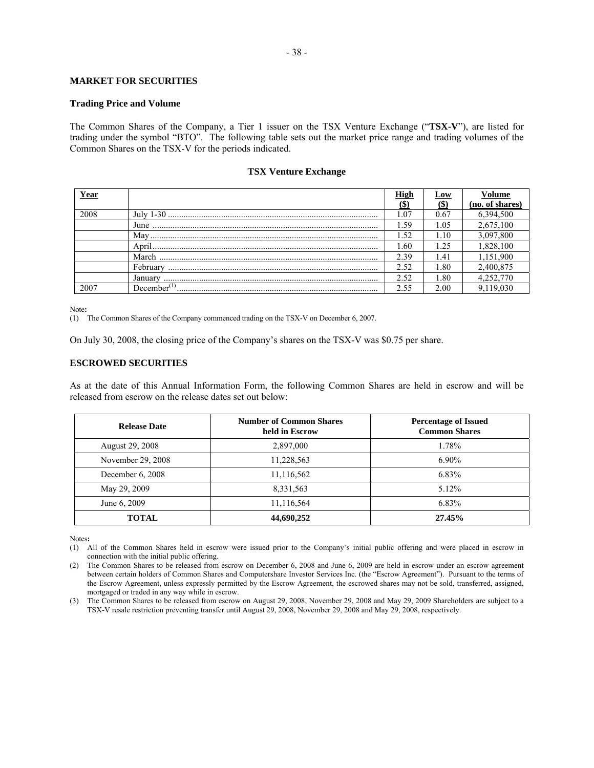## MARKET FOR SECURITIES

### Trading Price and Volume

The Common Shares of the Company, a Tier 1 issuer on the TSX Venture Exchange ("**TSX-V**"), are listed for trading under the symbol "BTO". The following table sets out the market price range and trading volumes of the Common Shares on the TSX-V for the periods indicated.

**TSX Venture Exchange**

| Year | | High ($) | Low ($) | Volume (no. of shares) |
|---|---|---|---|---|
| 2008 | July 1-30 | 1.07 | 0.67 | 6,394,500 |
| | June | 1.59 | 1.05 | 2,675,100 |
| | May | 1.52 | 1.10 | 3,097,800 |
| | April | 1.60 | 1.25 | 1,828,100 |
| | March | 2.39 | 1.41 | 1,151,900 |
| | February | 2.52 | 1.80 | 2,400,875 |
| | January | 2.52 | 1.80 | 4,252,770 |
| 2007 | December[(1)] | 2.55 | 2.00 | 9,119,030 |

Note**:**

(1) The Common Shares of the Company commenced trading on the TSX-V on December 6, 2007.

On July 30, 2008, the closing price of the Company's shares on the TSX-V was $0.75 per share.

## ESCROWED SECURITIES

As at the date of this Annual Information Form, the following Common Shares are held in escrow and will be released from escrow on the release dates set out below:

| Release Date | Number of Common Shares held in Escrow | Percentage of Issued Common Shares |
|---|---|---|
| August 29, 2008 | 2,897,000 | 1.78% |
| November 29, 2008 | 11,228,563 | 6.90% |
| December 6, 2008 | 11,116,562 | 6.83% |
| May 29, 2009 | 8,331,563 | 5.12% |
| June 6, 2009 | 11,116,564 | 6.83% |
| **TOTAL** | **44,690,252** | **27.45%** |

Notes**:**

(1) All of the Common Shares held in escrow were issued prior to the Company's initial public offering and were placed in escrow in connection with the initial public offering.

(2) The Common Shares to be released from escrow on December 6, 2008 and June 6, 2009 are held in escrow under an escrow agreement between certain holders of Common Shares and Computershare Investor Services Inc. (the "Escrow Agreement"). Pursuant to the terms of the Escrow Agreement, unless expressly permitted by the Escrow Agreement, the escrowed shares may not be sold, transferred, assigned, mortgaged or traded in any way while in escrow.

(3) The Common Shares to be released from escrow on August 29, 2008, November 29, 2008 and May 29, 2009 Shareholders are subject to a TSX-V resale restriction preventing transfer until August 29, 2008, November 29, 2008 and May 29, 2008, respectively.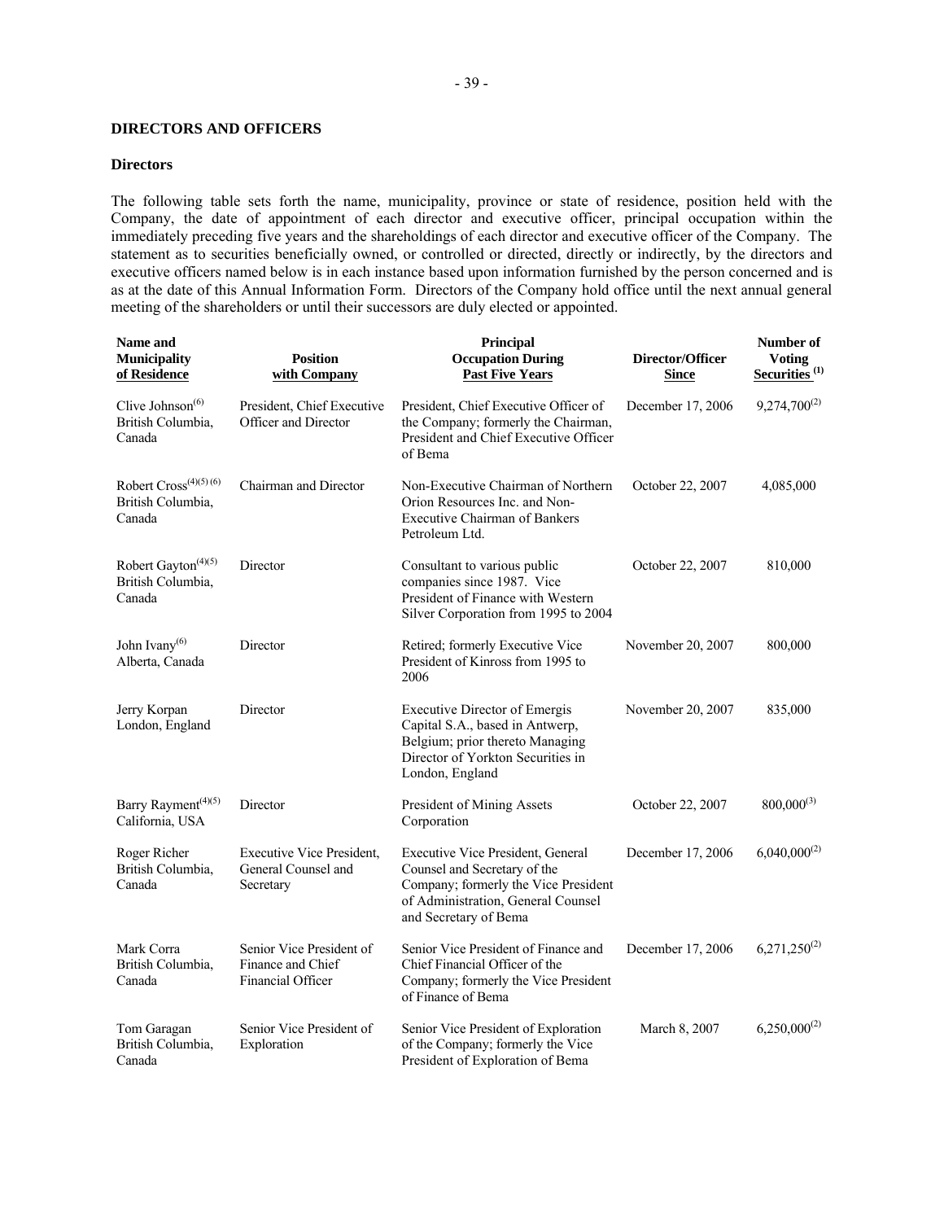## DIRECTORS AND OFFICERS

### Directors

The following table sets forth the name, municipality, province or state of residence, position held with the Company, the date of appointment of each director and executive officer, principal occupation within the immediately preceding five years and the shareholdings of each director and executive officer of the Company. The statement as to securities beneficially owned, or controlled or directed, directly or indirectly, by the directors and executive officers named below is in each instance based upon information furnished by the person concerned and is as at the date of this Annual Information Form. Directors of the Company hold office until the next annual general meeting of the shareholders or until their successors are duly elected or appointed.

| Name and Municipality of Residence | Position with Company | Principal Occupation During Past Five Years | Director/Officer Since | Number of Voting Securities (1) |
|---|---|---|---|---|
| Clive Johnson(6) British Columbia, Canada | President, Chief Executive Officer and Director | President, Chief Executive Officer of the Company; formerly the Chairman, President and Chief Executive Officer of Bema | December 17, 2006 | 9,274,700(2) |
| Robert Cross(4)(5)(6) British Columbia, Canada | Chairman and Director | Non-Executive Chairman of Northern Orion Resources Inc. and Non-Executive Chairman of Bankers Petroleum Ltd. | October 22, 2007 | 4,085,000 |
| Robert Gayton(4)(5) British Columbia, Canada | Director | Consultant to various public companies since 1987. Vice President of Finance with Western Silver Corporation from 1995 to 2004 | October 22, 2007 | 810,000 |
| John Ivany(6) Alberta, Canada | Director | Retired; formerly Executive Vice President of Kinross from 1995 to 2006 | November 20, 2007 | 800,000 |
| Jerry Korpan London, England | Director | Executive Director of Emergis Capital S.A., based in Antwerp, Belgium; prior thereto Managing Director of Yorkton Securities in London, England | November 20, 2007 | 835,000 |
| Barry Rayment(4)(5) California, USA | Director | President of Mining Assets Corporation | October 22, 2007 | 800,000(3) |
| Roger Richer British Columbia, Canada | Executive Vice President, General Counsel and Secretary | Executive Vice President, General Counsel and Secretary of the Company; formerly the Vice President of Administration, General Counsel and Secretary of Bema | December 17, 2006 | 6,040,000(2) |
| Mark Corra British Columbia, Canada | Senior Vice President of Finance and Chief Financial Officer | Senior Vice President of Finance and Chief Financial Officer of the Company; formerly the Vice President of Finance of Bema | December 17, 2006 | 6,271,250(2) |
| Tom Garagan British Columbia, Canada | Senior Vice President of Exploration | Senior Vice President of Exploration of the Company; formerly the Vice President of Exploration of Bema | March 8, 2007 | 6,250,000(2) |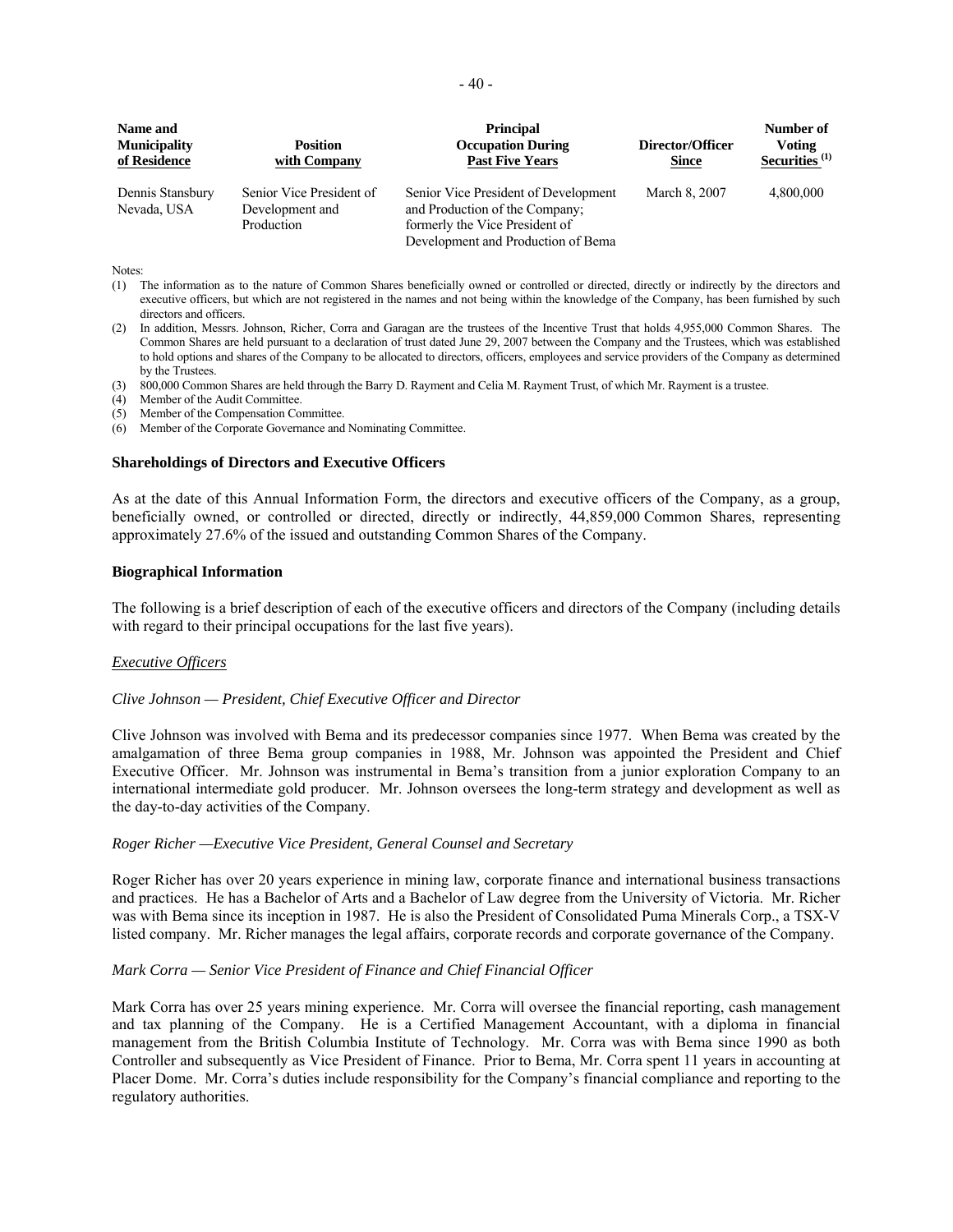| Name and Municipality of Residence | Position with Company | Principal Occupation During Past Five Years | Director/Officer Since | Number of Voting Securities [(1)] |
|---|---|---|---|---|
| Dennis Stansbury Nevada, USA | Senior Vice President of Development and Production | Senior Vice President of Development and Production of the Company; formerly the Vice President of Development and Production of Bema | March 8, 2007 | 4,800,000 |

Notes:

(1) The information as to the nature of Common Shares beneficially owned or controlled or directed, directly or indirectly by the directors and executive officers, but which are not registered in the names and not being within the knowledge of the Company, has been furnished by such directors and officers.

(2) In addition, Messrs. Johnson, Richer, Corra and Garagan are the trustees of the Incentive Trust that holds 4,955,000 Common Shares. The Common Shares are held pursuant to a declaration of trust dated June 29, 2007 between the Company and the Trustees, which was established to hold options and shares of the Company to be allocated to directors, officers, employees and service providers of the Company as determined by the Trustees.

(3) 800,000 Common Shares are held through the Barry D. Rayment and Celia M. Rayment Trust, of which Mr. Rayment is a trustee.

(4) Member of the Audit Committee.

(5) Member of the Compensation Committee.

(6) Member of the Corporate Governance and Nominating Committee.

**Shareholdings of Directors and Executive Officers**

As at the date of this Annual Information Form, the directors and executive officers of the Company, as a group, beneficially owned, or controlled or directed, directly or indirectly, 44,859,000 Common Shares, representing approximately 27.6% of the issued and outstanding Common Shares of the Company.

**Biographical Information**

The following is a brief description of each of the executive officers and directors of the Company (including details with regard to their principal occupations for the last five years).

*Executive Officers*

*Clive Johnson — President, Chief Executive Officer and Director*

Clive Johnson was involved with Bema and its predecessor companies since 1977. When Bema was created by the amalgamation of three Bema group companies in 1988, Mr. Johnson was appointed the President and Chief Executive Officer. Mr. Johnson was instrumental in Bema's transition from a junior exploration Company to an international intermediate gold producer. Mr. Johnson oversees the long-term strategy and development as well as the day-to-day activities of the Company.

*Roger Richer —Executive Vice President, General Counsel and Secretary*

Roger Richer has over 20 years experience in mining law, corporate finance and international business transactions and practices. He has a Bachelor of Arts and a Bachelor of Law degree from the University of Victoria. Mr. Richer was with Bema since its inception in 1987. He is also the President of Consolidated Puma Minerals Corp., a TSX-V listed company. Mr. Richer manages the legal affairs, corporate records and corporate governance of the Company.

*Mark Corra — Senior Vice President of Finance and Chief Financial Officer*

Mark Corra has over 25 years mining experience. Mr. Corra will oversee the financial reporting, cash management and tax planning of the Company. He is a Certified Management Accountant, with a diploma in financial management from the British Columbia Institute of Technology. Mr. Corra was with Bema since 1990 as both Controller and subsequently as Vice President of Finance. Prior to Bema, Mr. Corra spent 11 years in accounting at Placer Dome. Mr. Corra's duties include responsibility for the Company's financial compliance and reporting to the regulatory authorities.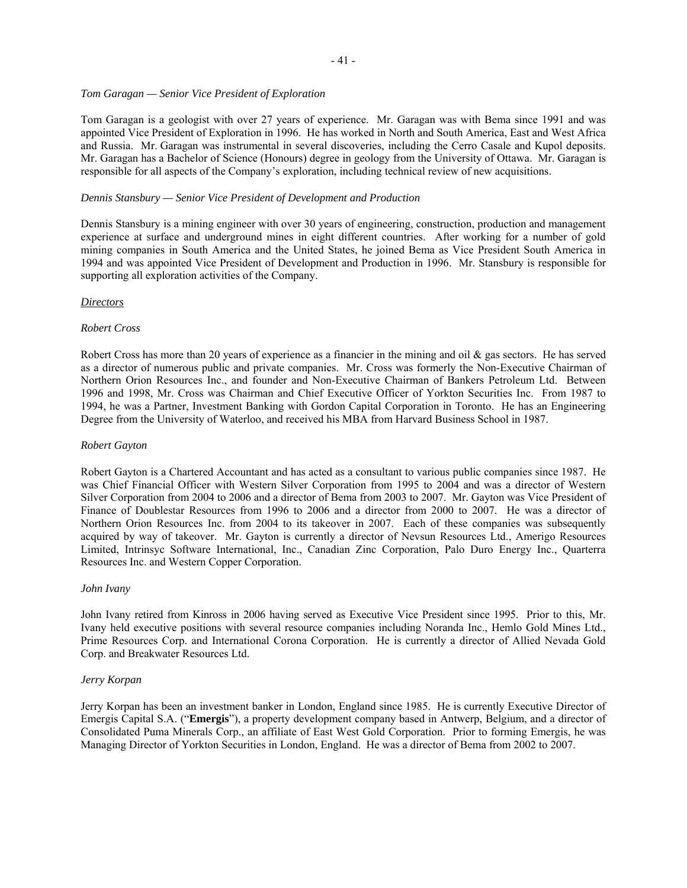*Tom Garagan — Senior Vice President of Exploration*

Tom Garagan is a geologist with over 27 years of experience. Mr. Garagan was with Bema since 1991 and was appointed Vice President of Exploration in 1996. He has worked in North and South America, East and West Africa and Russia. Mr. Garagan was instrumental in several discoveries, including the Cerro Casale and Kupol deposits. Mr. Garagan has a Bachelor of Science (Honours) degree in geology from the University of Ottawa. Mr. Garagan is responsible for all aspects of the Company's exploration, including technical review of new acquisitions.

*Dennis Stansbury — Senior Vice President of Development and Production*

Dennis Stansbury is a mining engineer with over 30 years of engineering, construction, production and management experience at surface and underground mines in eight different countries. After working for a number of gold mining companies in South America and the United States, he joined Bema as Vice President South America in 1994 and was appointed Vice President of Development and Production in 1996. Mr. Stansbury is responsible for supporting all exploration activities of the Company.

*Directors*

*Robert Cross*

Robert Cross has more than 20 years of experience as a financier in the mining and oil & gas sectors. He has served as a director of numerous public and private companies. Mr. Cross was formerly the Non-Executive Chairman of Northern Orion Resources Inc., and founder and Non-Executive Chairman of Bankers Petroleum Ltd. Between 1996 and 1998, Mr. Cross was Chairman and Chief Executive Officer of Yorkton Securities Inc. From 1987 to 1994, he was a Partner, Investment Banking with Gordon Capital Corporation in Toronto. He has an Engineering Degree from the University of Waterloo, and received his MBA from Harvard Business School in 1987.

*Robert Gayton*

Robert Gayton is a Chartered Accountant and has acted as a consultant to various public companies since 1987. He was Chief Financial Officer with Western Silver Corporation from 1995 to 2004 and was a director of Western Silver Corporation from 2004 to 2006 and a director of Bema from 2003 to 2007. Mr. Gayton was Vice President of Finance of Doublestar Resources from 1996 to 2006 and a director from 2000 to 2007. He was a director of Northern Orion Resources Inc. from 2004 to its takeover in 2007. Each of these companies was subsequently acquired by way of takeover. Mr. Gayton is currently a director of Nevsun Resources Ltd., Amerigo Resources Limited, Intrinsyc Software International, Inc., Canadian Zinc Corporation, Palo Duro Energy Inc., Quarterra Resources Inc. and Western Copper Corporation.

*John Ivany*

John Ivany retired from Kinross in 2006 having served as Executive Vice President since 1995. Prior to this, Mr. Ivany held executive positions with several resource companies including Noranda Inc., Hemlo Gold Mines Ltd., Prime Resources Corp. and International Corona Corporation. He is currently a director of Allied Nevada Gold Corp. and Breakwater Resources Ltd.

*Jerry Korpan*

Jerry Korpan has been an investment banker in London, England since 1985. He is currently Executive Director of Emergis Capital S.A. ("**Emergis**"), a property development company based in Antwerp, Belgium, and a director of Consolidated Puma Minerals Corp., an affiliate of East West Gold Corporation. Prior to forming Emergis, he was Managing Director of Yorkton Securities in London, England. He was a director of Bema from 2002 to 2007.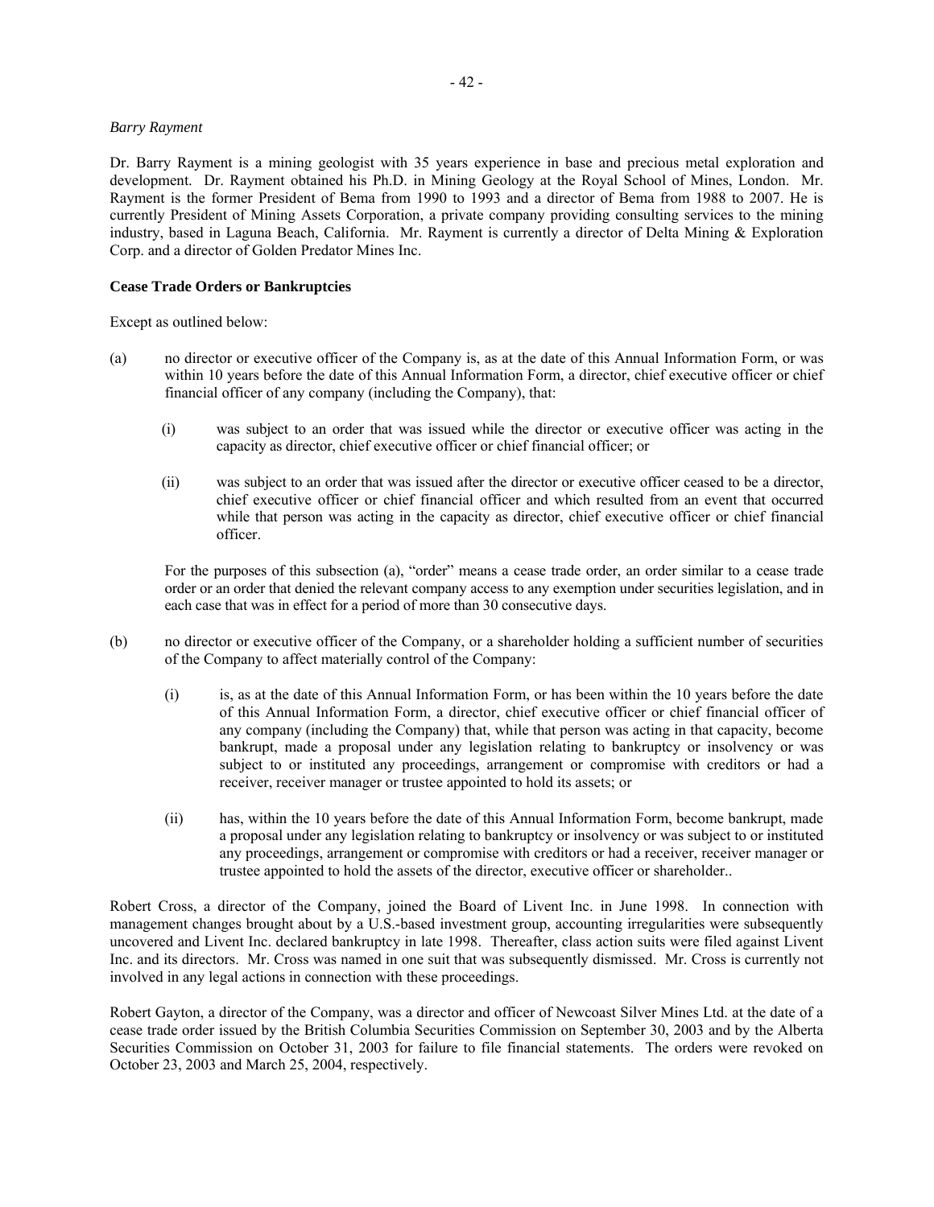*Barry Rayment*

Dr. Barry Rayment is a mining geologist with 35 years experience in base and precious metal exploration and development. Dr. Rayment obtained his Ph.D. in Mining Geology at the Royal School of Mines, London. Mr. Rayment is the former President of Bema from 1990 to 1993 and a director of Bema from 1988 to 2007. He is currently President of Mining Assets Corporation, a private company providing consulting services to the mining industry, based in Laguna Beach, California. Mr. Rayment is currently a director of Delta Mining & Exploration Corp. and a director of Golden Predator Mines Inc.

**Cease Trade Orders or Bankruptcies**

Except as outlined below:

(a) no director or executive officer of the Company is, as at the date of this Annual Information Form, or was within 10 years before the date of this Annual Information Form, a director, chief executive officer or chief financial officer of any company (including the Company), that:

  (i) was subject to an order that was issued while the director or executive officer was acting in the capacity as director, chief executive officer or chief financial officer; or

  (ii) was subject to an order that was issued after the director or executive officer ceased to be a director, chief executive officer or chief financial officer and which resulted from an event that occurred while that person was acting in the capacity as director, chief executive officer or chief financial officer.

  For the purposes of this subsection (a), "order" means a cease trade order, an order similar to a cease trade order or an order that denied the relevant company access to any exemption under securities legislation, and in each case that was in effect for a period of more than 30 consecutive days.

(b) no director or executive officer of the Company, or a shareholder holding a sufficient number of securities of the Company to affect materially control of the Company:

  (i) is, as at the date of this Annual Information Form, or has been within the 10 years before the date of this Annual Information Form, a director, chief executive officer or chief financial officer of any company (including the Company) that, while that person was acting in that capacity, become bankrupt, made a proposal under any legislation relating to bankruptcy or insolvency or was subject to or instituted any proceedings, arrangement or compromise with creditors or had a receiver, receiver manager or trustee appointed to hold its assets; or

  (ii) has, within the 10 years before the date of this Annual Information Form, become bankrupt, made a proposal under any legislation relating to bankruptcy or insolvency or was subject to or instituted any proceedings, arrangement or compromise with creditors or had a receiver, receiver manager or trustee appointed to hold the assets of the director, executive officer or shareholder..

Robert Cross, a director of the Company, joined the Board of Livent Inc. in June 1998. In connection with management changes brought about by a U.S.-based investment group, accounting irregularities were subsequently uncovered and Livent Inc. declared bankruptcy in late 1998. Thereafter, class action suits were filed against Livent Inc. and its directors. Mr. Cross was named in one suit that was subsequently dismissed. Mr. Cross is currently not involved in any legal actions in connection with these proceedings.

Robert Gayton, a director of the Company, was a director and officer of Newcoast Silver Mines Ltd. at the date of a cease trade order issued by the British Columbia Securities Commission on September 30, 2003 and by the Alberta Securities Commission on October 31, 2003 for failure to file financial statements. The orders were revoked on October 23, 2003 and March 25, 2004, respectively.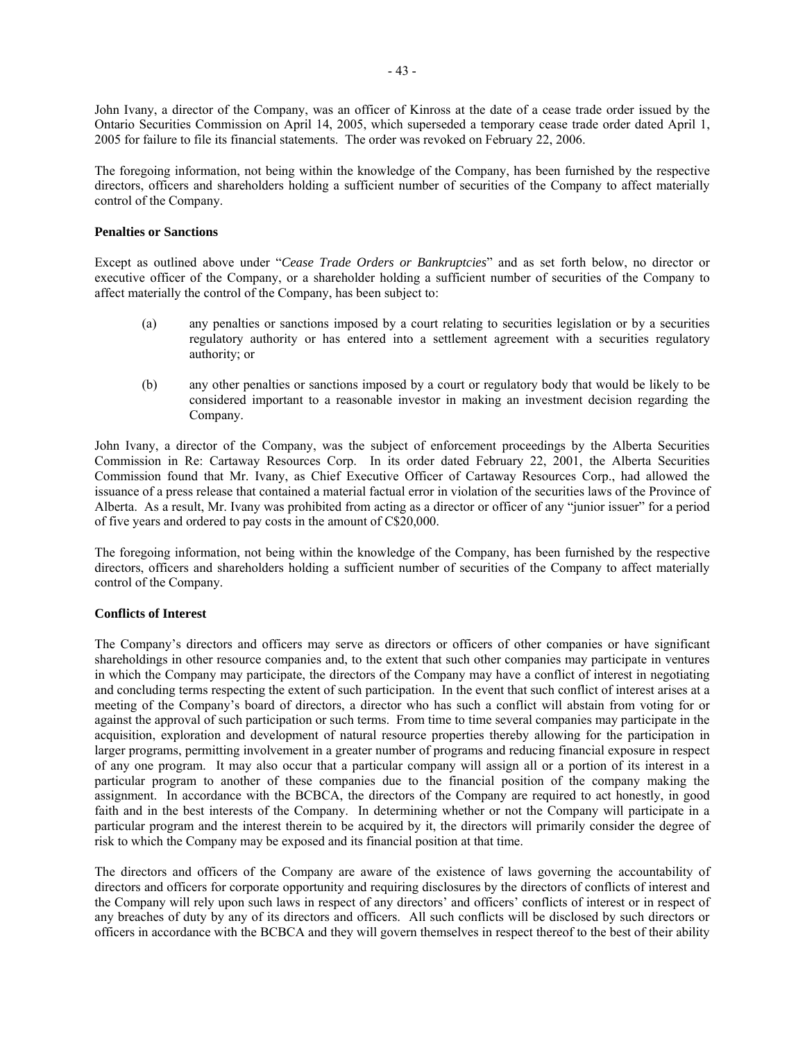John Ivany, a director of the Company, was an officer of Kinross at the date of a cease trade order issued by the Ontario Securities Commission on April 14, 2005, which superseded a temporary cease trade order dated April 1, 2005 for failure to file its financial statements. The order was revoked on February 22, 2006.

The foregoing information, not being within the knowledge of the Company, has been furnished by the respective directors, officers and shareholders holding a sufficient number of securities of the Company to affect materially control of the Company.

**Penalties or Sanctions**

Except as outlined above under "*Cease Trade Orders or Bankruptcies*" and as set forth below, no director or executive officer of the Company, or a shareholder holding a sufficient number of securities of the Company to affect materially the control of the Company, has been subject to:

(a) any penalties or sanctions imposed by a court relating to securities legislation or by a securities regulatory authority or has entered into a settlement agreement with a securities regulatory authority; or

(b) any other penalties or sanctions imposed by a court or regulatory body that would be likely to be considered important to a reasonable investor in making an investment decision regarding the Company.

John Ivany, a director of the Company, was the subject of enforcement proceedings by the Alberta Securities Commission in Re: Cartaway Resources Corp. In its order dated February 22, 2001, the Alberta Securities Commission found that Mr. Ivany, as Chief Executive Officer of Cartaway Resources Corp., had allowed the issuance of a press release that contained a material factual error in violation of the securities laws of the Province of Alberta. As a result, Mr. Ivany was prohibited from acting as a director or officer of any "junior issuer" for a period of five years and ordered to pay costs in the amount of C$20,000.

The foregoing information, not being within the knowledge of the Company, has been furnished by the respective directors, officers and shareholders holding a sufficient number of securities of the Company to affect materially control of the Company.

**Conflicts of Interest**

The Company's directors and officers may serve as directors or officers of other companies or have significant shareholdings in other resource companies and, to the extent that such other companies may participate in ventures in which the Company may participate, the directors of the Company may have a conflict of interest in negotiating and concluding terms respecting the extent of such participation. In the event that such conflict of interest arises at a meeting of the Company's board of directors, a director who has such a conflict will abstain from voting for or against the approval of such participation or such terms. From time to time several companies may participate in the acquisition, exploration and development of natural resource properties thereby allowing for the participation in larger programs, permitting involvement in a greater number of programs and reducing financial exposure in respect of any one program. It may also occur that a particular company will assign all or a portion of its interest in a particular program to another of these companies due to the financial position of the company making the assignment. In accordance with the BCBCA, the directors of the Company are required to act honestly, in good faith and in the best interests of the Company. In determining whether or not the Company will participate in a particular program and the interest therein to be acquired by it, the directors will primarily consider the degree of risk to which the Company may be exposed and its financial position at that time.

The directors and officers of the Company are aware of the existence of laws governing the accountability of directors and officers for corporate opportunity and requiring disclosures by the directors of conflicts of interest and the Company will rely upon such laws in respect of any directors' and officers' conflicts of interest or in respect of any breaches of duty by any of its directors and officers. All such conflicts will be disclosed by such directors or officers in accordance with the BCBCA and they will govern themselves in respect thereof to the best of their ability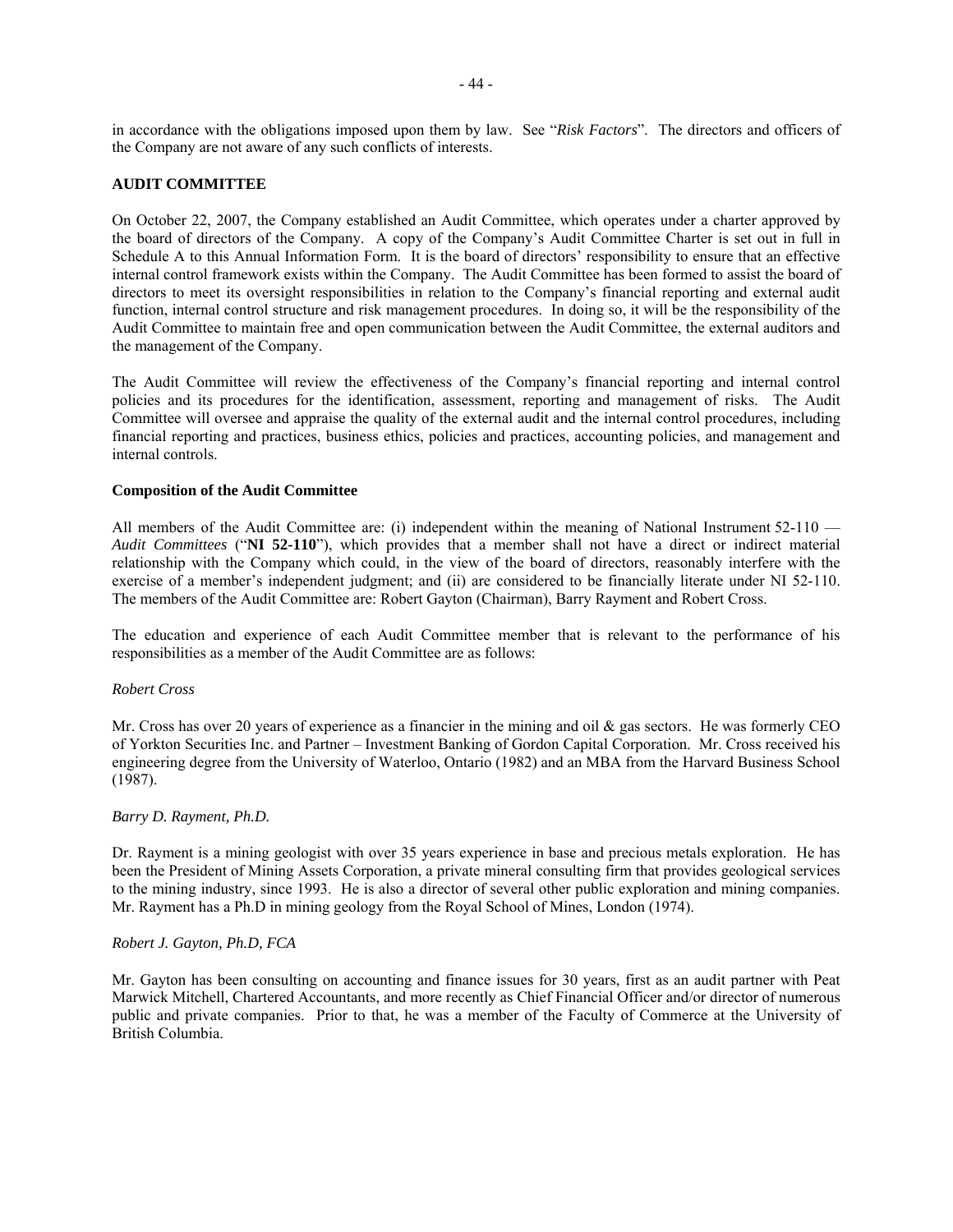in accordance with the obligations imposed upon them by law. See "*Risk Factors*". The directors and officers of the Company are not aware of any such conflicts of interests.

## AUDIT COMMITTEE

On October 22, 2007, the Company established an Audit Committee, which operates under a charter approved by the board of directors of the Company. A copy of the Company's Audit Committee Charter is set out in full in Schedule A to this Annual Information Form. It is the board of directors' responsibility to ensure that an effective internal control framework exists within the Company. The Audit Committee has been formed to assist the board of directors to meet its oversight responsibilities in relation to the Company's financial reporting and external audit function, internal control structure and risk management procedures. In doing so, it will be the responsibility of the Audit Committee to maintain free and open communication between the Audit Committee, the external auditors and the management of the Company.

The Audit Committee will review the effectiveness of the Company's financial reporting and internal control policies and its procedures for the identification, assessment, reporting and management of risks. The Audit Committee will oversee and appraise the quality of the external audit and the internal control procedures, including financial reporting and practices, business ethics, policies and practices, accounting policies, and management and internal controls.

### Composition of the Audit Committee

All members of the Audit Committee are: (i) independent within the meaning of National Instrument 52-110 — *Audit Committees* ("**NI 52-110**"), which provides that a member shall not have a direct or indirect material relationship with the Company which could, in the view of the board of directors, reasonably interfere with the exercise of a member's independent judgment; and (ii) are considered to be financially literate under NI 52-110. The members of the Audit Committee are: Robert Gayton (Chairman), Barry Rayment and Robert Cross.

The education and experience of each Audit Committee member that is relevant to the performance of his responsibilities as a member of the Audit Committee are as follows:

*Robert Cross*

Mr. Cross has over 20 years of experience as a financier in the mining and oil & gas sectors. He was formerly CEO of Yorkton Securities Inc. and Partner – Investment Banking of Gordon Capital Corporation. Mr. Cross received his engineering degree from the University of Waterloo, Ontario (1982) and an MBA from the Harvard Business School (1987).

*Barry D. Rayment, Ph.D.*

Dr. Rayment is a mining geologist with over 35 years experience in base and precious metals exploration. He has been the President of Mining Assets Corporation, a private mineral consulting firm that provides geological services to the mining industry, since 1993. He is also a director of several other public exploration and mining companies. Mr. Rayment has a Ph.D in mining geology from the Royal School of Mines, London (1974).

*Robert J. Gayton, Ph.D, FCA*

Mr. Gayton has been consulting on accounting and finance issues for 30 years, first as an audit partner with Peat Marwick Mitchell, Chartered Accountants, and more recently as Chief Financial Officer and/or director of numerous public and private companies. Prior to that, he was a member of the Faculty of Commerce at the University of British Columbia.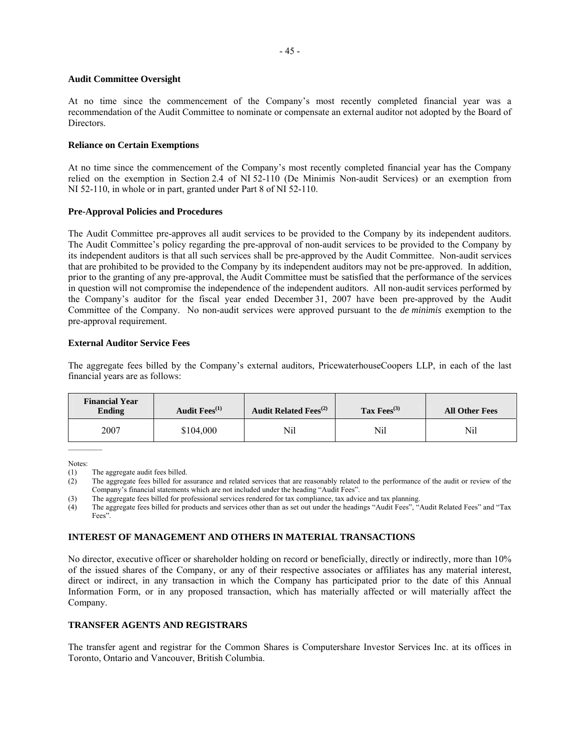### Audit Committee Oversight

At no time since the commencement of the Company's most recently completed financial year was a recommendation of the Audit Committee to nominate or compensate an external auditor not adopted by the Board of Directors.

### Reliance on Certain Exemptions

At no time since the commencement of the Company's most recently completed financial year has the Company relied on the exemption in Section 2.4 of NI 52-110 (De Minimis Non-audit Services) or an exemption from NI 52-110, in whole or in part, granted under Part 8 of NI 52-110.

### Pre-Approval Policies and Procedures

The Audit Committee pre-approves all audit services to be provided to the Company by its independent auditors. The Audit Committee's policy regarding the pre-approval of non-audit services to be provided to the Company by its independent auditors is that all such services shall be pre-approved by the Audit Committee. Non-audit services that are prohibited to be provided to the Company by its independent auditors may not be pre-approved. In addition, prior to the granting of any pre-approval, the Audit Committee must be satisfied that the performance of the services in question will not compromise the independence of the independent auditors. All non-audit services performed by the Company's auditor for the fiscal year ended December 31, 2007 have been pre-approved by the Audit Committee of the Company. No non-audit services were approved pursuant to the *de minimis* exemption to the pre-approval requirement.

### External Auditor Service Fees

The aggregate fees billed by the Company's external auditors, PricewaterhouseCoopers LLP, in each of the last financial years are as follows:

| Financial Year Ending | Audit Fees[1] | Audit Related Fees[2] | Tax Fees[3] | All Other Fees |
|---|---|---|---|---|
| 2007 | $104,000 | Nil | Nil | Nil |

Notes:

(1) The aggregate audit fees billed.

(2) The aggregate fees billed for assurance and related services that are reasonably related to the performance of the audit or review of the Company's financial statements which are not included under the heading "Audit Fees".

(3) The aggregate fees billed for professional services rendered for tax compliance, tax advice and tax planning.

(4) The aggregate fees billed for products and services other than as set out under the headings "Audit Fees", "Audit Related Fees" and "Tax Fees".

## INTEREST OF MANAGEMENT AND OTHERS IN MATERIAL TRANSACTIONS

No director, executive officer or shareholder holding on record or beneficially, directly or indirectly, more than 10% of the issued shares of the Company, or any of their respective associates or affiliates has any material interest, direct or indirect, in any transaction in which the Company has participated prior to the date of this Annual Information Form, or in any proposed transaction, which has materially affected or will materially affect the Company.

## TRANSFER AGENTS AND REGISTRARS

The transfer agent and registrar for the Common Shares is Computershare Investor Services Inc. at its offices in Toronto, Ontario and Vancouver, British Columbia.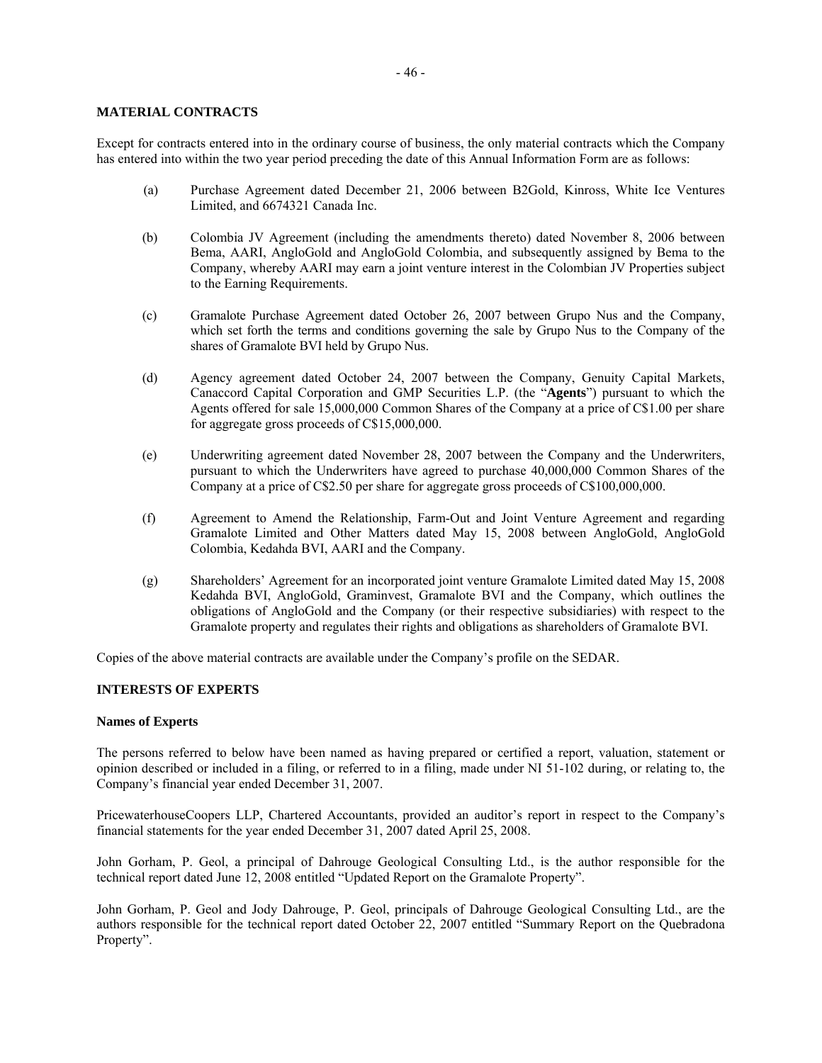## MATERIAL CONTRACTS

Except for contracts entered into in the ordinary course of business, the only material contracts which the Company has entered into within the two year period preceding the date of this Annual Information Form are as follows:

(a) Purchase Agreement dated December 21, 2006 between B2Gold, Kinross, White Ice Ventures Limited, and 6674321 Canada Inc.

(b) Colombia JV Agreement (including the amendments thereto) dated November 8, 2006 between Bema, AARI, AngloGold and AngloGold Colombia, and subsequently assigned by Bema to the Company, whereby AARI may earn a joint venture interest in the Colombian JV Properties subject to the Earning Requirements.

(c) Gramalote Purchase Agreement dated October 26, 2007 between Grupo Nus and the Company, which set forth the terms and conditions governing the sale by Grupo Nus to the Company of the shares of Gramalote BVI held by Grupo Nus.

(d) Agency agreement dated October 24, 2007 between the Company, Genuity Capital Markets, Canaccord Capital Corporation and GMP Securities L.P. (the "**Agents**") pursuant to which the Agents offered for sale 15,000,000 Common Shares of the Company at a price of C$1.00 per share for aggregate gross proceeds of C$15,000,000.

(e) Underwriting agreement dated November 28, 2007 between the Company and the Underwriters, pursuant to which the Underwriters have agreed to purchase 40,000,000 Common Shares of the Company at a price of C$2.50 per share for aggregate gross proceeds of C$100,000,000.

(f) Agreement to Amend the Relationship, Farm-Out and Joint Venture Agreement and regarding Gramalote Limited and Other Matters dated May 15, 2008 between AngloGold, AngloGold Colombia, Kedahda BVI, AARI and the Company.

(g) Shareholders' Agreement for an incorporated joint venture Gramalote Limited dated May 15, 2008 Kedahda BVI, AngloGold, Graminvest, Gramalote BVI and the Company, which outlines the obligations of AngloGold and the Company (or their respective subsidiaries) with respect to the Gramalote property and regulates their rights and obligations as shareholders of Gramalote BVI.

Copies of the above material contracts are available under the Company's profile on the SEDAR.

## INTERESTS OF EXPERTS

### Names of Experts

The persons referred to below have been named as having prepared or certified a report, valuation, statement or opinion described or included in a filing, or referred to in a filing, made under NI 51-102 during, or relating to, the Company's financial year ended December 31, 2007.

PricewaterhouseCoopers LLP, Chartered Accountants, provided an auditor's report in respect to the Company's financial statements for the year ended December 31, 2007 dated April 25, 2008.

John Gorham, P. Geol, a principal of Dahrouge Geological Consulting Ltd., is the author responsible for the technical report dated June 12, 2008 entitled "Updated Report on the Gramalote Property".

John Gorham, P. Geol and Jody Dahrouge, P. Geol, principals of Dahrouge Geological Consulting Ltd., are the authors responsible for the technical report dated October 22, 2007 entitled "Summary Report on the Quebradona Property".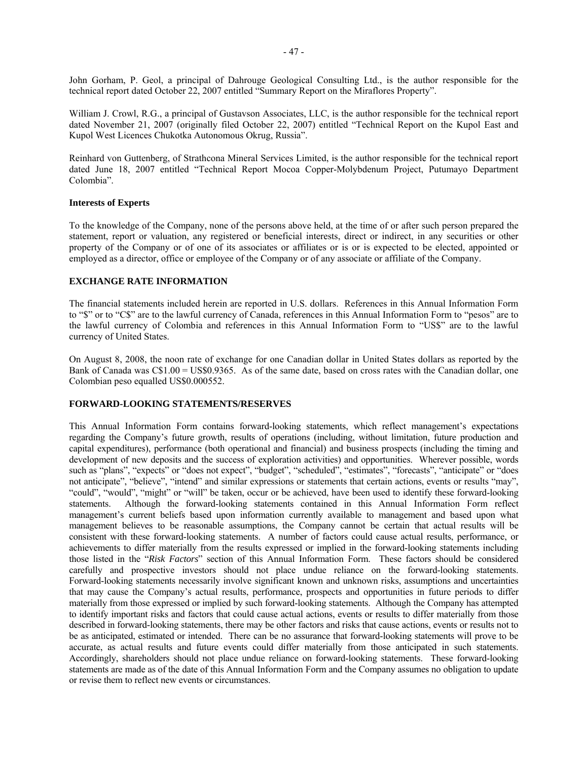John Gorham, P. Geol, a principal of Dahrouge Geological Consulting Ltd., is the author responsible for the technical report dated October 22, 2007 entitled "Summary Report on the Miraflores Property".

William J. Crowl, R.G., a principal of Gustavson Associates, LLC, is the author responsible for the technical report dated November 21, 2007 (originally filed October 22, 2007) entitled "Technical Report on the Kupol East and Kupol West Licences Chukotka Autonomous Okrug, Russia".

Reinhard von Guttenberg, of Strathcona Mineral Services Limited, is the author responsible for the technical report dated June 18, 2007 entitled "Technical Report Mocoa Copper-Molybdenum Project, Putumayo Department Colombia".

**Interests of Experts**

To the knowledge of the Company, none of the persons above held, at the time of or after such person prepared the statement, report or valuation, any registered or beneficial interests, direct or indirect, in any securities or other property of the Company or of one of its associates or affiliates or is or is expected to be elected, appointed or employed as a director, office or employee of the Company or of any associate or affiliate of the Company.

## EXCHANGE RATE INFORMATION

The financial statements included herein are reported in U.S. dollars. References in this Annual Information Form to "$" or to "C$" are to the lawful currency of Canada, references in this Annual Information Form to "pesos" are to the lawful currency of Colombia and references in this Annual Information Form to "US$" are to the lawful currency of United States.

On August 8, 2008, the noon rate of exchange for one Canadian dollar in United States dollars as reported by the Bank of Canada was C$1.00 = US$0.9365. As of the same date, based on cross rates with the Canadian dollar, one Colombian peso equalled US$0.000552.

## FORWARD-LOOKING STATEMENTS/RESERVES

This Annual Information Form contains forward-looking statements, which reflect management's expectations regarding the Company's future growth, results of operations (including, without limitation, future production and capital expenditures), performance (both operational and financial) and business prospects (including the timing and development of new deposits and the success of exploration activities) and opportunities. Wherever possible, words such as "plans", "expects" or "does not expect", "budget", "scheduled", "estimates", "forecasts", "anticipate" or "does not anticipate", "believe", "intend" and similar expressions or statements that certain actions, events or results "may", "could", "would", "might" or "will" be taken, occur or be achieved, have been used to identify these forward-looking statements. Although the forward-looking statements contained in this Annual Information Form reflect management's current beliefs based upon information currently available to management and based upon what management believes to be reasonable assumptions, the Company cannot be certain that actual results will be consistent with these forward-looking statements. A number of factors could cause actual results, performance, or achievements to differ materially from the results expressed or implied in the forward-looking statements including those listed in the "*Risk Factors*" section of this Annual Information Form. These factors should be considered carefully and prospective investors should not place undue reliance on the forward-looking statements. Forward-looking statements necessarily involve significant known and unknown risks, assumptions and uncertainties that may cause the Company's actual results, performance, prospects and opportunities in future periods to differ materially from those expressed or implied by such forward-looking statements. Although the Company has attempted to identify important risks and factors that could cause actual actions, events or results to differ materially from those described in forward-looking statements, there may be other factors and risks that cause actions, events or results not to be as anticipated, estimated or intended. There can be no assurance that forward-looking statements will prove to be accurate, as actual results and future events could differ materially from those anticipated in such statements. Accordingly, shareholders should not place undue reliance on forward-looking statements. These forward-looking statements are made as of the date of this Annual Information Form and the Company assumes no obligation to update or revise them to reflect new events or circumstances.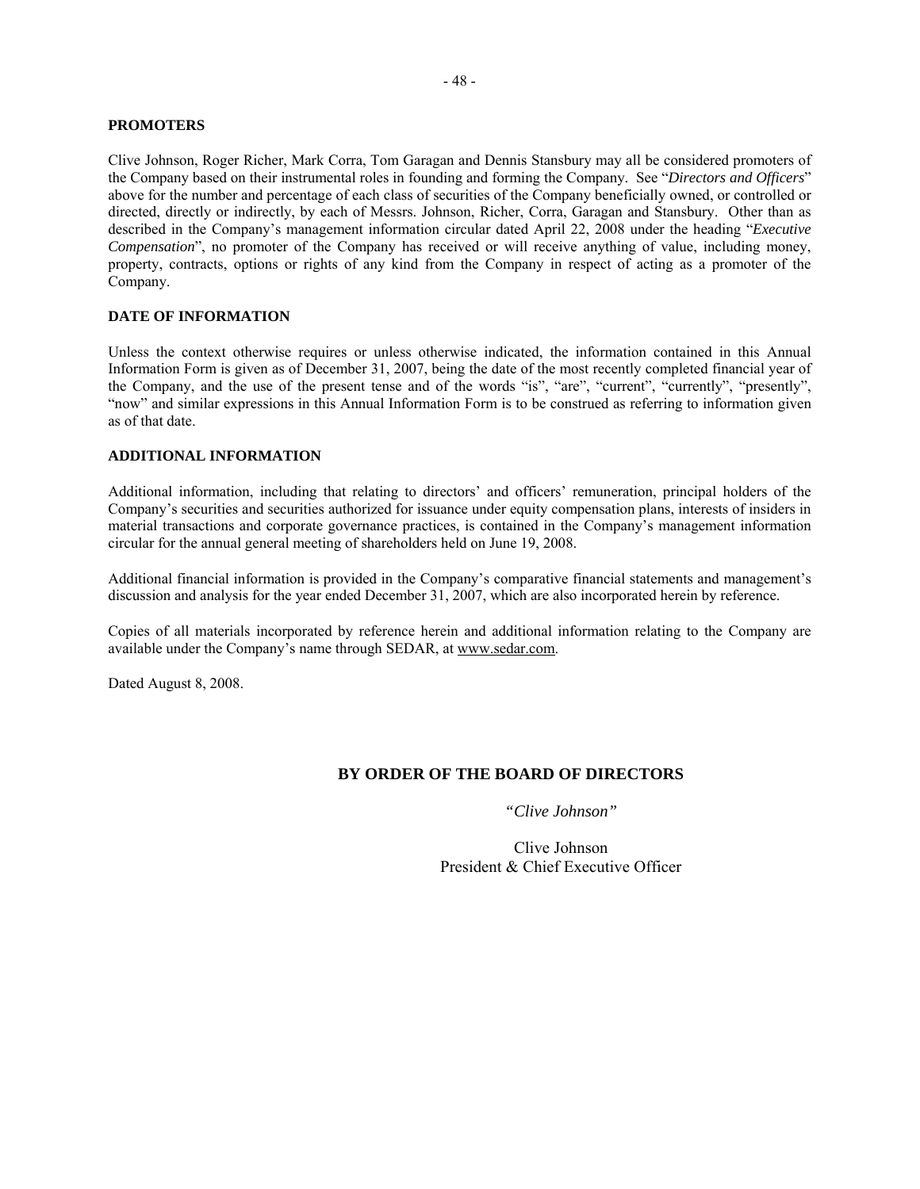## PROMOTERS

Clive Johnson, Roger Richer, Mark Corra, Tom Garagan and Dennis Stansbury may all be considered promoters of the Company based on their instrumental roles in founding and forming the Company. See "*Directors and Officers*" above for the number and percentage of each class of securities of the Company beneficially owned, or controlled or directed, directly or indirectly, by each of Messrs. Johnson, Richer, Corra, Garagan and Stansbury. Other than as described in the Company's management information circular dated April 22, 2008 under the heading "*Executive Compensation*", no promoter of the Company has received or will receive anything of value, including money, property, contracts, options or rights of any kind from the Company in respect of acting as a promoter of the Company.

## DATE OF INFORMATION

Unless the context otherwise requires or unless otherwise indicated, the information contained in this Annual Information Form is given as of December 31, 2007, being the date of the most recently completed financial year of the Company, and the use of the present tense and of the words "is", "are", "current", "currently", "presently", "now" and similar expressions in this Annual Information Form is to be construed as referring to information given as of that date.

## ADDITIONAL INFORMATION

Additional information, including that relating to directors' and officers' remuneration, principal holders of the Company's securities and securities authorized for issuance under equity compensation plans, interests of insiders in material transactions and corporate governance practices, is contained in the Company's management information circular for the annual general meeting of shareholders held on June 19, 2008.

Additional financial information is provided in the Company's comparative financial statements and management's discussion and analysis for the year ended December 31, 2007, which are also incorporated herein by reference.

Copies of all materials incorporated by reference herein and additional information relating to the Company are available under the Company's name through SEDAR, at www.sedar.com.

Dated August 8, 2008.

**BY ORDER OF THE BOARD OF DIRECTORS**

*"Clive Johnson"*

Clive Johnson
President & Chief Executive Officer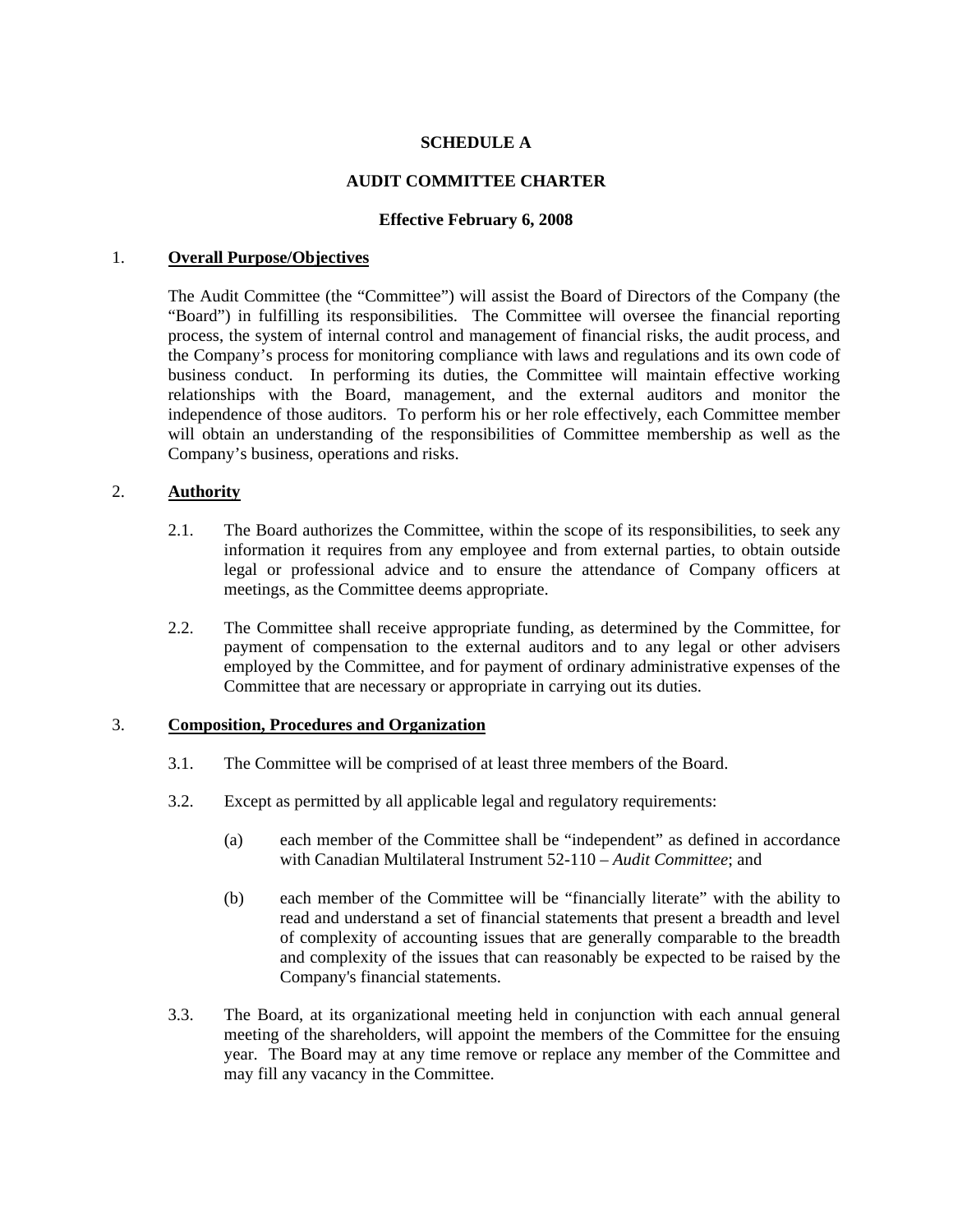# SCHEDULE A

# AUDIT COMMITTEE CHARTER

**Effective February 6, 2008**

## 1. Overall Purpose/Objectives

The Audit Committee (the "Committee") will assist the Board of Directors of the Company (the "Board") in fulfilling its responsibilities. The Committee will oversee the financial reporting process, the system of internal control and management of financial risks, the audit process, and the Company's process for monitoring compliance with laws and regulations and its own code of business conduct. In performing its duties, the Committee will maintain effective working relationships with the Board, management, and the external auditors and monitor the independence of those auditors. To perform his or her role effectively, each Committee member will obtain an understanding of the responsibilities of Committee membership as well as the Company's business, operations and risks.

## 2. Authority

2.1. The Board authorizes the Committee, within the scope of its responsibilities, to seek any information it requires from any employee and from external parties, to obtain outside legal or professional advice and to ensure the attendance of Company officers at meetings, as the Committee deems appropriate.

2.2. The Committee shall receive appropriate funding, as determined by the Committee, for payment of compensation to the external auditors and to any legal or other advisers employed by the Committee, and for payment of ordinary administrative expenses of the Committee that are necessary or appropriate in carrying out its duties.

## 3. Composition, Procedures and Organization

3.1. The Committee will be comprised of at least three members of the Board.

3.2. Except as permitted by all applicable legal and regulatory requirements:

(a) each member of the Committee shall be "independent" as defined in accordance with Canadian Multilateral Instrument 52-110 – *Audit Committee*; and

(b) each member of the Committee will be "financially literate" with the ability to read and understand a set of financial statements that present a breadth and level of complexity of accounting issues that are generally comparable to the breadth and complexity of the issues that can reasonably be expected to be raised by the Company's financial statements.

3.3. The Board, at its organizational meeting held in conjunction with each annual general meeting of the shareholders, will appoint the members of the Committee for the ensuing year. The Board may at any time remove or replace any member of the Committee and may fill any vacancy in the Committee.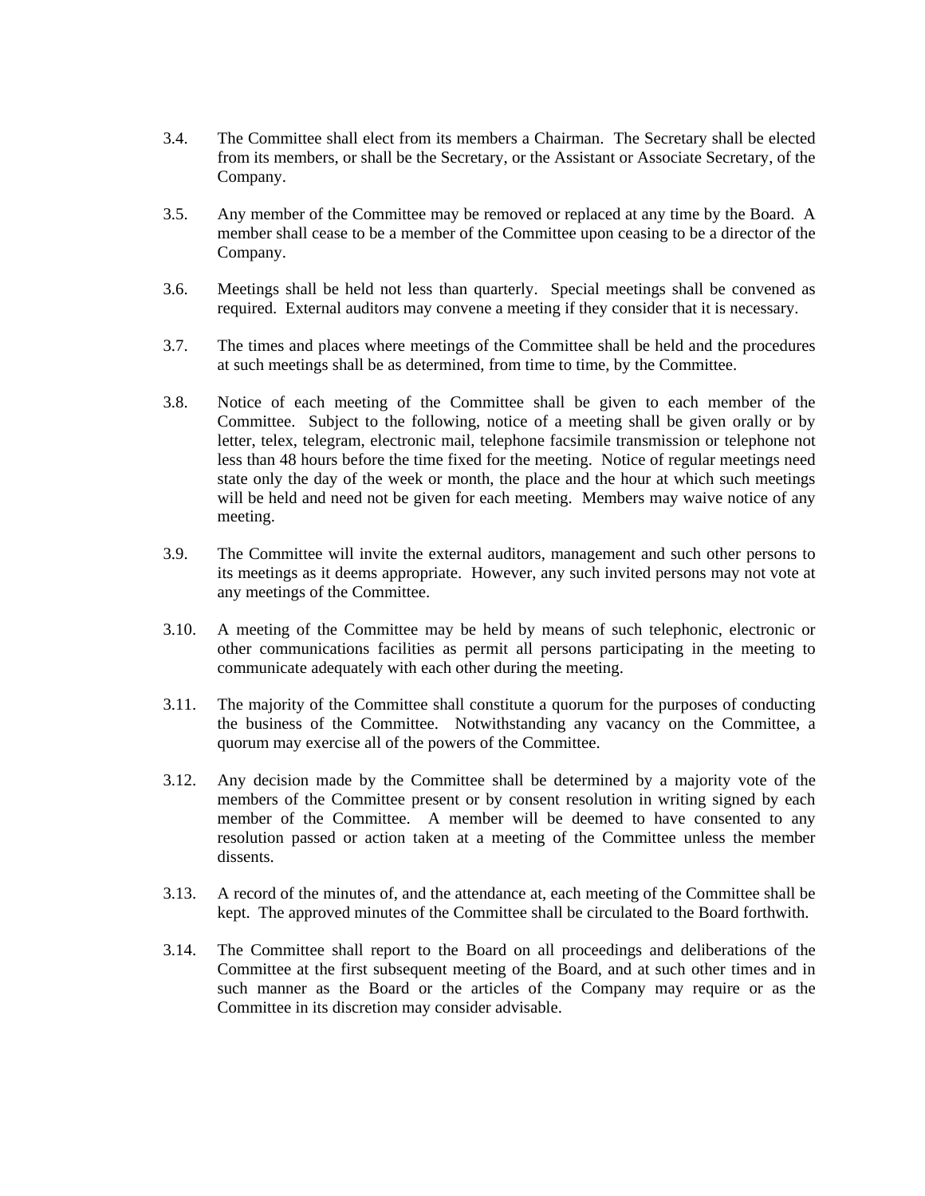3.4. The Committee shall elect from its members a Chairman. The Secretary shall be elected from its members, or shall be the Secretary, or the Assistant or Associate Secretary, of the Company.

3.5. Any member of the Committee may be removed or replaced at any time by the Board. A member shall cease to be a member of the Committee upon ceasing to be a director of the Company.

3.6. Meetings shall be held not less than quarterly. Special meetings shall be convened as required. External auditors may convene a meeting if they consider that it is necessary.

3.7. The times and places where meetings of the Committee shall be held and the procedures at such meetings shall be as determined, from time to time, by the Committee.

3.8. Notice of each meeting of the Committee shall be given to each member of the Committee. Subject to the following, notice of a meeting shall be given orally or by letter, telex, telegram, electronic mail, telephone facsimile transmission or telephone not less than 48 hours before the time fixed for the meeting. Notice of regular meetings need state only the day of the week or month, the place and the hour at which such meetings will be held and need not be given for each meeting. Members may waive notice of any meeting.

3.9. The Committee will invite the external auditors, management and such other persons to its meetings as it deems appropriate. However, any such invited persons may not vote at any meetings of the Committee.

3.10. A meeting of the Committee may be held by means of such telephonic, electronic or other communications facilities as permit all persons participating in the meeting to communicate adequately with each other during the meeting.

3.11. The majority of the Committee shall constitute a quorum for the purposes of conducting the business of the Committee. Notwithstanding any vacancy on the Committee, a quorum may exercise all of the powers of the Committee.

3.12. Any decision made by the Committee shall be determined by a majority vote of the members of the Committee present or by consent resolution in writing signed by each member of the Committee. A member will be deemed to have consented to any resolution passed or action taken at a meeting of the Committee unless the member dissents.

3.13. A record of the minutes of, and the attendance at, each meeting of the Committee shall be kept. The approved minutes of the Committee shall be circulated to the Board forthwith.

3.14. The Committee shall report to the Board on all proceedings and deliberations of the Committee at the first subsequent meeting of the Board, and at such other times and in such manner as the Board or the articles of the Company may require or as the Committee in its discretion may consider advisable.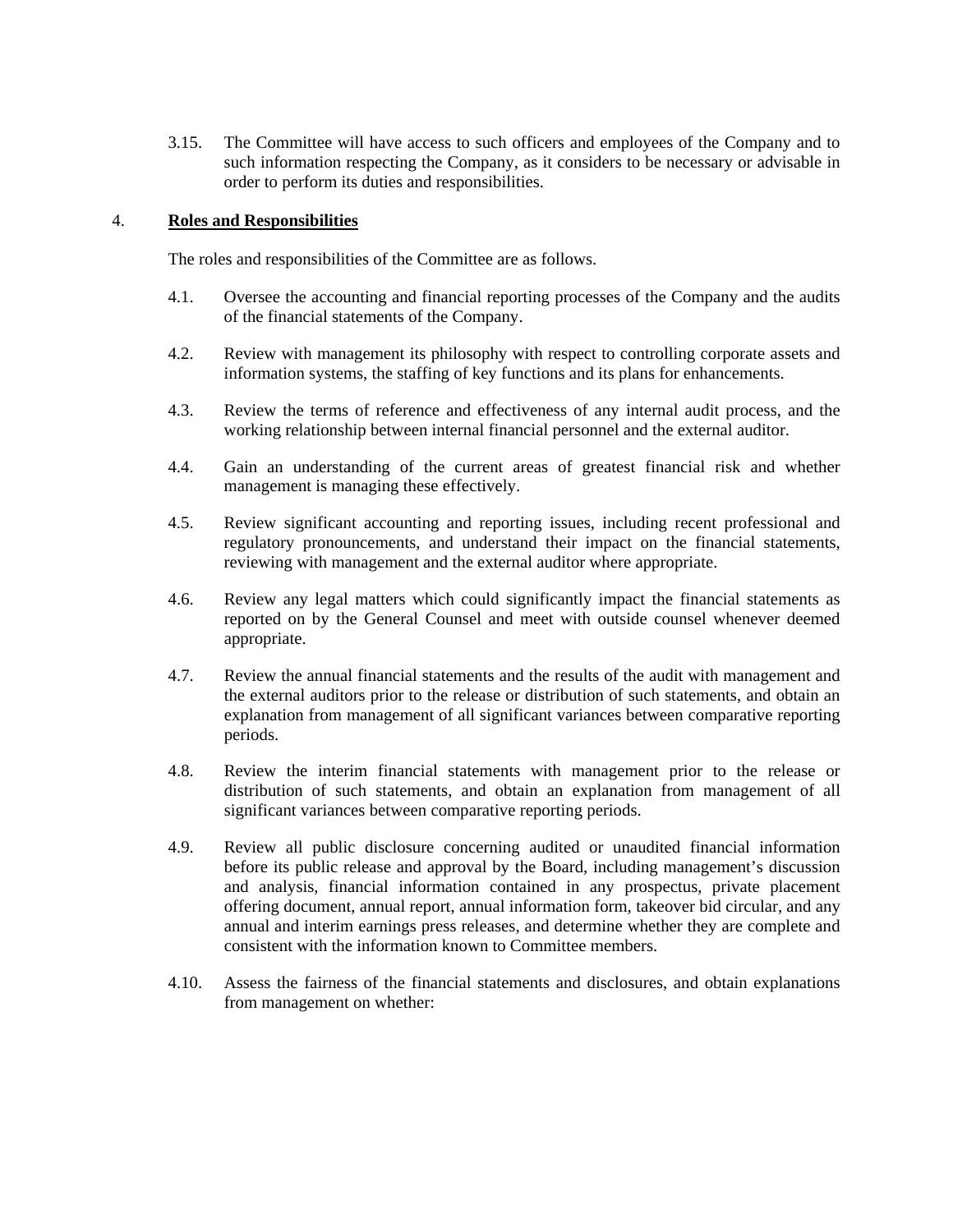3.15. The Committee will have access to such officers and employees of the Company and to such information respecting the Company, as it considers to be necessary or advisable in order to perform its duties and responsibilities.

## 4. **Roles and Responsibilities**

The roles and responsibilities of the Committee are as follows.

4.1. Oversee the accounting and financial reporting processes of the Company and the audits of the financial statements of the Company.

4.2. Review with management its philosophy with respect to controlling corporate assets and information systems, the staffing of key functions and its plans for enhancements.

4.3. Review the terms of reference and effectiveness of any internal audit process, and the working relationship between internal financial personnel and the external auditor.

4.4. Gain an understanding of the current areas of greatest financial risk and whether management is managing these effectively.

4.5. Review significant accounting and reporting issues, including recent professional and regulatory pronouncements, and understand their impact on the financial statements, reviewing with management and the external auditor where appropriate.

4.6. Review any legal matters which could significantly impact the financial statements as reported on by the General Counsel and meet with outside counsel whenever deemed appropriate.

4.7. Review the annual financial statements and the results of the audit with management and the external auditors prior to the release or distribution of such statements, and obtain an explanation from management of all significant variances between comparative reporting periods.

4.8. Review the interim financial statements with management prior to the release or distribution of such statements, and obtain an explanation from management of all significant variances between comparative reporting periods.

4.9. Review all public disclosure concerning audited or unaudited financial information before its public release and approval by the Board, including management's discussion and analysis, financial information contained in any prospectus, private placement offering document, annual report, annual information form, takeover bid circular, and any annual and interim earnings press releases, and determine whether they are complete and consistent with the information known to Committee members.

4.10. Assess the fairness of the financial statements and disclosures, and obtain explanations from management on whether: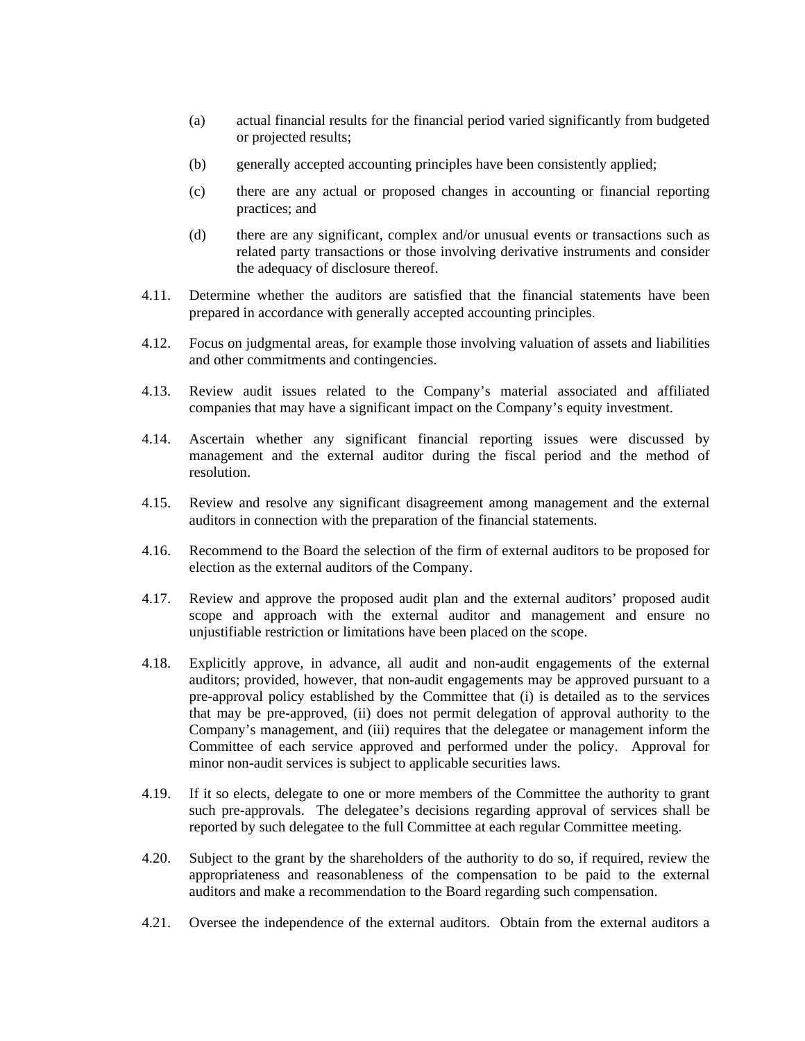(a) actual financial results for the financial period varied significantly from budgeted or projected results;

(b) generally accepted accounting principles have been consistently applied;

(c) there are any actual or proposed changes in accounting or financial reporting practices; and

(d) there are any significant, complex and/or unusual events or transactions such as related party transactions or those involving derivative instruments and consider the adequacy of disclosure thereof.

4.11. Determine whether the auditors are satisfied that the financial statements have been prepared in accordance with generally accepted accounting principles.

4.12. Focus on judgmental areas, for example those involving valuation of assets and liabilities and other commitments and contingencies.

4.13. Review audit issues related to the Company's material associated and affiliated companies that may have a significant impact on the Company's equity investment.

4.14. Ascertain whether any significant financial reporting issues were discussed by management and the external auditor during the fiscal period and the method of resolution.

4.15. Review and resolve any significant disagreement among management and the external auditors in connection with the preparation of the financial statements.

4.16. Recommend to the Board the selection of the firm of external auditors to be proposed for election as the external auditors of the Company.

4.17. Review and approve the proposed audit plan and the external auditors' proposed audit scope and approach with the external auditor and management and ensure no unjustifiable restriction or limitations have been placed on the scope.

4.18. Explicitly approve, in advance, all audit and non-audit engagements of the external auditors; provided, however, that non-audit engagements may be approved pursuant to a pre-approval policy established by the Committee that (i) is detailed as to the services that may be pre-approved, (ii) does not permit delegation of approval authority to the Company's management, and (iii) requires that the delegatee or management inform the Committee of each service approved and performed under the policy. Approval for minor non-audit services is subject to applicable securities laws.

4.19. If it so elects, delegate to one or more members of the Committee the authority to grant such pre-approvals. The delegatee's decisions regarding approval of services shall be reported by such delegatee to the full Committee at each regular Committee meeting.

4.20. Subject to the grant by the shareholders of the authority to do so, if required, review the appropriateness and reasonableness of the compensation to be paid to the external auditors and make a recommendation to the Board regarding such compensation.

4.21. Oversee the independence of the external auditors. Obtain from the external auditors a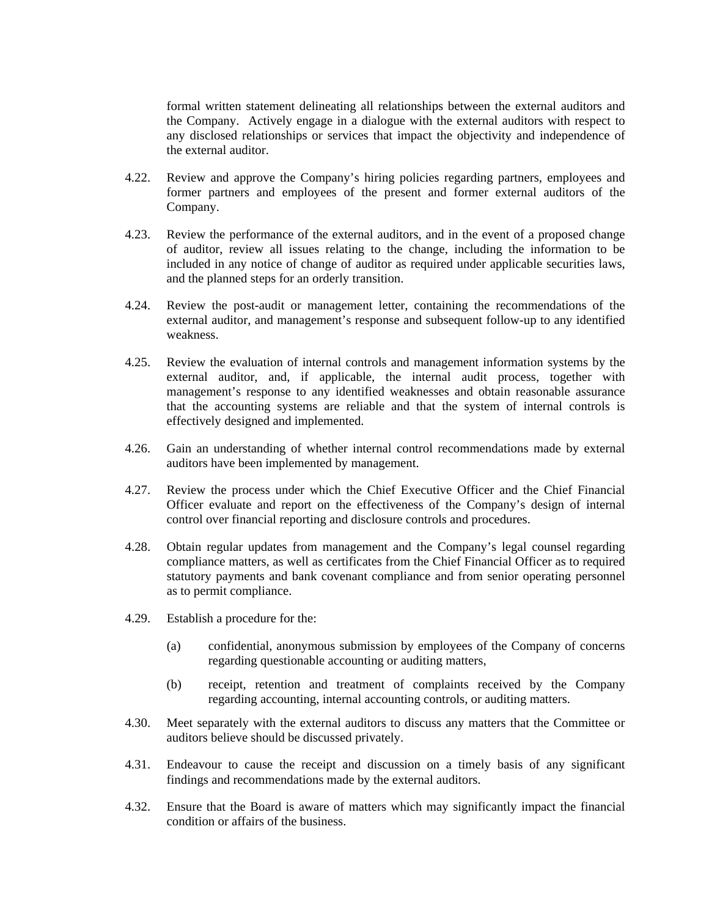formal written statement delineating all relationships between the external auditors and the Company. Actively engage in a dialogue with the external auditors with respect to any disclosed relationships or services that impact the objectivity and independence of the external auditor.

4.22. Review and approve the Company's hiring policies regarding partners, employees and former partners and employees of the present and former external auditors of the Company.

4.23. Review the performance of the external auditors, and in the event of a proposed change of auditor, review all issues relating to the change, including the information to be included in any notice of change of auditor as required under applicable securities laws, and the planned steps for an orderly transition.

4.24. Review the post-audit or management letter, containing the recommendations of the external auditor, and management's response and subsequent follow-up to any identified weakness.

4.25. Review the evaluation of internal controls and management information systems by the external auditor, and, if applicable, the internal audit process, together with management's response to any identified weaknesses and obtain reasonable assurance that the accounting systems are reliable and that the system of internal controls is effectively designed and implemented.

4.26. Gain an understanding of whether internal control recommendations made by external auditors have been implemented by management.

4.27. Review the process under which the Chief Executive Officer and the Chief Financial Officer evaluate and report on the effectiveness of the Company's design of internal control over financial reporting and disclosure controls and procedures.

4.28. Obtain regular updates from management and the Company's legal counsel regarding compliance matters, as well as certificates from the Chief Financial Officer as to required statutory payments and bank covenant compliance and from senior operating personnel as to permit compliance.

4.29. Establish a procedure for the:

(a) confidential, anonymous submission by employees of the Company of concerns regarding questionable accounting or auditing matters,

(b) receipt, retention and treatment of complaints received by the Company regarding accounting, internal accounting controls, or auditing matters.

4.30. Meet separately with the external auditors to discuss any matters that the Committee or auditors believe should be discussed privately.

4.31. Endeavour to cause the receipt and discussion on a timely basis of any significant findings and recommendations made by the external auditors.

4.32. Ensure that the Board is aware of matters which may significantly impact the financial condition or affairs of the business.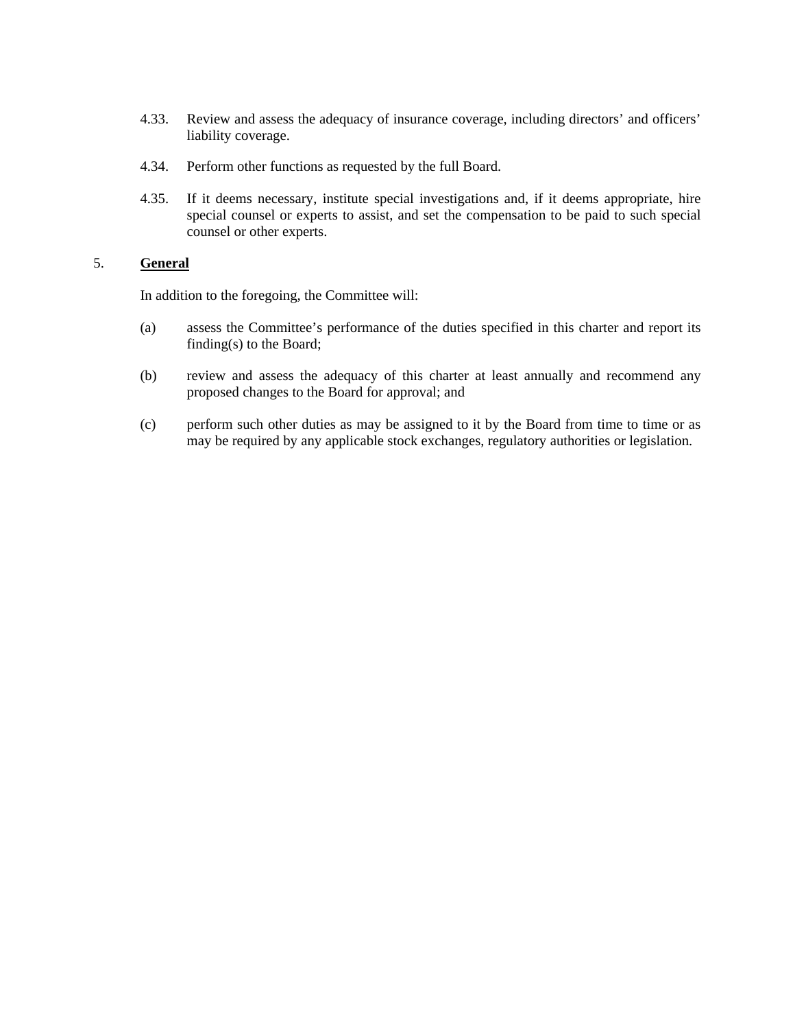4.33. Review and assess the adequacy of insurance coverage, including directors' and officers' liability coverage.

4.34. Perform other functions as requested by the full Board.

4.35. If it deems necessary, institute special investigations and, if it deems appropriate, hire special counsel or experts to assist, and set the compensation to be paid to such special counsel or other experts.

5. **General**

In addition to the foregoing, the Committee will:

(a) assess the Committee's performance of the duties specified in this charter and report its finding(s) to the Board;

(b) review and assess the adequacy of this charter at least annually and recommend any proposed changes to the Board for approval; and

(c) perform such other duties as may be assigned to it by the Board from time to time or as may be required by any applicable stock exchanges, regulatory authorities or legislation.